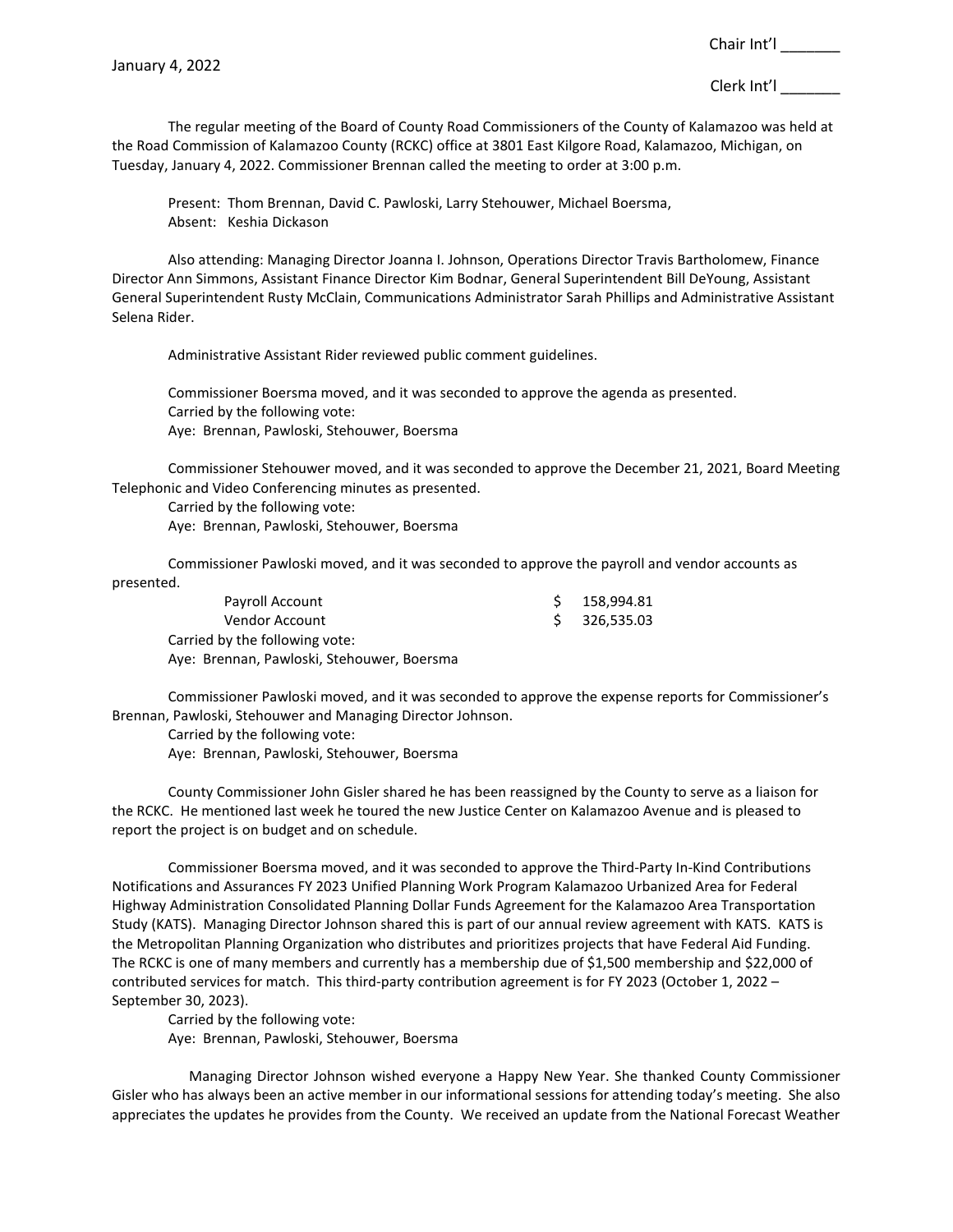January 4, 2022

Chair Int'l _______

Clerk Int'l _______

The regular meeting of the Board of County Road Commissioners of the County of Kalamazoo was held at the Road Commission of Kalamazoo County (RCKC) office at 3801 East Kilgore Road, Kalamazoo, Michigan, on Tuesday, January 4, 2022. Commissioner Brennan called the meeting to order at 3:00 p.m.

Present: Thom Brennan, David C. Pawloski, Larry Stehouwer, Michael Boersma,
Absent: Keshia Dickason

Also attending: Managing Director Joanna I. Johnson, Operations Director Travis Bartholomew, Finance Director Ann Simmons, Assistant Finance Director Kim Bodnar, General Superintendent Bill DeYoung, Assistant General Superintendent Rusty McClain, Communications Administrator Sarah Phillips and Administrative Assistant Selena Rider.

Administrative Assistant Rider reviewed public comment guidelines.

Commissioner Boersma moved, and it was seconded to approve the agenda as presented.
Carried by the following vote:
Aye: Brennan, Pawloski, Stehouwer, Boersma

Commissioner Stehouwer moved, and it was seconded to approve the December 21, 2021, Board Meeting Telephonic and Video Conferencing minutes as presented.
Carried by the following vote:
Aye: Brennan, Pawloski, Stehouwer, Boersma

Commissioner Pawloski moved, and it was seconded to approve the payroll and vendor accounts as presented.

| | |
|---|---|
| Payroll Account | $ 158,994.81 |
| Vendor Account | $ 326,535.03 |

Carried by the following vote:
Aye: Brennan, Pawloski, Stehouwer, Boersma

Commissioner Pawloski moved, and it was seconded to approve the expense reports for Commissioner's Brennan, Pawloski, Stehouwer and Managing Director Johnson.
Carried by the following vote:
Aye: Brennan, Pawloski, Stehouwer, Boersma

County Commissioner John Gisler shared he has been reassigned by the County to serve as a liaison for the RCKC. He mentioned last week he toured the new Justice Center on Kalamazoo Avenue and is pleased to report the project is on budget and on schedule.

Commissioner Boersma moved, and it was seconded to approve the Third-Party In-Kind Contributions Notifications and Assurances FY 2023 Unified Planning Work Program Kalamazoo Urbanized Area for Federal Highway Administration Consolidated Planning Dollar Funds Agreement for the Kalamazoo Area Transportation Study (KATS). Managing Director Johnson shared this is part of our annual review agreement with KATS. KATS is the Metropolitan Planning Organization who distributes and prioritizes projects that have Federal Aid Funding. The RCKC is one of many members and currently has a membership due of $1,500 membership and $22,000 of contributed services for match. This third-party contribution agreement is for FY 2023 (October 1, 2022 – September 30, 2023).
Carried by the following vote:
Aye: Brennan, Pawloski, Stehouwer, Boersma

Managing Director Johnson wished everyone a Happy New Year. She thanked County Commissioner Gisler who has always been an active member in our informational sessions for attending today's meeting. She also appreciates the updates he provides from the County. We received an update from the National Forecast Weather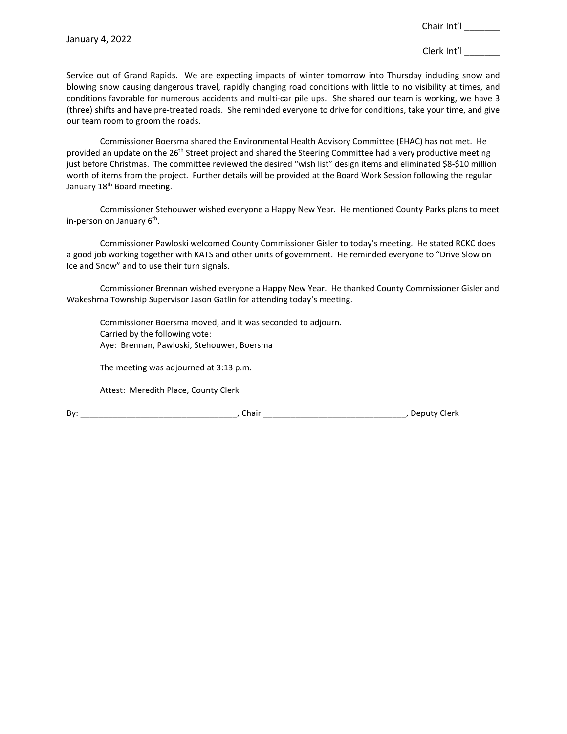Service out of Grand Rapids. We are expecting impacts of winter tomorrow into Thursday including snow and blowing snow causing dangerous travel, rapidly changing road conditions with little to no visibility at times, and conditions favorable for numerous accidents and multi-car pile ups. She shared our team is working, we have 3 (three) shifts and have pre-treated roads. She reminded everyone to drive for conditions, take your time, and give our team room to groom the roads.

Commissioner Boersma shared the Environmental Health Advisory Committee (EHAC) has not met. He provided an update on the 26th Street project and shared the Steering Committee had a very productive meeting just before Christmas. The committee reviewed the desired "wish list" design items and eliminated $8-$10 million worth of items from the project. Further details will be provided at the Board Work Session following the regular January 18th Board meeting.

Commissioner Stehouwer wished everyone a Happy New Year. He mentioned County Parks plans to meet in-person on January 6th.

Commissioner Pawloski welcomed County Commissioner Gisler to today's meeting. He stated RCKC does a good job working together with KATS and other units of government. He reminded everyone to "Drive Slow on Ice and Snow" and to use their turn signals.

Commissioner Brennan wished everyone a Happy New Year. He thanked County Commissioner Gisler and Wakeshma Township Supervisor Jason Gatlin for attending today's meeting.

Commissioner Boersma moved, and it was seconded to adjourn.
Carried by the following vote:
Aye: Brennan, Pawloski, Stehouwer, Boersma

The meeting was adjourned at 3:13 p.m.

Attest: Meredith Place, County Clerk

By: ___________________________________, Chair ________________________________, Deputy Clerk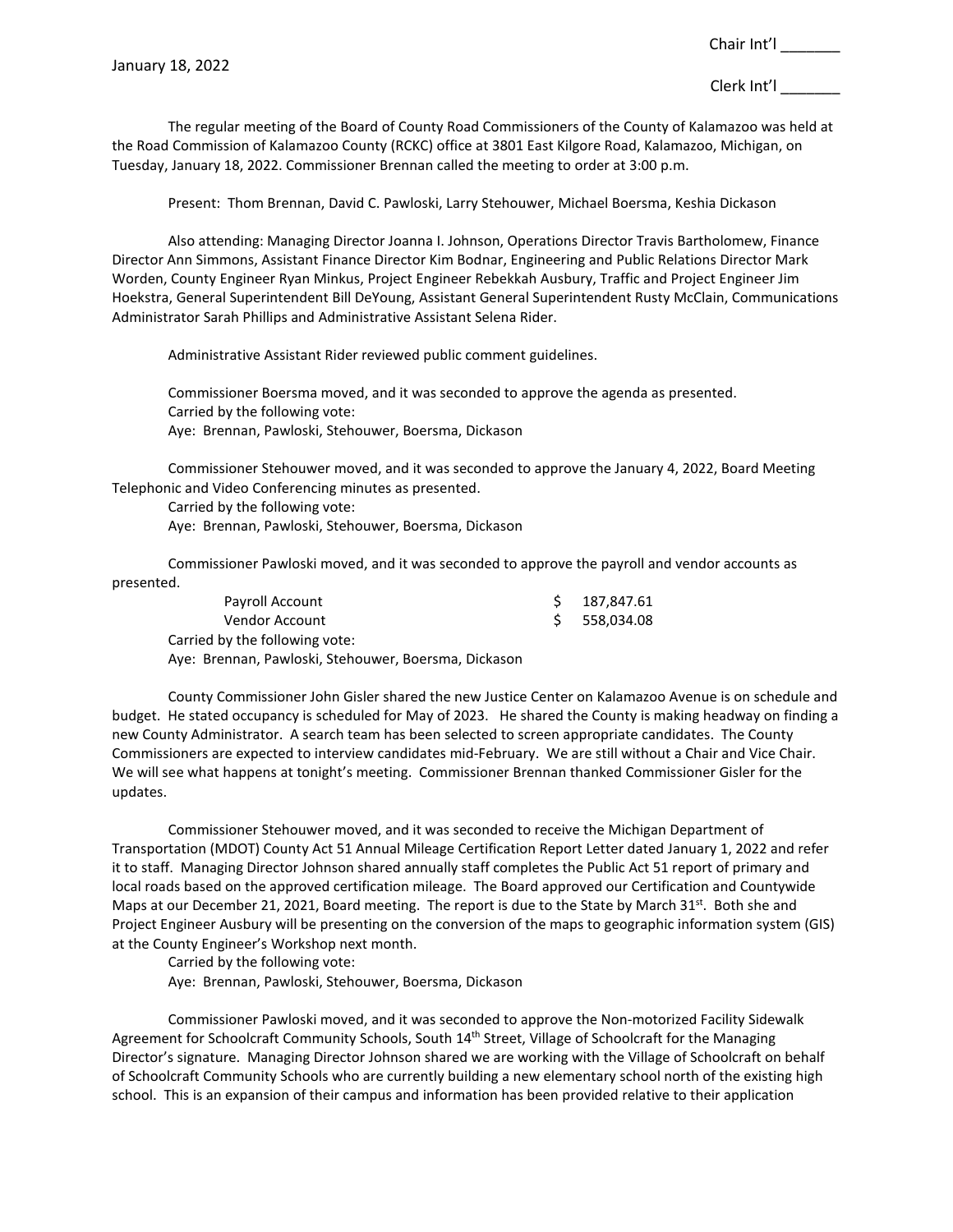January 18, 2022

Chair Int'l _______

Clerk Int'l _______

The regular meeting of the Board of County Road Commissioners of the County of Kalamazoo was held at the Road Commission of Kalamazoo County (RCKC) office at 3801 East Kilgore Road, Kalamazoo, Michigan, on Tuesday, January 18, 2022. Commissioner Brennan called the meeting to order at 3:00 p.m.

Present: Thom Brennan, David C. Pawloski, Larry Stehouwer, Michael Boersma, Keshia Dickason

Also attending: Managing Director Joanna I. Johnson, Operations Director Travis Bartholomew, Finance Director Ann Simmons, Assistant Finance Director Kim Bodnar, Engineering and Public Relations Director Mark Worden, County Engineer Ryan Minkus, Project Engineer Rebekkah Ausbury, Traffic and Project Engineer Jim Hoekstra, General Superintendent Bill DeYoung, Assistant General Superintendent Rusty McClain, Communications Administrator Sarah Phillips and Administrative Assistant Selena Rider.

Administrative Assistant Rider reviewed public comment guidelines.

Commissioner Boersma moved, and it was seconded to approve the agenda as presented.
Carried by the following vote:
Aye: Brennan, Pawloski, Stehouwer, Boersma, Dickason

Commissioner Stehouwer moved, and it was seconded to approve the January 4, 2022, Board Meeting Telephonic and Video Conferencing minutes as presented.
Carried by the following vote:
Aye: Brennan, Pawloski, Stehouwer, Boersma, Dickason

Commissioner Pawloski moved, and it was seconded to approve the payroll and vendor accounts as presented.

| | |
|---|---|
| Payroll Account | $ 187,847.61 |
| Vendor Account | $ 558,034.08 |

Carried by the following vote:
Aye: Brennan, Pawloski, Stehouwer, Boersma, Dickason

County Commissioner John Gisler shared the new Justice Center on Kalamazoo Avenue is on schedule and budget. He stated occupancy is scheduled for May of 2023. He shared the County is making headway on finding a new County Administrator. A search team has been selected to screen appropriate candidates. The County Commissioners are expected to interview candidates mid-February. We are still without a Chair and Vice Chair. We will see what happens at tonight's meeting. Commissioner Brennan thanked Commissioner Gisler for the updates.

Commissioner Stehouwer moved, and it was seconded to receive the Michigan Department of Transportation (MDOT) County Act 51 Annual Mileage Certification Report Letter dated January 1, 2022 and refer it to staff. Managing Director Johnson shared annually staff completes the Public Act 51 report of primary and local roads based on the approved certification mileage. The Board approved our Certification and Countywide Maps at our December 21, 2021, Board meeting. The report is due to the State by March 31st. Both she and Project Engineer Ausbury will be presenting on the conversion of the maps to geographic information system (GIS) at the County Engineer's Workshop next month.
Carried by the following vote:
Aye: Brennan, Pawloski, Stehouwer, Boersma, Dickason

Commissioner Pawloski moved, and it was seconded to approve the Non-motorized Facility Sidewalk Agreement for Schoolcraft Community Schools, South 14th Street, Village of Schoolcraft for the Managing Director's signature. Managing Director Johnson shared we are working with the Village of Schoolcraft on behalf of Schoolcraft Community Schools who are currently building a new elementary school north of the existing high school. This is an expansion of their campus and information has been provided relative to their application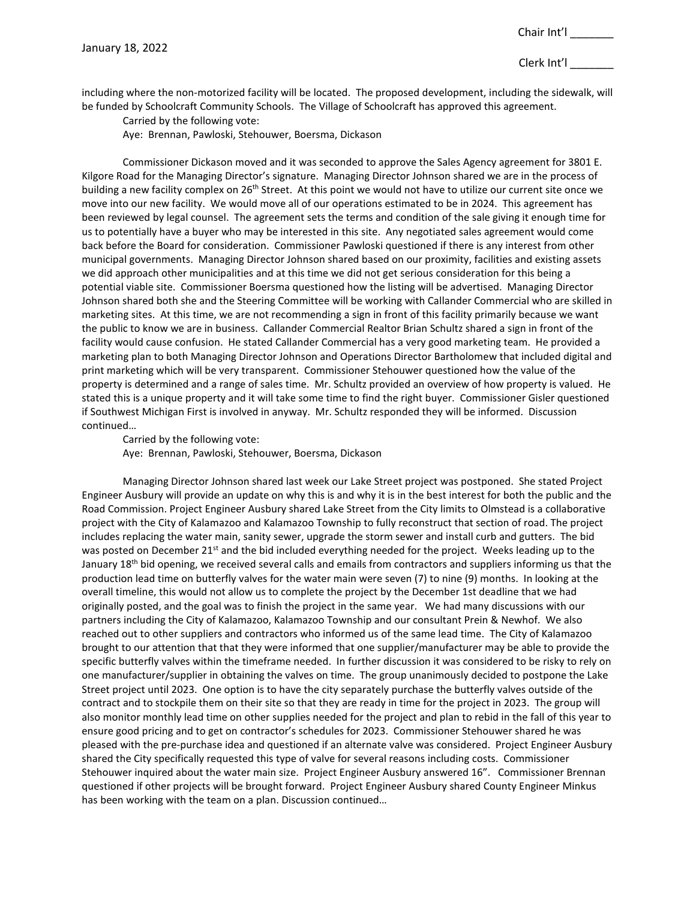including where the non-motorized facility will be located. The proposed development, including the sidewalk, will be funded by Schoolcraft Community Schools. The Village of Schoolcraft has approved this agreement.

Carried by the following vote:
Aye: Brennan, Pawloski, Stehouwer, Boersma, Dickason

Commissioner Dickason moved and it was seconded to approve the Sales Agency agreement for 3801 E. Kilgore Road for the Managing Director's signature. Managing Director Johnson shared we are in the process of building a new facility complex on 26th Street. At this point we would not have to utilize our current site once we move into our new facility. We would move all of our operations estimated to be in 2024. This agreement has been reviewed by legal counsel. The agreement sets the terms and condition of the sale giving it enough time for us to potentially have a buyer who may be interested in this site. Any negotiated sales agreement would come back before the Board for consideration. Commissioner Pawloski questioned if there is any interest from other municipal governments. Managing Director Johnson shared based on our proximity, facilities and existing assets we did approach other municipalities and at this time we did not get serious consideration for this being a potential viable site. Commissioner Boersma questioned how the listing will be advertised. Managing Director Johnson shared both she and the Steering Committee will be working with Callander Commercial who are skilled in marketing sites. At this time, we are not recommending a sign in front of this facility primarily because we want the public to know we are in business. Callander Commercial Realtor Brian Schultz shared a sign in front of the facility would cause confusion. He stated Callander Commercial has a very good marketing team. He provided a marketing plan to both Managing Director Johnson and Operations Director Bartholomew that included digital and print marketing which will be very transparent. Commissioner Stehouwer questioned how the value of the property is determined and a range of sales time. Mr. Schultz provided an overview of how property is valued. He stated this is a unique property and it will take some time to find the right buyer. Commissioner Gisler questioned if Southwest Michigan First is involved in anyway. Mr. Schultz responded they will be informed. Discussion continued…

Carried by the following vote:
Aye: Brennan, Pawloski, Stehouwer, Boersma, Dickason

Managing Director Johnson shared last week our Lake Street project was postponed. She stated Project Engineer Ausbury will provide an update on why this is and why it is in the best interest for both the public and the Road Commission. Project Engineer Ausbury shared Lake Street from the City limits to Olmstead is a collaborative project with the City of Kalamazoo and Kalamazoo Township to fully reconstruct that section of road. The project includes replacing the water main, sanity sewer, upgrade the storm sewer and install curb and gutters. The bid was posted on December 21st and the bid included everything needed for the project. Weeks leading up to the January 18th bid opening, we received several calls and emails from contractors and suppliers informing us that the production lead time on butterfly valves for the water main were seven (7) to nine (9) months. In looking at the overall timeline, this would not allow us to complete the project by the December 1st deadline that we had originally posted, and the goal was to finish the project in the same year. We had many discussions with our partners including the City of Kalamazoo, Kalamazoo Township and our consultant Prein & Newhof. We also reached out to other suppliers and contractors who informed us of the same lead time. The City of Kalamazoo brought to our attention that that they were informed that one supplier/manufacturer may be able to provide the specific butterfly valves within the timeframe needed. In further discussion it was considered to be risky to rely on one manufacturer/supplier in obtaining the valves on time. The group unanimously decided to postpone the Lake Street project until 2023. One option is to have the city separately purchase the butterfly valves outside of the contract and to stockpile them on their site so that they are ready in time for the project in 2023. The group will also monitor monthly lead time on other supplies needed for the project and plan to rebid in the fall of this year to ensure good pricing and to get on contractor's schedules for 2023. Commissioner Stehouwer shared he was pleased with the pre-purchase idea and questioned if an alternate valve was considered. Project Engineer Ausbury shared the City specifically requested this type of valve for several reasons including costs. Commissioner Stehouwer inquired about the water main size. Project Engineer Ausbury answered 16". Commissioner Brennan questioned if other projects will be brought forward. Project Engineer Ausbury shared County Engineer Minkus has been working with the team on a plan. Discussion continued…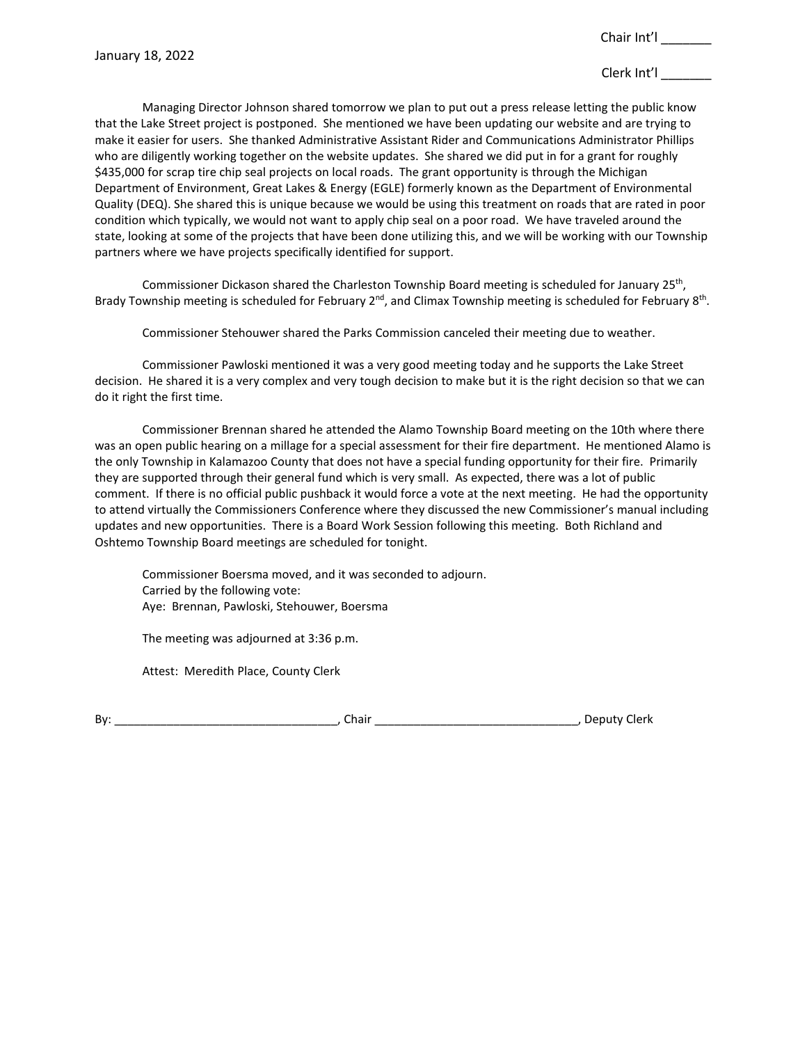Managing Director Johnson shared tomorrow we plan to put out a press release letting the public know that the Lake Street project is postponed. She mentioned we have been updating our website and are trying to make it easier for users. She thanked Administrative Assistant Rider and Communications Administrator Phillips who are diligently working together on the website updates. She shared we did put in for a grant for roughly $435,000 for scrap tire chip seal projects on local roads. The grant opportunity is through the Michigan Department of Environment, Great Lakes & Energy (EGLE) formerly known as the Department of Environmental Quality (DEQ). She shared this is unique because we would be using this treatment on roads that are rated in poor condition which typically, we would not want to apply chip seal on a poor road. We have traveled around the state, looking at some of the projects that have been done utilizing this, and we will be working with our Township partners where we have projects specifically identified for support.

Commissioner Dickason shared the Charleston Township Board meeting is scheduled for January 25th, Brady Township meeting is scheduled for February 2nd, and Climax Township meeting is scheduled for February 8th.

Commissioner Stehouwer shared the Parks Commission canceled their meeting due to weather.

Commissioner Pawloski mentioned it was a very good meeting today and he supports the Lake Street decision. He shared it is a very complex and very tough decision to make but it is the right decision so that we can do it right the first time.

Commissioner Brennan shared he attended the Alamo Township Board meeting on the 10th where there was an open public hearing on a millage for a special assessment for their fire department. He mentioned Alamo is the only Township in Kalamazoo County that does not have a special funding opportunity for their fire. Primarily they are supported through their general fund which is very small. As expected, there was a lot of public comment. If there is no official public pushback it would force a vote at the next meeting. He had the opportunity to attend virtually the Commissioners Conference where they discussed the new Commissioner's manual including updates and new opportunities. There is a Board Work Session following this meeting. Both Richland and Oshtemo Township Board meetings are scheduled for tonight.

Commissioner Boersma moved, and it was seconded to adjourn.
Carried by the following vote:
Aye: Brennan, Pawloski, Stehouwer, Boersma

The meeting was adjourned at 3:36 p.m.

Attest: Meredith Place, County Clerk

By: _________________________________, Chair _______________________________, Deputy Clerk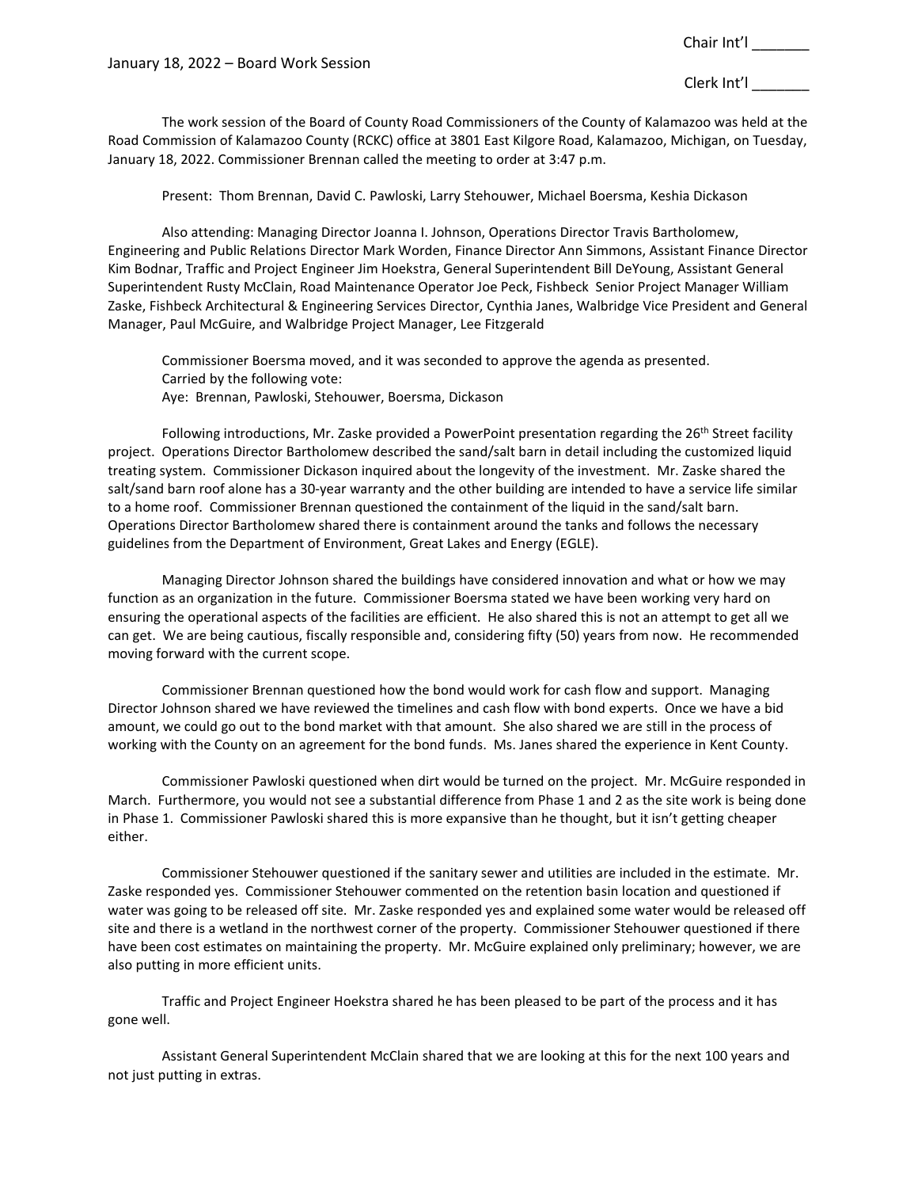January 18, 2022 – Board Work Session

Chair Int'l _______

Clerk Int'l _______

The work session of the Board of County Road Commissioners of the County of Kalamazoo was held at the Road Commission of Kalamazoo County (RCKC) office at 3801 East Kilgore Road, Kalamazoo, Michigan, on Tuesday, January 18, 2022. Commissioner Brennan called the meeting to order at 3:47 p.m.

Present: Thom Brennan, David C. Pawloski, Larry Stehouwer, Michael Boersma, Keshia Dickason

Also attending: Managing Director Joanna I. Johnson, Operations Director Travis Bartholomew, Engineering and Public Relations Director Mark Worden, Finance Director Ann Simmons, Assistant Finance Director Kim Bodnar, Traffic and Project Engineer Jim Hoekstra, General Superintendent Bill DeYoung, Assistant General Superintendent Rusty McClain, Road Maintenance Operator Joe Peck, Fishbeck Senior Project Manager William Zaske, Fishbeck Architectural & Engineering Services Director, Cynthia Janes, Walbridge Vice President and General Manager, Paul McGuire, and Walbridge Project Manager, Lee Fitzgerald

Commissioner Boersma moved, and it was seconded to approve the agenda as presented.
Carried by the following vote:
Aye: Brennan, Pawloski, Stehouwer, Boersma, Dickason

Following introductions, Mr. Zaske provided a PowerPoint presentation regarding the 26th Street facility project. Operations Director Bartholomew described the sand/salt barn in detail including the customized liquid treating system. Commissioner Dickason inquired about the longevity of the investment. Mr. Zaske shared the salt/sand barn roof alone has a 30-year warranty and the other building are intended to have a service life similar to a home roof. Commissioner Brennan questioned the containment of the liquid in the sand/salt barn. Operations Director Bartholomew shared there is containment around the tanks and follows the necessary guidelines from the Department of Environment, Great Lakes and Energy (EGLE).

Managing Director Johnson shared the buildings have considered innovation and what or how we may function as an organization in the future. Commissioner Boersma stated we have been working very hard on ensuring the operational aspects of the facilities are efficient. He also shared this is not an attempt to get all we can get. We are being cautious, fiscally responsible and, considering fifty (50) years from now. He recommended moving forward with the current scope.

Commissioner Brennan questioned how the bond would work for cash flow and support. Managing Director Johnson shared we have reviewed the timelines and cash flow with bond experts. Once we have a bid amount, we could go out to the bond market with that amount. She also shared we are still in the process of working with the County on an agreement for the bond funds. Ms. Janes shared the experience in Kent County.

Commissioner Pawloski questioned when dirt would be turned on the project. Mr. McGuire responded in March. Furthermore, you would not see a substantial difference from Phase 1 and 2 as the site work is being done in Phase 1. Commissioner Pawloski shared this is more expansive than he thought, but it isn't getting cheaper either.

Commissioner Stehouwer questioned if the sanitary sewer and utilities are included in the estimate. Mr. Zaske responded yes. Commissioner Stehouwer commented on the retention basin location and questioned if water was going to be released off site. Mr. Zaske responded yes and explained some water would be released off site and there is a wetland in the northwest corner of the property. Commissioner Stehouwer questioned if there have been cost estimates on maintaining the property. Mr. McGuire explained only preliminary; however, we are also putting in more efficient units.

Traffic and Project Engineer Hoekstra shared he has been pleased to be part of the process and it has gone well.

Assistant General Superintendent McClain shared that we are looking at this for the next 100 years and not just putting in extras.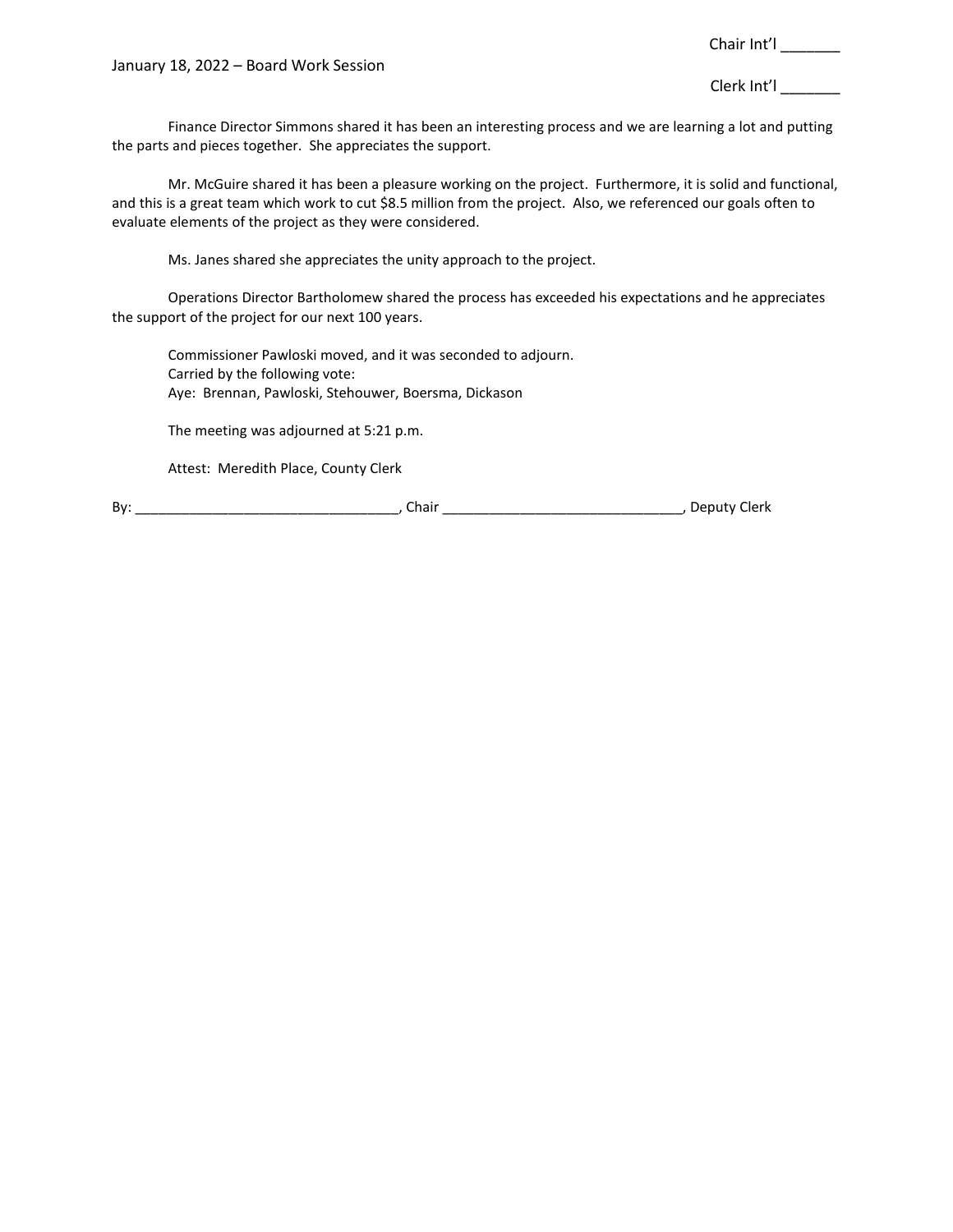Finance Director Simmons shared it has been an interesting process and we are learning a lot and putting the parts and pieces together. She appreciates the support.

Mr. McGuire shared it has been a pleasure working on the project. Furthermore, it is solid and functional, and this is a great team which work to cut $8.5 million from the project. Also, we referenced our goals often to evaluate elements of the project as they were considered.

Ms. Janes shared she appreciates the unity approach to the project.

Operations Director Bartholomew shared the process has exceeded his expectations and he appreciates the support of the project for our next 100 years.

Commissioner Pawloski moved, and it was seconded to adjourn.
Carried by the following vote:
Aye: Brennan, Pawloski, Stehouwer, Boersma, Dickason

The meeting was adjourned at 5:21 p.m.

Attest: Meredith Place, County Clerk

By: _________________________________, Chair _______________________________, Deputy Clerk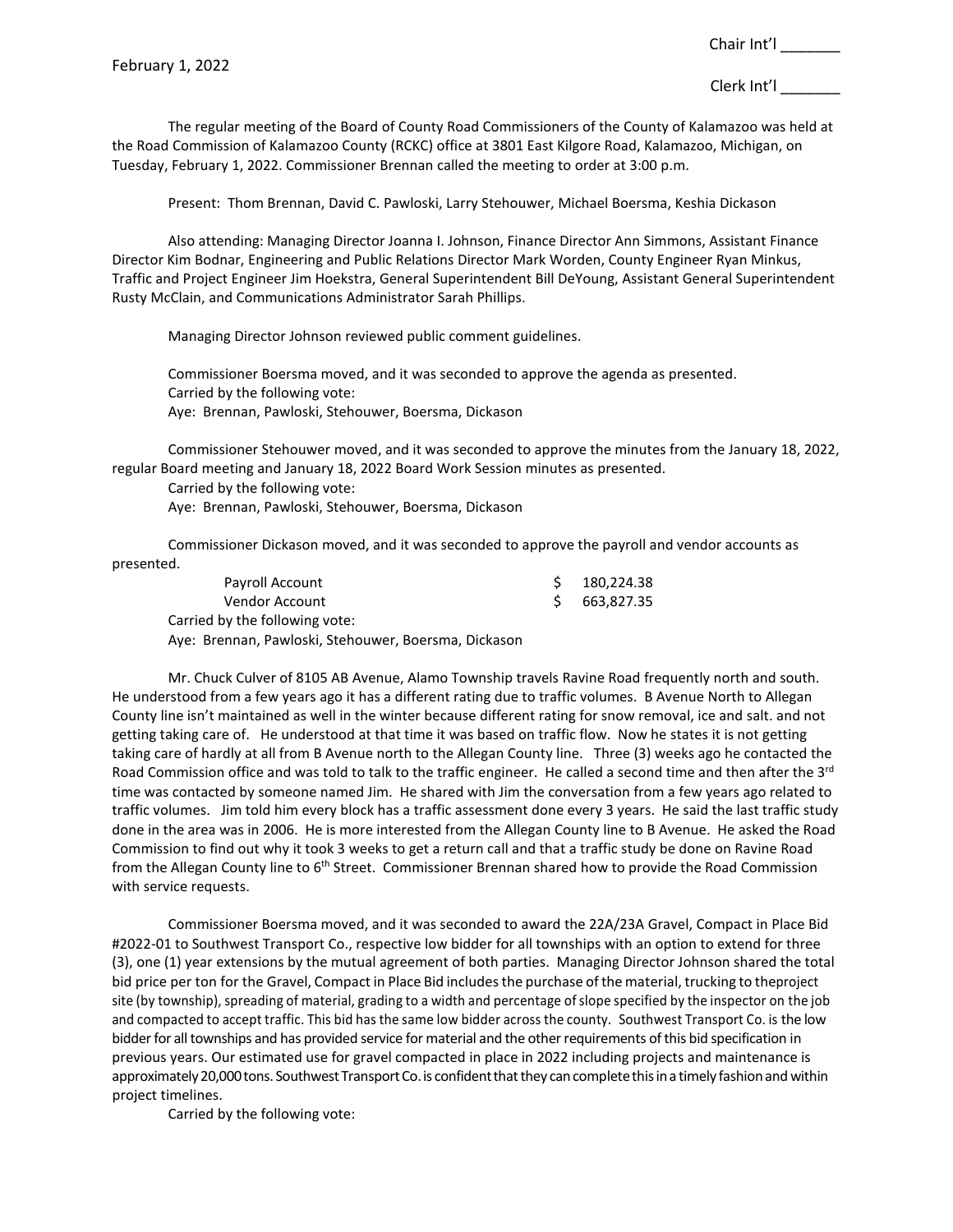February 1, 2022

Chair Int'l _______

Clerk Int'l _______

The regular meeting of the Board of County Road Commissioners of the County of Kalamazoo was held at the Road Commission of Kalamazoo County (RCKC) office at 3801 East Kilgore Road, Kalamazoo, Michigan, on Tuesday, February 1, 2022. Commissioner Brennan called the meeting to order at 3:00 p.m.

Present: Thom Brennan, David C. Pawloski, Larry Stehouwer, Michael Boersma, Keshia Dickason

Also attending: Managing Director Joanna I. Johnson, Finance Director Ann Simmons, Assistant Finance Director Kim Bodnar, Engineering and Public Relations Director Mark Worden, County Engineer Ryan Minkus, Traffic and Project Engineer Jim Hoekstra, General Superintendent Bill DeYoung, Assistant General Superintendent Rusty McClain, and Communications Administrator Sarah Phillips.

Managing Director Johnson reviewed public comment guidelines.

Commissioner Boersma moved, and it was seconded to approve the agenda as presented.
Carried by the following vote:
Aye: Brennan, Pawloski, Stehouwer, Boersma, Dickason

Commissioner Stehouwer moved, and it was seconded to approve the minutes from the January 18, 2022, regular Board meeting and January 18, 2022 Board Work Session minutes as presented.
Carried by the following vote:
Aye: Brennan, Pawloski, Stehouwer, Boersma, Dickason

Commissioner Dickason moved, and it was seconded to approve the payroll and vendor accounts as presented.

| | |
|---|---|
| Payroll Account | $ 180,224.38 |
| Vendor Account | $ 663,827.35 |

Carried by the following vote:
Aye: Brennan, Pawloski, Stehouwer, Boersma, Dickason

Mr. Chuck Culver of 8105 AB Avenue, Alamo Township travels Ravine Road frequently north and south. He understood from a few years ago it has a different rating due to traffic volumes. B Avenue North to Allegan County line isn't maintained as well in the winter because different rating for snow removal, ice and salt. and not getting taking care of. He understood at that time it was based on traffic flow. Now he states it is not getting taking care of hardly at all from B Avenue north to the Allegan County line. Three (3) weeks ago he contacted the Road Commission office and was told to talk to the traffic engineer. He called a second time and then after the 3rd time was contacted by someone named Jim. He shared with Jim the conversation from a few years ago related to traffic volumes. Jim told him every block has a traffic assessment done every 3 years. He said the last traffic study done in the area was in 2006. He is more interested from the Allegan County line to B Avenue. He asked the Road Commission to find out why it took 3 weeks to get a return call and that a traffic study be done on Ravine Road from the Allegan County line to 6th Street. Commissioner Brennan shared how to provide the Road Commission with service requests.

Commissioner Boersma moved, and it was seconded to award the 22A/23A Gravel, Compact in Place Bid #2022-01 to Southwest Transport Co., respective low bidder for all townships with an option to extend for three (3), one (1) year extensions by the mutual agreement of both parties. Managing Director Johnson shared the total bid price per ton for the Gravel, Compact in Place Bid includes the purchase of the material, trucking to theproject site (by township), spreading of material, grading to a width and percentage of slope specified by the inspector on the job and compacted to accept traffic. This bid has the same low bidder across the county. Southwest Transport Co. is the low bidder for all townships and has provided service for material and the other requirements of this bid specification in previous years. Our estimated use for gravel compacted in place in 2022 including projects and maintenance is approximately 20,000 tons. Southwest Transport Co. is confident that they can complete this in a timely fashion and within project timelines.

Carried by the following vote: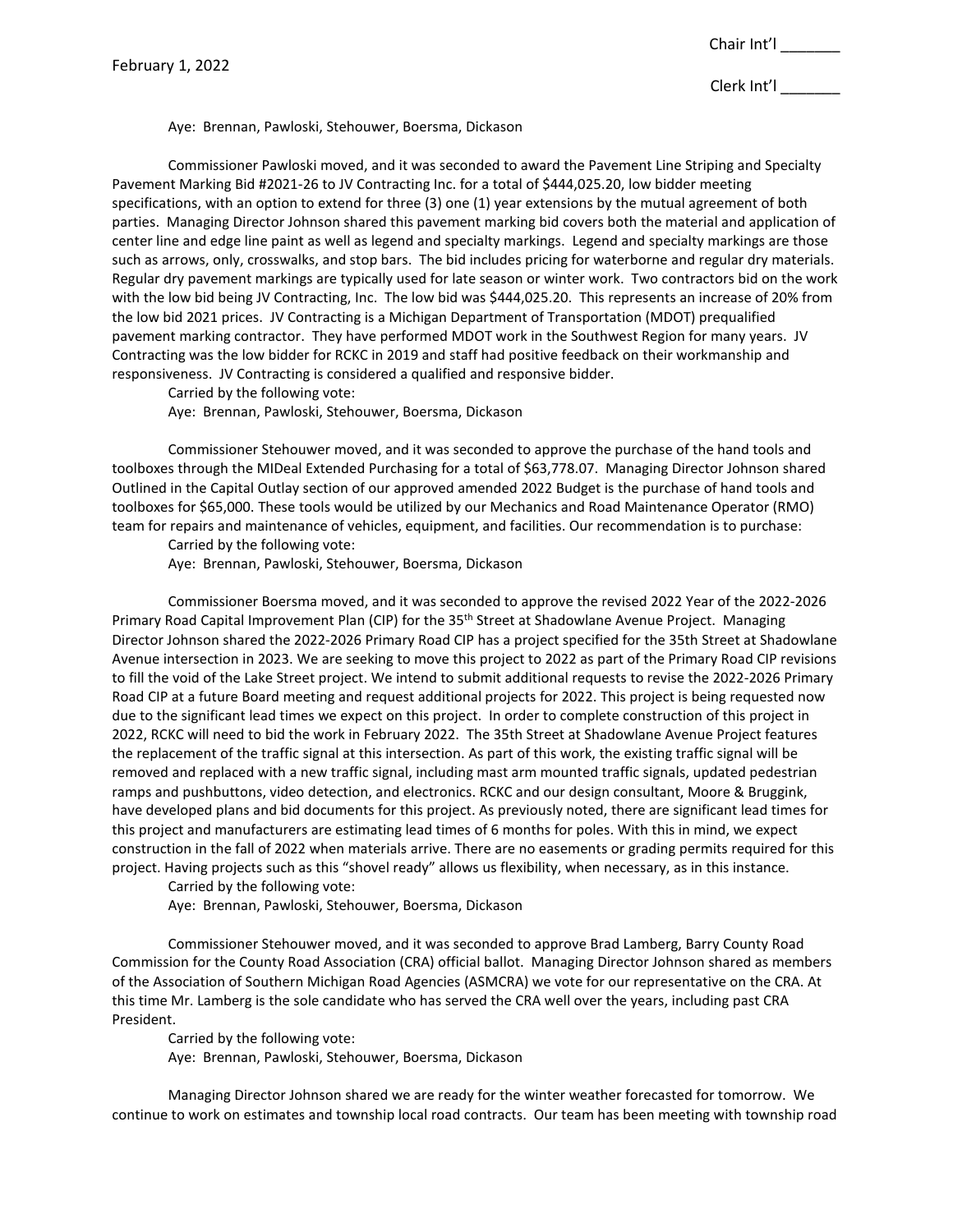Aye: Brennan, Pawloski, Stehouwer, Boersma, Dickason

Commissioner Pawloski moved, and it was seconded to award the Pavement Line Striping and Specialty Pavement Marking Bid #2021-26 to JV Contracting Inc. for a total of $444,025.20, low bidder meeting specifications, with an option to extend for three (3) one (1) year extensions by the mutual agreement of both parties. Managing Director Johnson shared this pavement marking bid covers both the material and application of center line and edge line paint as well as legend and specialty markings. Legend and specialty markings are those such as arrows, only, crosswalks, and stop bars. The bid includes pricing for waterborne and regular dry materials. Regular dry pavement markings are typically used for late season or winter work. Two contractors bid on the work with the low bid being JV Contracting, Inc. The low bid was $444,025.20. This represents an increase of 20% from the low bid 2021 prices. JV Contracting is a Michigan Department of Transportation (MDOT) prequalified pavement marking contractor. They have performed MDOT work in the Southwest Region for many years. JV Contracting was the low bidder for RCKC in 2019 and staff had positive feedback on their workmanship and responsiveness. JV Contracting is considered a qualified and responsive bidder.

Carried by the following vote:

Aye: Brennan, Pawloski, Stehouwer, Boersma, Dickason

Commissioner Stehouwer moved, and it was seconded to approve the purchase of the hand tools and toolboxes through the MIDeal Extended Purchasing for a total of $63,778.07. Managing Director Johnson shared Outlined in the Capital Outlay section of our approved amended 2022 Budget is the purchase of hand tools and toolboxes for $65,000. These tools would be utilized by our Mechanics and Road Maintenance Operator (RMO) team for repairs and maintenance of vehicles, equipment, and facilities. Our recommendation is to purchase:

Carried by the following vote:

Aye: Brennan, Pawloski, Stehouwer, Boersma, Dickason

Commissioner Boersma moved, and it was seconded to approve the revised 2022 Year of the 2022-2026 Primary Road Capital Improvement Plan (CIP) for the 35th Street at Shadowlane Avenue Project. Managing Director Johnson shared the 2022-2026 Primary Road CIP has a project specified for the 35th Street at Shadowlane Avenue intersection in 2023. We are seeking to move this project to 2022 as part of the Primary Road CIP revisions to fill the void of the Lake Street project. We intend to submit additional requests to revise the 2022-2026 Primary Road CIP at a future Board meeting and request additional projects for 2022. This project is being requested now due to the significant lead times we expect on this project. In order to complete construction of this project in 2022, RCKC will need to bid the work in February 2022. The 35th Street at Shadowlane Avenue Project features the replacement of the traffic signal at this intersection. As part of this work, the existing traffic signal will be removed and replaced with a new traffic signal, including mast arm mounted traffic signals, updated pedestrian ramps and pushbuttons, video detection, and electronics. RCKC and our design consultant, Moore & Bruggink, have developed plans and bid documents for this project. As previously noted, there are significant lead times for this project and manufacturers are estimating lead times of 6 months for poles. With this in mind, we expect construction in the fall of 2022 when materials arrive. There are no easements or grading permits required for this project. Having projects such as this "shovel ready" allows us flexibility, when necessary, as in this instance.

Carried by the following vote:

Aye: Brennan, Pawloski, Stehouwer, Boersma, Dickason

Commissioner Stehouwer moved, and it was seconded to approve Brad Lamberg, Barry County Road Commission for the County Road Association (CRA) official ballot. Managing Director Johnson shared as members of the Association of Southern Michigan Road Agencies (ASMCRA) we vote for our representative on the CRA. At this time Mr. Lamberg is the sole candidate who has served the CRA well over the years, including past CRA President.

Carried by the following vote:

Aye: Brennan, Pawloski, Stehouwer, Boersma, Dickason

Managing Director Johnson shared we are ready for the winter weather forecasted for tomorrow. We continue to work on estimates and township local road contracts. Our team has been meeting with township road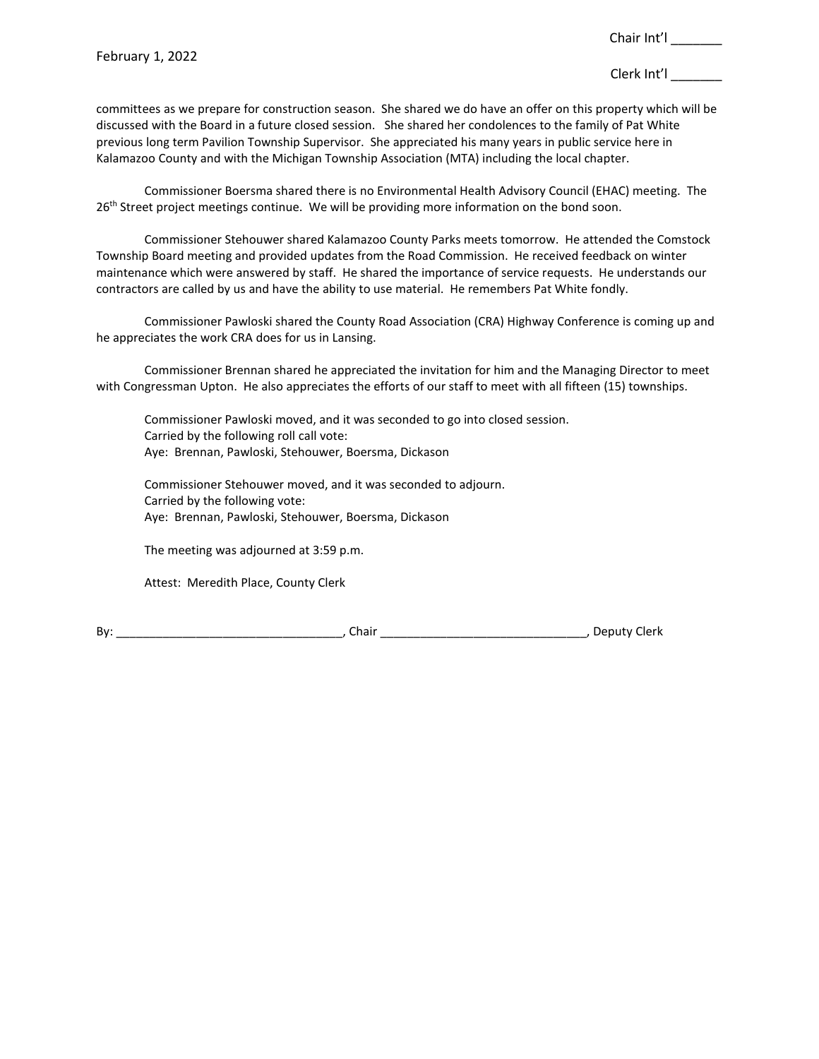committees as we prepare for construction season. She shared we do have an offer on this property which will be discussed with the Board in a future closed session. She shared her condolences to the family of Pat White previous long term Pavilion Township Supervisor. She appreciated his many years in public service here in Kalamazoo County and with the Michigan Township Association (MTA) including the local chapter.

Commissioner Boersma shared there is no Environmental Health Advisory Council (EHAC) meeting. The 26th Street project meetings continue. We will be providing more information on the bond soon.

Commissioner Stehouwer shared Kalamazoo County Parks meets tomorrow. He attended the Comstock Township Board meeting and provided updates from the Road Commission. He received feedback on winter maintenance which were answered by staff. He shared the importance of service requests. He understands our contractors are called by us and have the ability to use material. He remembers Pat White fondly.

Commissioner Pawloski shared the County Road Association (CRA) Highway Conference is coming up and he appreciates the work CRA does for us in Lansing.

Commissioner Brennan shared he appreciated the invitation for him and the Managing Director to meet with Congressman Upton. He also appreciates the efforts of our staff to meet with all fifteen (15) townships.

Commissioner Pawloski moved, and it was seconded to go into closed session.
Carried by the following roll call vote:
Aye: Brennan, Pawloski, Stehouwer, Boersma, Dickason

Commissioner Stehouwer moved, and it was seconded to adjourn.
Carried by the following vote:
Aye: Brennan, Pawloski, Stehouwer, Boersma, Dickason

The meeting was adjourned at 3:59 p.m.

Attest: Meredith Place, County Clerk

By: _________________________________, Chair ______________________________, Deputy Clerk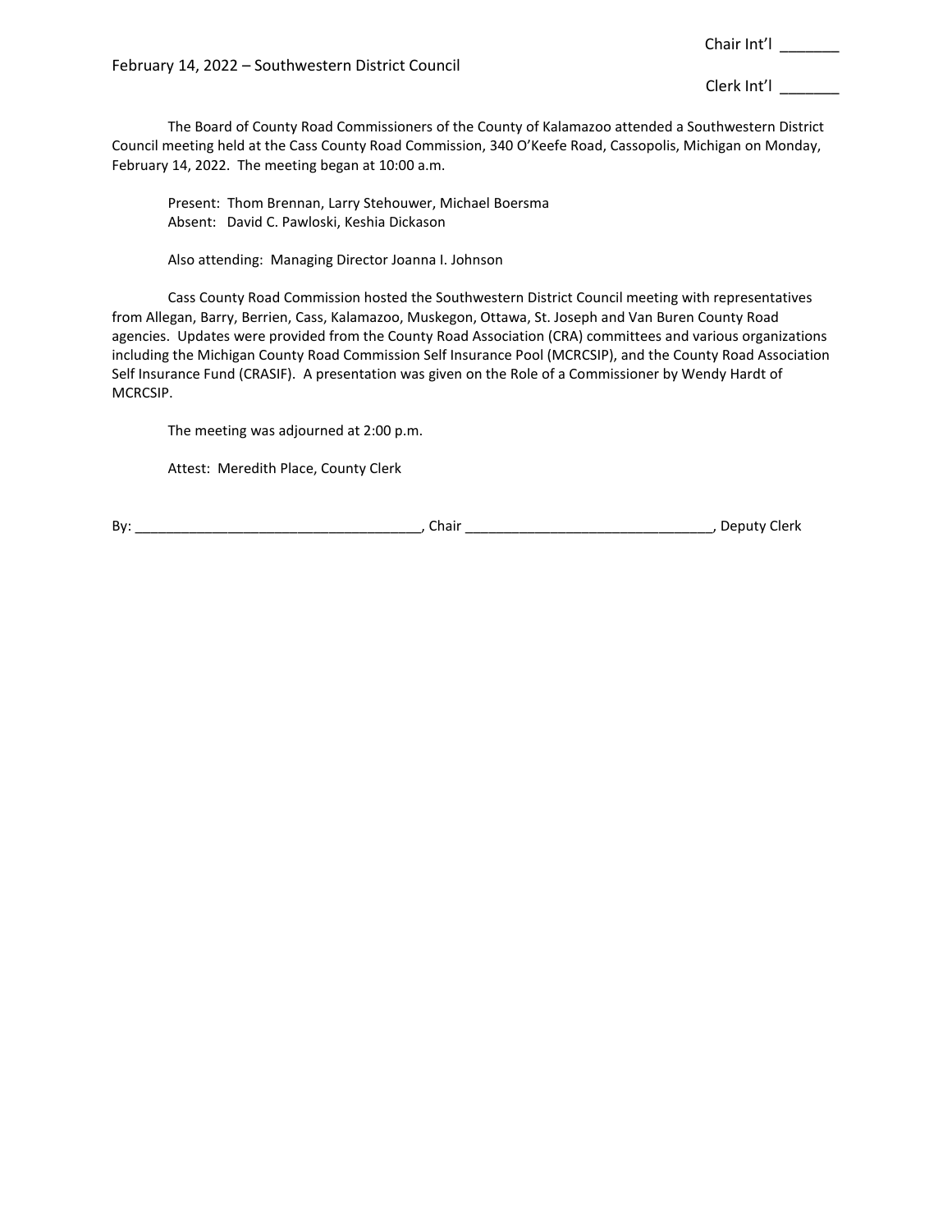Chair Int'l _______

February 14, 2022 – Southwestern District Council

Clerk Int'l _______

The Board of County Road Commissioners of the County of Kalamazoo attended a Southwestern District Council meeting held at the Cass County Road Commission, 340 O'Keefe Road, Cassopolis, Michigan on Monday, February 14, 2022. The meeting began at 10:00 a.m.

Present: Thom Brennan, Larry Stehouwer, Michael Boersma
Absent: David C. Pawloski, Keshia Dickason

Also attending: Managing Director Joanna I. Johnson

Cass County Road Commission hosted the Southwestern District Council meeting with representatives from Allegan, Barry, Berrien, Cass, Kalamazoo, Muskegon, Ottawa, St. Joseph and Van Buren County Road agencies. Updates were provided from the County Road Association (CRA) committees and various organizations including the Michigan County Road Commission Self Insurance Pool (MCRCSIP), and the County Road Association Self Insurance Fund (CRASIF). A presentation was given on the Role of a Commissioner by Wendy Hardt of MCRCSIP.

The meeting was adjourned at 2:00 p.m.

Attest: Meredith Place, County Clerk

By: ____________________________________, Chair ________________________________, Deputy Clerk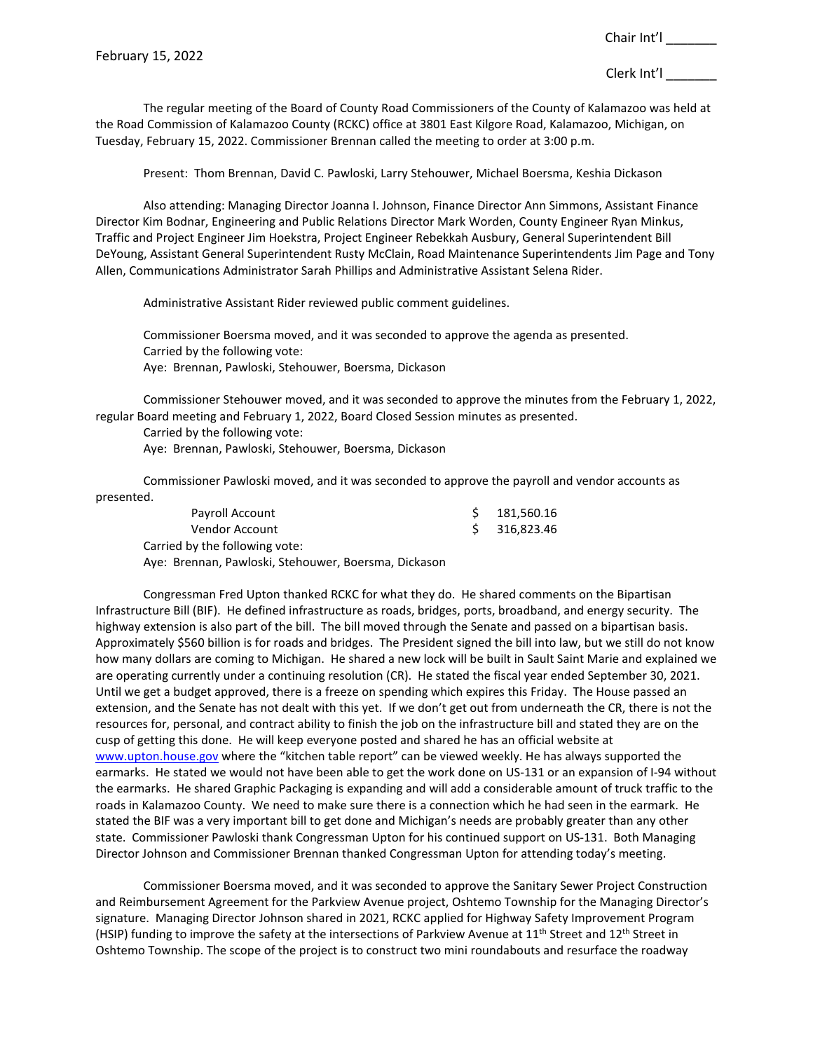February 15, 2022

Chair Int'l _______

Clerk Int'l _______

The regular meeting of the Board of County Road Commissioners of the County of Kalamazoo was held at the Road Commission of Kalamazoo County (RCKC) office at 3801 East Kilgore Road, Kalamazoo, Michigan, on Tuesday, February 15, 2022. Commissioner Brennan called the meeting to order at 3:00 p.m.

Present: Thom Brennan, David C. Pawloski, Larry Stehouwer, Michael Boersma, Keshia Dickason

Also attending: Managing Director Joanna I. Johnson, Finance Director Ann Simmons, Assistant Finance Director Kim Bodnar, Engineering and Public Relations Director Mark Worden, County Engineer Ryan Minkus, Traffic and Project Engineer Jim Hoekstra, Project Engineer Rebekkah Ausbury, General Superintendent Bill DeYoung, Assistant General Superintendent Rusty McClain, Road Maintenance Superintendents Jim Page and Tony Allen, Communications Administrator Sarah Phillips and Administrative Assistant Selena Rider.

Administrative Assistant Rider reviewed public comment guidelines.

Commissioner Boersma moved, and it was seconded to approve the agenda as presented.
Carried by the following vote:
Aye: Brennan, Pawloski, Stehouwer, Boersma, Dickason

Commissioner Stehouwer moved, and it was seconded to approve the minutes from the February 1, 2022, regular Board meeting and February 1, 2022, Board Closed Session minutes as presented.
Carried by the following vote:
Aye: Brennan, Pawloski, Stehouwer, Boersma, Dickason

Commissioner Pawloski moved, and it was seconded to approve the payroll and vendor accounts as presented.

| | |
|---|---|
| Payroll Account | $ 181,560.16 |
| Vendor Account | $ 316,823.46 |

Carried by the following vote:
Aye: Brennan, Pawloski, Stehouwer, Boersma, Dickason

Congressman Fred Upton thanked RCKC for what they do. He shared comments on the Bipartisan Infrastructure Bill (BIF). He defined infrastructure as roads, bridges, ports, broadband, and energy security. The highway extension is also part of the bill. The bill moved through the Senate and passed on a bipartisan basis. Approximately $560 billion is for roads and bridges. The President signed the bill into law, but we still do not know how many dollars are coming to Michigan. He shared a new lock will be built in Sault Saint Marie and explained we are operating currently under a continuing resolution (CR). He stated the fiscal year ended September 30, 2021. Until we get a budget approved, there is a freeze on spending which expires this Friday. The House passed an extension, and the Senate has not dealt with this yet. If we don't get out from underneath the CR, there is not the resources for, personal, and contract ability to finish the job on the infrastructure bill and stated they are on the cusp of getting this done. He will keep everyone posted and shared he has an official website at www.upton.house.gov where the "kitchen table report" can be viewed weekly. He has always supported the earmarks. He stated we would not have been able to get the work done on US-131 or an expansion of I-94 without the earmarks. He shared Graphic Packaging is expanding and will add a considerable amount of truck traffic to the roads in Kalamazoo County. We need to make sure there is a connection which he had seen in the earmark. He stated the BIF was a very important bill to get done and Michigan's needs are probably greater than any other state. Commissioner Pawloski thank Congressman Upton for his continued support on US-131. Both Managing Director Johnson and Commissioner Brennan thanked Congressman Upton for attending today's meeting.

Commissioner Boersma moved, and it was seconded to approve the Sanitary Sewer Project Construction and Reimbursement Agreement for the Parkview Avenue project, Oshtemo Township for the Managing Director's signature. Managing Director Johnson shared in 2021, RCKC applied for Highway Safety Improvement Program (HSIP) funding to improve the safety at the intersections of Parkview Avenue at 11th Street and 12th Street in Oshtemo Township. The scope of the project is to construct two mini roundabouts and resurface the roadway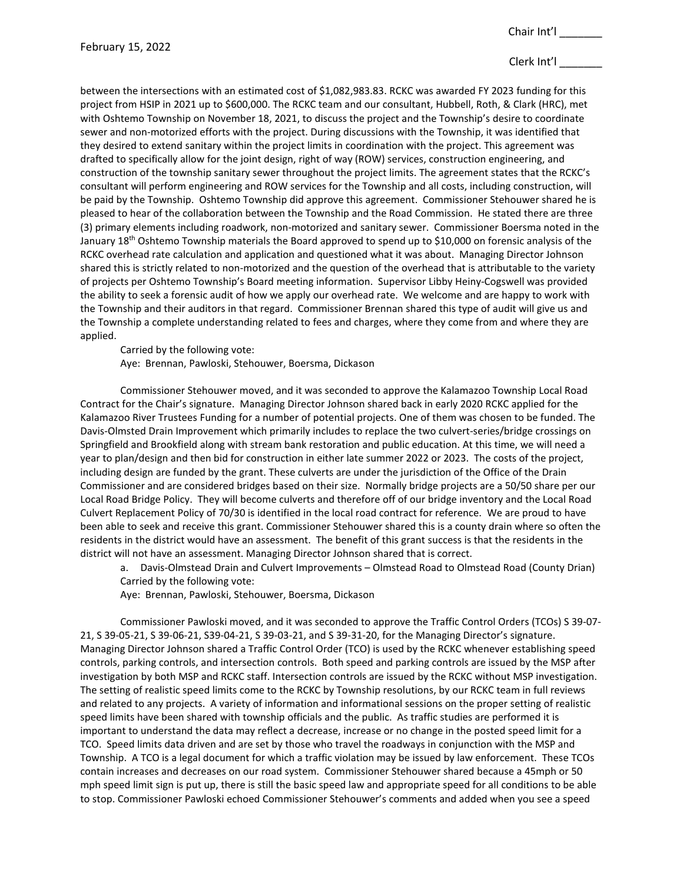between the intersections with an estimated cost of $1,082,983.83. RCKC was awarded FY 2023 funding for this project from HSIP in 2021 up to $600,000. The RCKC team and our consultant, Hubbell, Roth, & Clark (HRC), met with Oshtemo Township on November 18, 2021, to discuss the project and the Township's desire to coordinate sewer and non-motorized efforts with the project. During discussions with the Township, it was identified that they desired to extend sanitary within the project limits in coordination with the project. This agreement was drafted to specifically allow for the joint design, right of way (ROW) services, construction engineering, and construction of the township sanitary sewer throughout the project limits. The agreement states that the RCKC's consultant will perform engineering and ROW services for the Township and all costs, including construction, will be paid by the Township. Oshtemo Township did approve this agreement. Commissioner Stehouwer shared he is pleased to hear of the collaboration between the Township and the Road Commission. He stated there are three (3) primary elements including roadwork, non-motorized and sanitary sewer. Commissioner Boersma noted in the January 18th Oshtemo Township materials the Board approved to spend up to $10,000 on forensic analysis of the RCKC overhead rate calculation and application and questioned what it was about. Managing Director Johnson shared this is strictly related to non-motorized and the question of the overhead that is attributable to the variety of projects per Oshtemo Township's Board meeting information. Supervisor Libby Heiny-Cogswell was provided the ability to seek a forensic audit of how we apply our overhead rate. We welcome and are happy to work with the Township and their auditors in that regard. Commissioner Brennan shared this type of audit will give us and the Township a complete understanding related to fees and charges, where they come from and where they are applied.

Carried by the following vote:
Aye: Brennan, Pawloski, Stehouwer, Boersma, Dickason

Commissioner Stehouwer moved, and it was seconded to approve the Kalamazoo Township Local Road Contract for the Chair's signature. Managing Director Johnson shared back in early 2020 RCKC applied for the Kalamazoo River Trustees Funding for a number of potential projects. One of them was chosen to be funded. The Davis-Olmsted Drain Improvement which primarily includes to replace the two culvert-series/bridge crossings on Springfield and Brookfield along with stream bank restoration and public education. At this time, we will need a year to plan/design and then bid for construction in either late summer 2022 or 2023. The costs of the project, including design are funded by the grant. These culverts are under the jurisdiction of the Office of the Drain Commissioner and are considered bridges based on their size. Normally bridge projects are a 50/50 share per our Local Road Bridge Policy. They will become culverts and therefore off of our bridge inventory and the Local Road Culvert Replacement Policy of 70/30 is identified in the local road contract for reference. We are proud to have been able to seek and receive this grant. Commissioner Stehouwer shared this is a county drain where so often the residents in the district would have an assessment. The benefit of this grant success is that the residents in the district will not have an assessment. Managing Director Johnson shared that is correct.

a. Davis-Olmstead Drain and Culvert Improvements – Olmstead Road to Olmstead Road (County Drian)

Carried by the following vote:
Aye: Brennan, Pawloski, Stehouwer, Boersma, Dickason

Commissioner Pawloski moved, and it was seconded to approve the Traffic Control Orders (TCOs) S 39-07-21, S 39-05-21, S 39-06-21, S39-04-21, S 39-03-21, and S 39-31-20, for the Managing Director's signature. Managing Director Johnson shared a Traffic Control Order (TCO) is used by the RCKC whenever establishing speed controls, parking controls, and intersection controls. Both speed and parking controls are issued by the MSP after investigation by both MSP and RCKC staff. Intersection controls are issued by the RCKC without MSP investigation. The setting of realistic speed limits come to the RCKC by Township resolutions, by our RCKC team in full reviews and related to any projects. A variety of information and informational sessions on the proper setting of realistic speed limits have been shared with township officials and the public. As traffic studies are performed it is important to understand the data may reflect a decrease, increase or no change in the posted speed limit for a TCO. Speed limits data driven and are set by those who travel the roadways in conjunction with the MSP and Township. A TCO is a legal document for which a traffic violation may be issued by law enforcement. These TCOs contain increases and decreases on our road system. Commissioner Stehouwer shared because a 45mph or 50 mph speed limit sign is put up, there is still the basic speed law and appropriate speed for all conditions to be able to stop. Commissioner Pawloski echoed Commissioner Stehouwer's comments and added when you see a speed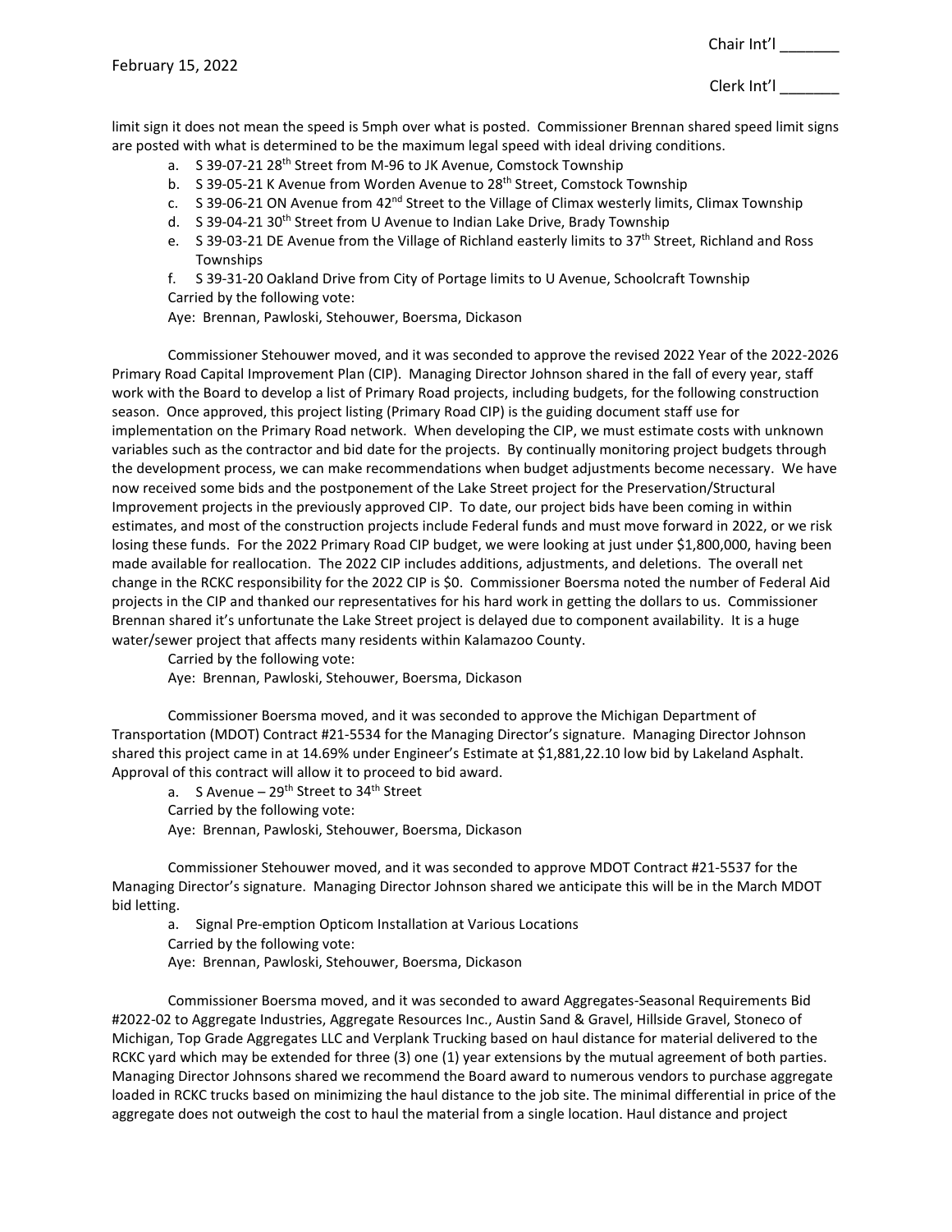limit sign it does not mean the speed is 5mph over what is posted. Commissioner Brennan shared speed limit signs are posted with what is determined to be the maximum legal speed with ideal driving conditions.

a. S 39-07-21 28th Street from M-96 to JK Avenue, Comstock Township
b. S 39-05-21 K Avenue from Worden Avenue to 28th Street, Comstock Township
c. S 39-06-21 ON Avenue from 42nd Street to the Village of Climax westerly limits, Climax Township
d. S 39-04-21 30th Street from U Avenue to Indian Lake Drive, Brady Township
e. S 39-03-21 DE Avenue from the Village of Richland easterly limits to 37th Street, Richland and Ross Townships
f. S 39-31-20 Oakland Drive from City of Portage limits to U Avenue, Schoolcraft Township

Carried by the following vote:
Aye: Brennan, Pawloski, Stehouwer, Boersma, Dickason

Commissioner Stehouwer moved, and it was seconded to approve the revised 2022 Year of the 2022-2026 Primary Road Capital Improvement Plan (CIP). Managing Director Johnson shared in the fall of every year, staff work with the Board to develop a list of Primary Road projects, including budgets, for the following construction season. Once approved, this project listing (Primary Road CIP) is the guiding document staff use for implementation on the Primary Road network. When developing the CIP, we must estimate costs with unknown variables such as the contractor and bid date for the projects. By continually monitoring project budgets through the development process, we can make recommendations when budget adjustments become necessary. We have now received some bids and the postponement of the Lake Street project for the Preservation/Structural Improvement projects in the previously approved CIP. To date, our project bids have been coming in within estimates, and most of the construction projects include Federal funds and must move forward in 2022, or we risk losing these funds. For the 2022 Primary Road CIP budget, we were looking at just under $1,800,000, having been made available for reallocation. The 2022 CIP includes additions, adjustments, and deletions. The overall net change in the RCKC responsibility for the 2022 CIP is $0. Commissioner Boersma noted the number of Federal Aid projects in the CIP and thanked our representatives for his hard work in getting the dollars to us. Commissioner Brennan shared it's unfortunate the Lake Street project is delayed due to component availability. It is a huge water/sewer project that affects many residents within Kalamazoo County.

Carried by the following vote:
Aye: Brennan, Pawloski, Stehouwer, Boersma, Dickason

Commissioner Boersma moved, and it was seconded to approve the Michigan Department of Transportation (MDOT) Contract #21-5534 for the Managing Director's signature. Managing Director Johnson shared this project came in at 14.69% under Engineer's Estimate at $1,881,22.10 low bid by Lakeland Asphalt. Approval of this contract will allow it to proceed to bid award.

a. S Avenue – 29th Street to 34th Street

Carried by the following vote:
Aye: Brennan, Pawloski, Stehouwer, Boersma, Dickason

Commissioner Stehouwer moved, and it was seconded to approve MDOT Contract #21-5537 for the Managing Director's signature. Managing Director Johnson shared we anticipate this will be in the March MDOT bid letting.

a. Signal Pre-emption Opticom Installation at Various Locations

Carried by the following vote:
Aye: Brennan, Pawloski, Stehouwer, Boersma, Dickason

Commissioner Boersma moved, and it was seconded to award Aggregates-Seasonal Requirements Bid #2022-02 to Aggregate Industries, Aggregate Resources Inc., Austin Sand & Gravel, Hillside Gravel, Stoneco of Michigan, Top Grade Aggregates LLC and Verplank Trucking based on haul distance for material delivered to the RCKC yard which may be extended for three (3) one (1) year extensions by the mutual agreement of both parties. Managing Director Johnsons shared we recommend the Board award to numerous vendors to purchase aggregate loaded in RCKC trucks based on minimizing the haul distance to the job site. The minimal differential in price of the aggregate does not outweigh the cost to haul the material from a single location. Haul distance and project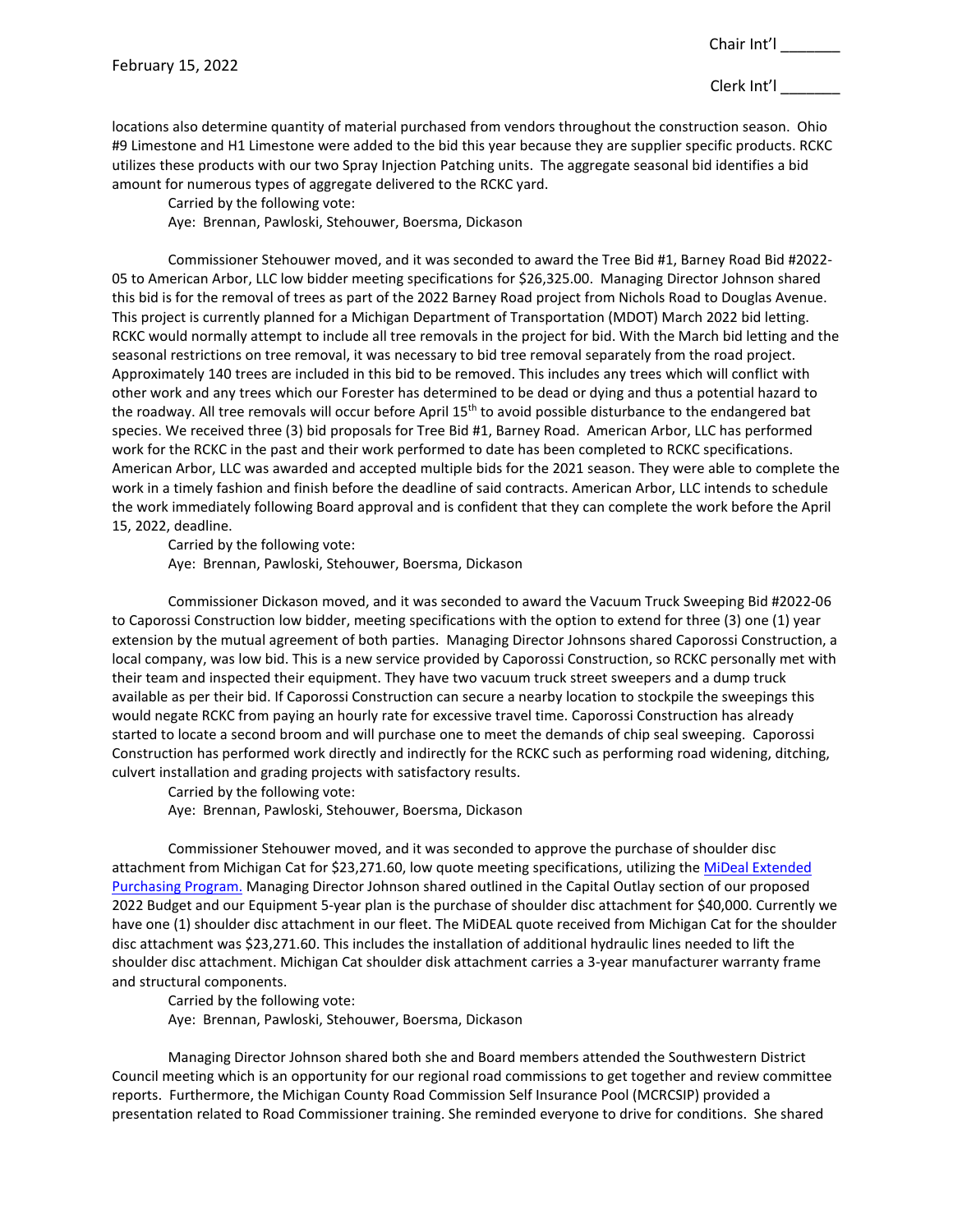locations also determine quantity of material purchased from vendors throughout the construction season. Ohio #9 Limestone and H1 Limestone were added to the bid this year because they are supplier specific products. RCKC utilizes these products with our two Spray Injection Patching units. The aggregate seasonal bid identifies a bid amount for numerous types of aggregate delivered to the RCKC yard.

Carried by the following vote:
Aye: Brennan, Pawloski, Stehouwer, Boersma, Dickason

Commissioner Stehouwer moved, and it was seconded to award the Tree Bid #1, Barney Road Bid #2022-05 to American Arbor, LLC low bidder meeting specifications for $26,325.00. Managing Director Johnson shared this bid is for the removal of trees as part of the 2022 Barney Road project from Nichols Road to Douglas Avenue. This project is currently planned for a Michigan Department of Transportation (MDOT) March 2022 bid letting. RCKC would normally attempt to include all tree removals in the project for bid. With the March bid letting and the seasonal restrictions on tree removal, it was necessary to bid tree removal separately from the road project. Approximately 140 trees are included in this bid to be removed. This includes any trees which will conflict with other work and any trees which our Forester has determined to be dead or dying and thus a potential hazard to the roadway. All tree removals will occur before April 15th to avoid possible disturbance to the endangered bat species. We received three (3) bid proposals for Tree Bid #1, Barney Road. American Arbor, LLC has performed work for the RCKC in the past and their work performed to date has been completed to RCKC specifications. American Arbor, LLC was awarded and accepted multiple bids for the 2021 season. They were able to complete the work in a timely fashion and finish before the deadline of said contracts. American Arbor, LLC intends to schedule the work immediately following Board approval and is confident that they can complete the work before the April 15, 2022, deadline.

Carried by the following vote:
Aye: Brennan, Pawloski, Stehouwer, Boersma, Dickason

Commissioner Dickason moved, and it was seconded to award the Vacuum Truck Sweeping Bid #2022-06 to Caporossi Construction low bidder, meeting specifications with the option to extend for three (3) one (1) year extension by the mutual agreement of both parties. Managing Director Johnsons shared Caporossi Construction, a local company, was low bid. This is a new service provided by Caporossi Construction, so RCKC personally met with their team and inspected their equipment. They have two vacuum truck street sweepers and a dump truck available as per their bid. If Caporossi Construction can secure a nearby location to stockpile the sweepings this would negate RCKC from paying an hourly rate for excessive travel time. Caporossi Construction has already started to locate a second broom and will purchase one to meet the demands of chip seal sweeping. Caporossi Construction has performed work directly and indirectly for the RCKC such as performing road widening, ditching, culvert installation and grading projects with satisfactory results.

Carried by the following vote:
Aye: Brennan, Pawloski, Stehouwer, Boersma, Dickason

Commissioner Stehouwer moved, and it was seconded to approve the purchase of shoulder disc attachment from Michigan Cat for $23,271.60, low quote meeting specifications, utilizing the MiDeal Extended Purchasing Program. Managing Director Johnson shared outlined in the Capital Outlay section of our proposed 2022 Budget and our Equipment 5-year plan is the purchase of shoulder disc attachment for $40,000. Currently we have one (1) shoulder disc attachment in our fleet. The MiDEAL quote received from Michigan Cat for the shoulder disc attachment was $23,271.60. This includes the installation of additional hydraulic lines needed to lift the shoulder disc attachment. Michigan Cat shoulder disk attachment carries a 3-year manufacturer warranty frame and structural components.

Carried by the following vote:
Aye: Brennan, Pawloski, Stehouwer, Boersma, Dickason

Managing Director Johnson shared both she and Board members attended the Southwestern District Council meeting which is an opportunity for our regional road commissions to get together and review committee reports. Furthermore, the Michigan County Road Commission Self Insurance Pool (MCRCSIP) provided a presentation related to Road Commissioner training. She reminded everyone to drive for conditions. She shared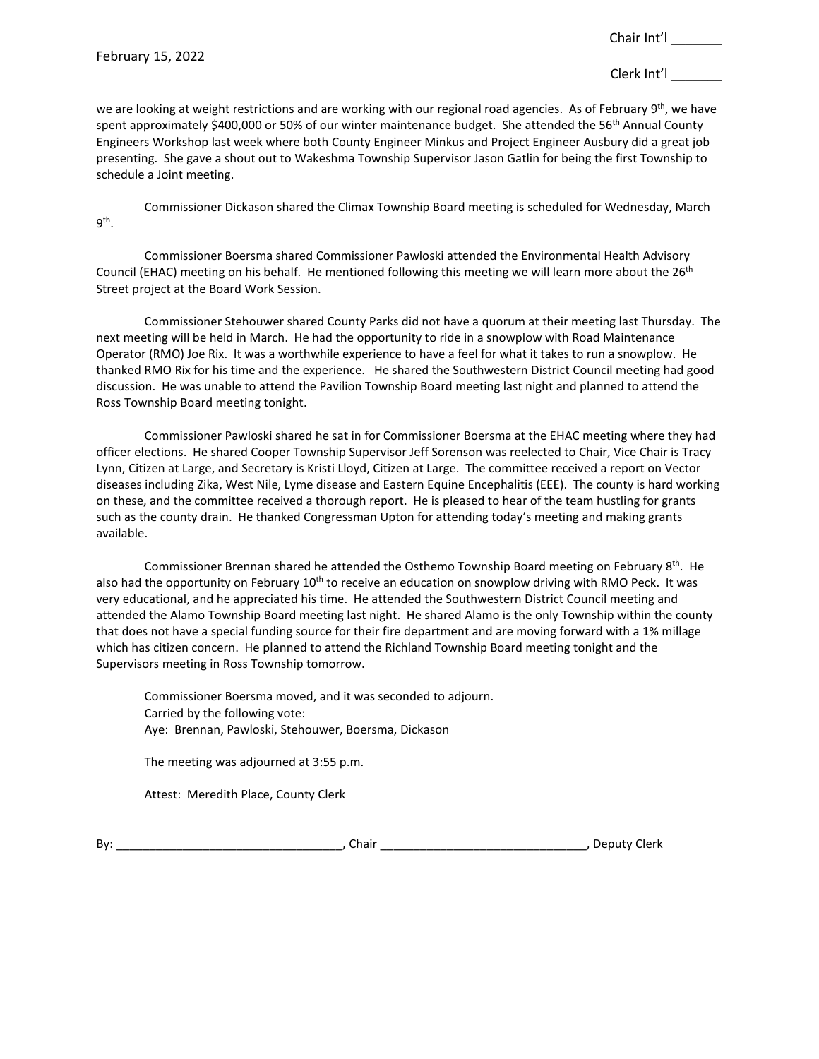we are looking at weight restrictions and are working with our regional road agencies. As of February 9th, we have spent approximately $400,000 or 50% of our winter maintenance budget. She attended the 56th Annual County Engineers Workshop last week where both County Engineer Minkus and Project Engineer Ausbury did a great job presenting. She gave a shout out to Wakeshma Township Supervisor Jason Gatlin for being the first Township to schedule a Joint meeting.

Commissioner Dickason shared the Climax Township Board meeting is scheduled for Wednesday, March 9th.

Commissioner Boersma shared Commissioner Pawloski attended the Environmental Health Advisory Council (EHAC) meeting on his behalf. He mentioned following this meeting we will learn more about the 26th Street project at the Board Work Session.

Commissioner Stehouwer shared County Parks did not have a quorum at their meeting last Thursday. The next meeting will be held in March. He had the opportunity to ride in a snowplow with Road Maintenance Operator (RMO) Joe Rix. It was a worthwhile experience to have a feel for what it takes to run a snowplow. He thanked RMO Rix for his time and the experience. He shared the Southwestern District Council meeting had good discussion. He was unable to attend the Pavilion Township Board meeting last night and planned to attend the Ross Township Board meeting tonight.

Commissioner Pawloski shared he sat in for Commissioner Boersma at the EHAC meeting where they had officer elections. He shared Cooper Township Supervisor Jeff Sorenson was reelected to Chair, Vice Chair is Tracy Lynn, Citizen at Large, and Secretary is Kristi Lloyd, Citizen at Large. The committee received a report on Vector diseases including Zika, West Nile, Lyme disease and Eastern Equine Encephalitis (EEE). The county is hard working on these, and the committee received a thorough report. He is pleased to hear of the team hustling for grants such as the county drain. He thanked Congressman Upton for attending today's meeting and making grants available.

Commissioner Brennan shared he attended the Osthemo Township Board meeting on February 8th. He also had the opportunity on February 10th to receive an education on snowplow driving with RMO Peck. It was very educational, and he appreciated his time. He attended the Southwestern District Council meeting and attended the Alamo Township Board meeting last night. He shared Alamo is the only Township within the county that does not have a special funding source for their fire department and are moving forward with a 1% millage which has citizen concern. He planned to attend the Richland Township Board meeting tonight and the Supervisors meeting in Ross Township tomorrow.

Commissioner Boersma moved, and it was seconded to adjourn.
Carried by the following vote:
Aye: Brennan, Pawloski, Stehouwer, Boersma, Dickason

The meeting was adjourned at 3:55 p.m.

Attest: Meredith Place, County Clerk

By: _________________________________, Chair _____________________________, Deputy Clerk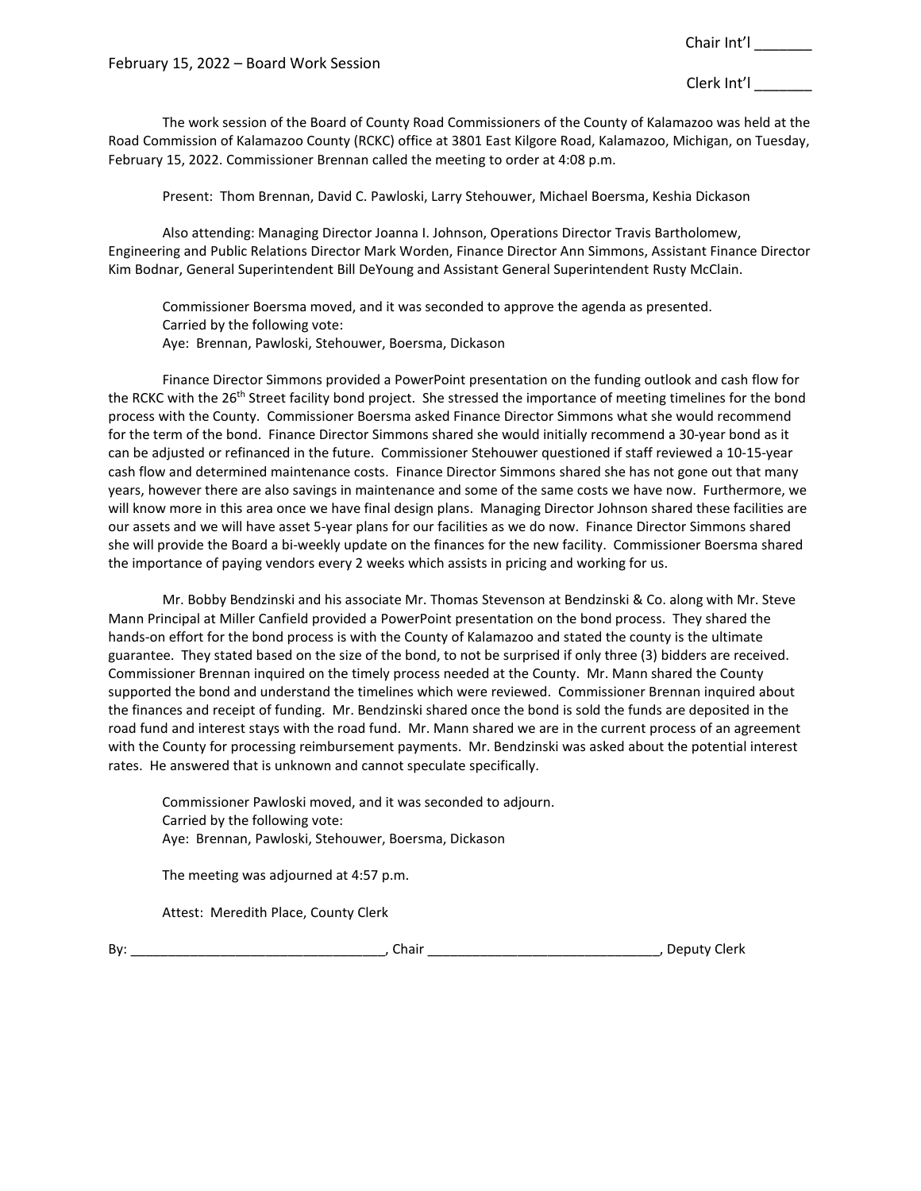Chair Int'l _______

February 15, 2022 – Board Work Session

Clerk Int'l _______

The work session of the Board of County Road Commissioners of the County of Kalamazoo was held at the Road Commission of Kalamazoo County (RCKC) office at 3801 East Kilgore Road, Kalamazoo, Michigan, on Tuesday, February 15, 2022. Commissioner Brennan called the meeting to order at 4:08 p.m.

Present: Thom Brennan, David C. Pawloski, Larry Stehouwer, Michael Boersma, Keshia Dickason

Also attending: Managing Director Joanna I. Johnson, Operations Director Travis Bartholomew, Engineering and Public Relations Director Mark Worden, Finance Director Ann Simmons, Assistant Finance Director Kim Bodnar, General Superintendent Bill DeYoung and Assistant General Superintendent Rusty McClain.

Commissioner Boersma moved, and it was seconded to approve the agenda as presented.
Carried by the following vote:
Aye: Brennan, Pawloski, Stehouwer, Boersma, Dickason

Finance Director Simmons provided a PowerPoint presentation on the funding outlook and cash flow for the RCKC with the 26th Street facility bond project. She stressed the importance of meeting timelines for the bond process with the County. Commissioner Boersma asked Finance Director Simmons what she would recommend for the term of the bond. Finance Director Simmons shared she would initially recommend a 30-year bond as it can be adjusted or refinanced in the future. Commissioner Stehouwer questioned if staff reviewed a 10-15-year cash flow and determined maintenance costs. Finance Director Simmons shared she has not gone out that many years, however there are also savings in maintenance and some of the same costs we have now. Furthermore, we will know more in this area once we have final design plans. Managing Director Johnson shared these facilities are our assets and we will have asset 5-year plans for our facilities as we do now. Finance Director Simmons shared she will provide the Board a bi-weekly update on the finances for the new facility. Commissioner Boersma shared the importance of paying vendors every 2 weeks which assists in pricing and working for us.

Mr. Bobby Bendzinski and his associate Mr. Thomas Stevenson at Bendzinski & Co. along with Mr. Steve Mann Principal at Miller Canfield provided a PowerPoint presentation on the bond process. They shared the hands-on effort for the bond process is with the County of Kalamazoo and stated the county is the ultimate guarantee. They stated based on the size of the bond, to not be surprised if only three (3) bidders are received. Commissioner Brennan inquired on the timely process needed at the County. Mr. Mann shared the County supported the bond and understand the timelines which were reviewed. Commissioner Brennan inquired about the finances and receipt of funding. Mr. Bendzinski shared once the bond is sold the funds are deposited in the road fund and interest stays with the road fund. Mr. Mann shared we are in the current process of an agreement with the County for processing reimbursement payments. Mr. Bendzinski was asked about the potential interest rates. He answered that is unknown and cannot speculate specifically.

Commissioner Pawloski moved, and it was seconded to adjourn.
Carried by the following vote:
Aye: Brennan, Pawloski, Stehouwer, Boersma, Dickason

The meeting was adjourned at 4:57 p.m.

Attest: Meredith Place, County Clerk

By: _________________________________, Chair _____________________________, Deputy Clerk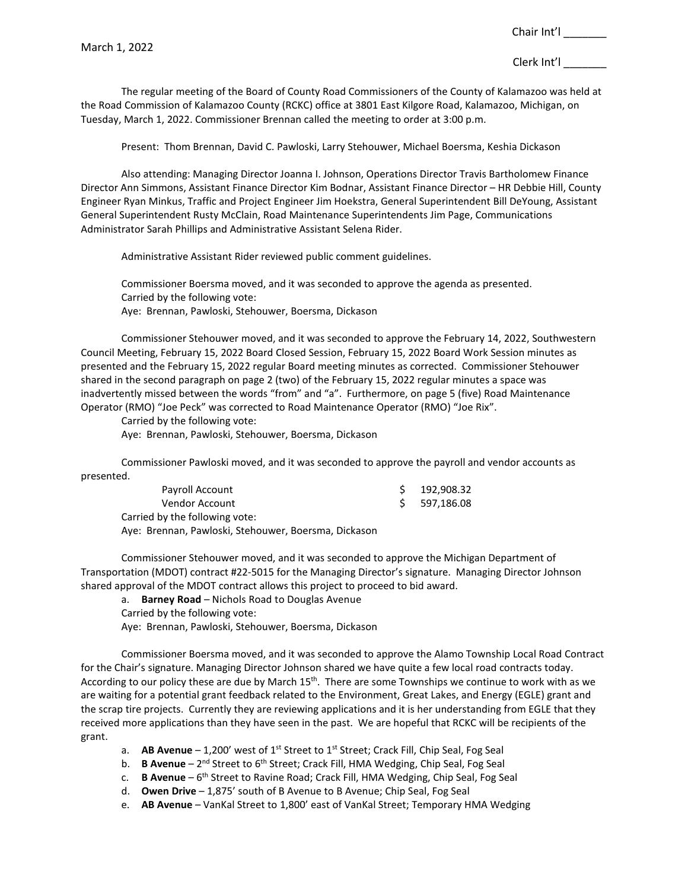March 1, 2022

Chair Int'l _______

Clerk Int'l _______

The regular meeting of the Board of County Road Commissioners of the County of Kalamazoo was held at the Road Commission of Kalamazoo County (RCKC) office at 3801 East Kilgore Road, Kalamazoo, Michigan, on Tuesday, March 1, 2022. Commissioner Brennan called the meeting to order at 3:00 p.m.

Present: Thom Brennan, David C. Pawloski, Larry Stehouwer, Michael Boersma, Keshia Dickason

Also attending: Managing Director Joanna I. Johnson, Operations Director Travis Bartholomew Finance Director Ann Simmons, Assistant Finance Director Kim Bodnar, Assistant Finance Director – HR Debbie Hill, County Engineer Ryan Minkus, Traffic and Project Engineer Jim Hoekstra, General Superintendent Bill DeYoung, Assistant General Superintendent Rusty McClain, Road Maintenance Superintendents Jim Page, Communications Administrator Sarah Phillips and Administrative Assistant Selena Rider.

Administrative Assistant Rider reviewed public comment guidelines.

Commissioner Boersma moved, and it was seconded to approve the agenda as presented.
Carried by the following vote:
Aye: Brennan, Pawloski, Stehouwer, Boersma, Dickason

Commissioner Stehouwer moved, and it was seconded to approve the February 14, 2022, Southwestern Council Meeting, February 15, 2022 Board Closed Session, February 15, 2022 Board Work Session minutes as presented and the February 15, 2022 regular Board meeting minutes as corrected. Commissioner Stehouwer shared in the second paragraph on page 2 (two) of the February 15, 2022 regular minutes a space was inadvertently missed between the words "from" and "a". Furthermore, on page 5 (five) Road Maintenance Operator (RMO) "Joe Peck" was corrected to Road Maintenance Operator (RMO) "Joe Rix".
Carried by the following vote:
Aye: Brennan, Pawloski, Stehouwer, Boersma, Dickason

Commissioner Pawloski moved, and it was seconded to approve the payroll and vendor accounts as presented.

| | |
|---|---|
| Payroll Account | $ 192,908.32 |
| Vendor Account | $ 597,186.08 |

Carried by the following vote:
Aye: Brennan, Pawloski, Stehouwer, Boersma, Dickason

Commissioner Stehouwer moved, and it was seconded to approve the Michigan Department of Transportation (MDOT) contract #22-5015 for the Managing Director's signature. Managing Director Johnson shared approval of the MDOT contract allows this project to proceed to bid award.

a. **Barney Road** – Nichols Road to Douglas Avenue

Carried by the following vote:
Aye: Brennan, Pawloski, Stehouwer, Boersma, Dickason

Commissioner Boersma moved, and it was seconded to approve the Alamo Township Local Road Contract for the Chair's signature. Managing Director Johnson shared we have quite a few local road contracts today. According to our policy these are due by March 15th. There are some Townships we continue to work with as we are waiting for a potential grant feedback related to the Environment, Great Lakes, and Energy (EGLE) grant and the scrap tire projects. Currently they are reviewing applications and it is her understanding from EGLE that they received more applications than they have seen in the past. We are hopeful that RCKC will be recipients of the grant.

a. **AB Avenue** – 1,200' west of 1st Street to 1st Street; Crack Fill, Chip Seal, Fog Seal
b. **B Avenue** – 2nd Street to 6th Street; Crack Fill, HMA Wedging, Chip Seal, Fog Seal
c. **B Avenue** – 6th Street to Ravine Road; Crack Fill, HMA Wedging, Chip Seal, Fog Seal
d. **Owen Drive** – 1,875' south of B Avenue to B Avenue; Chip Seal, Fog Seal
e. **AB Avenue** – VanKal Street to 1,800' east of VanKal Street; Temporary HMA Wedging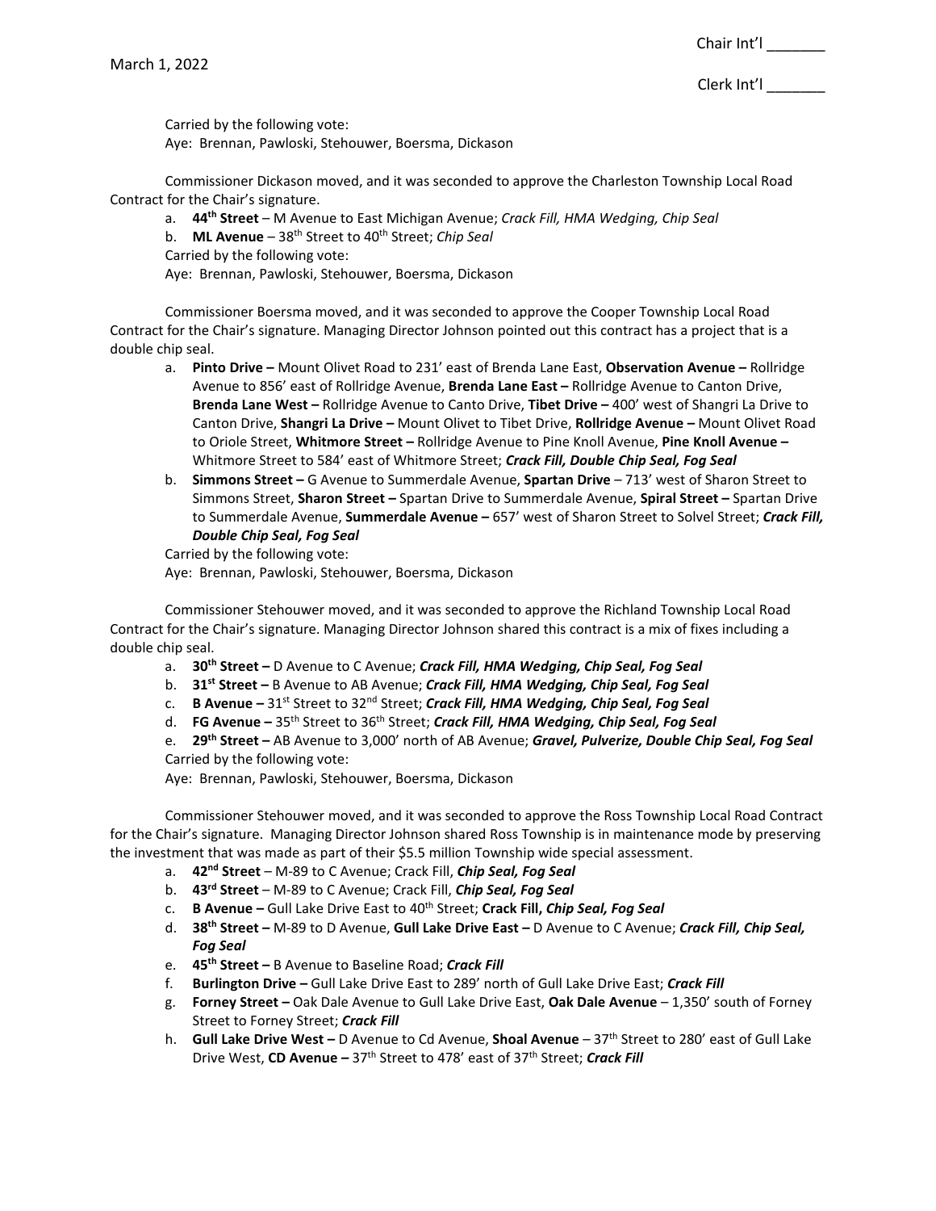Carried by the following vote:
Aye: Brennan, Pawloski, Stehouwer, Boersma, Dickason

Commissioner Dickason moved, and it was seconded to approve the Charleston Township Local Road Contract for the Chair's signature.

a. **44th Street** – M Avenue to East Michigan Avenue; *Crack Fill, HMA Wedging, Chip Seal*
b. **ML Avenue** – 38th Street to 40th Street; *Chip Seal*

Carried by the following vote:
Aye: Brennan, Pawloski, Stehouwer, Boersma, Dickason

Commissioner Boersma moved, and it was seconded to approve the Cooper Township Local Road Contract for the Chair's signature. Managing Director Johnson pointed out this contract has a project that is a double chip seal.

a. **Pinto Drive –** Mount Olivet Road to 231' east of Brenda Lane East, **Observation Avenue –** Rollridge Avenue to 856' east of Rollridge Avenue, **Brenda Lane East –** Rollridge Avenue to Canton Drive, **Brenda Lane West –** Rollridge Avenue to Canto Drive, **Tibet Drive –** 400' west of Shangri La Drive to Canton Drive, **Shangri La Drive –** Mount Olivet to Tibet Drive, **Rollridge Avenue –** Mount Olivet Road to Oriole Street, **Whitmore Street –** Rollridge Avenue to Pine Knoll Avenue, **Pine Knoll Avenue –** Whitmore Street to 584' east of Whitmore Street; ***Crack Fill, Double Chip Seal, Fog Seal***
b. **Simmons Street –** G Avenue to Summerdale Avenue, **Spartan Drive** – 713' west of Sharon Street to Simmons Street, **Sharon Street –** Spartan Drive to Summerdale Avenue, **Spiral Street –** Spartan Drive to Summerdale Avenue, **Summerdale Avenue –** 657' west of Sharon Street to Solvel Street; ***Crack Fill, Double Chip Seal, Fog Seal***

Carried by the following vote:
Aye: Brennan, Pawloski, Stehouwer, Boersma, Dickason

Commissioner Stehouwer moved, and it was seconded to approve the Richland Township Local Road Contract for the Chair's signature. Managing Director Johnson shared this contract is a mix of fixes including a double chip seal.

a. **30th Street –** D Avenue to C Avenue; ***Crack Fill, HMA Wedging, Chip Seal, Fog Seal***
b. **31st Street –** B Avenue to AB Avenue; ***Crack Fill, HMA Wedging, Chip Seal, Fog Seal***
c. **B Avenue –** 31st Street to 32nd Street; ***Crack Fill, HMA Wedging, Chip Seal, Fog Seal***
d. **FG Avenue –** 35th Street to 36th Street; ***Crack Fill, HMA Wedging, Chip Seal, Fog Seal***
e. **29th Street –** AB Avenue to 3,000' north of AB Avenue; ***Gravel, Pulverize, Double Chip Seal, Fog Seal***

Carried by the following vote:
Aye: Brennan, Pawloski, Stehouwer, Boersma, Dickason

Commissioner Stehouwer moved, and it was seconded to approve the Ross Township Local Road Contract for the Chair's signature. Managing Director Johnson shared Ross Township is in maintenance mode by preserving the investment that was made as part of their $5.5 million Township wide special assessment.

a. **42nd Street** – M-89 to C Avenue; Crack Fill, ***Chip Seal, Fog Seal***
b. **43rd Street** – M-89 to C Avenue; Crack Fill, ***Chip Seal, Fog Seal***
c. **B Avenue –** Gull Lake Drive East to 40th Street; **Crack Fill,** ***Chip Seal, Fog Seal***
d. **38th Street –** M-89 to D Avenue, **Gull Lake Drive East –** D Avenue to C Avenue; ***Crack Fill, Chip Seal, Fog Seal***
e. **45th Street –** B Avenue to Baseline Road; ***Crack Fill***
f. **Burlington Drive –** Gull Lake Drive East to 289' north of Gull Lake Drive East; ***Crack Fill***
g. **Forney Street –** Oak Dale Avenue to Gull Lake Drive East, **Oak Dale Avenue** – 1,350' south of Forney Street to Forney Street; ***Crack Fill***
h. **Gull Lake Drive West –** D Avenue to Cd Avenue, **Shoal Avenue** – 37th Street to 280' east of Gull Lake Drive West, **CD Avenue –** 37th Street to 478' east of 37th Street; ***Crack Fill***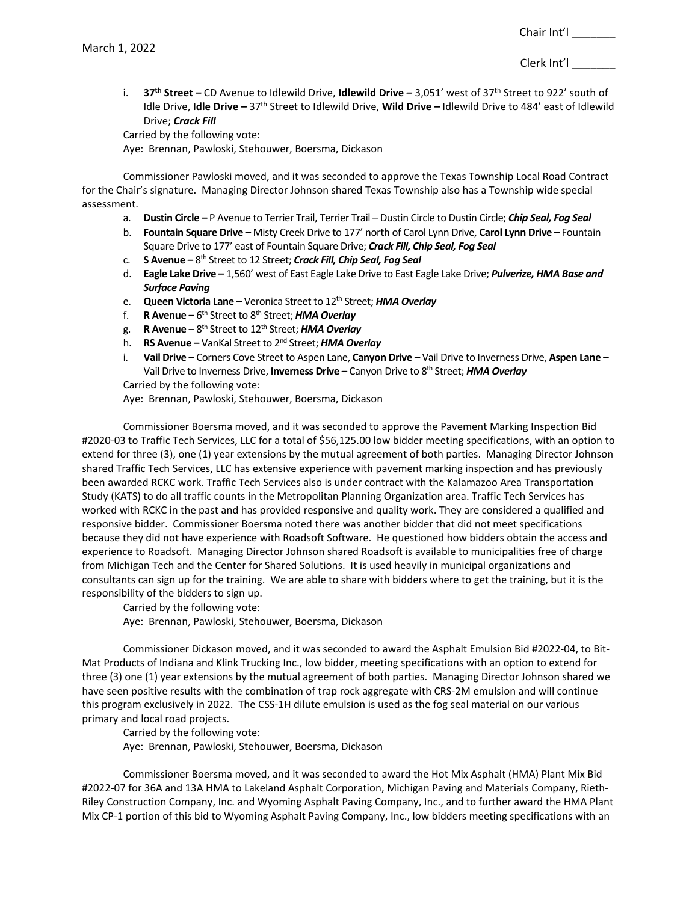i. **37th Street –** CD Avenue to Idlewild Drive, **Idlewild Drive –** 3,051' west of 37th Street to 922' south of Idle Drive, **Idle Drive –** 37th Street to Idlewild Drive, **Wild Drive –** Idlewild Drive to 484' east of Idlewild Drive; ***Crack Fill***

Carried by the following vote:
Aye: Brennan, Pawloski, Stehouwer, Boersma, Dickason

Commissioner Pawloski moved, and it was seconded to approve the Texas Township Local Road Contract for the Chair's signature. Managing Director Johnson shared Texas Township also has a Township wide special assessment.

a. **Dustin Circle –** P Avenue to Terrier Trail, Terrier Trail – Dustin Circle to Dustin Circle; ***Chip Seal, Fog Seal***
b. **Fountain Square Drive –** Misty Creek Drive to 177' north of Carol Lynn Drive, **Carol Lynn Drive –** Fountain Square Drive to 177' east of Fountain Square Drive; ***Crack Fill, Chip Seal, Fog Seal***
c. **S Avenue –** 8th Street to 12 Street; ***Crack Fill, Chip Seal, Fog Seal***
d. **Eagle Lake Drive –** 1,560' west of East Eagle Lake Drive to East Eagle Lake Drive; ***Pulverize, HMA Base and Surface Paving***
e. **Queen Victoria Lane –** Veronica Street to 12th Street; ***HMA Overlay***
f. **R Avenue –** 6th Street to 8th Street; ***HMA Overlay***
g. **R Avenue** – 8th Street to 12th Street; ***HMA Overlay***
h. **RS Avenue –** VanKal Street to 2nd Street; ***HMA Overlay***
i. **Vail Drive –** Corners Cove Street to Aspen Lane, **Canyon Drive –** Vail Drive to Inverness Drive, **Aspen Lane –** Vail Drive to Inverness Drive, **Inverness Drive –** Canyon Drive to 8th Street; ***HMA Overlay***

Carried by the following vote:
Aye: Brennan, Pawloski, Stehouwer, Boersma, Dickason

Commissioner Boersma moved, and it was seconded to approve the Pavement Marking Inspection Bid #2020-03 to Traffic Tech Services, LLC for a total of $56,125.00 low bidder meeting specifications, with an option to extend for three (3), one (1) year extensions by the mutual agreement of both parties. Managing Director Johnson shared Traffic Tech Services, LLC has extensive experience with pavement marking inspection and has previously been awarded RCKC work. Traffic Tech Services also is under contract with the Kalamazoo Area Transportation Study (KATS) to do all traffic counts in the Metropolitan Planning Organization area. Traffic Tech Services has worked with RCKC in the past and has provided responsive and quality work. They are considered a qualified and responsive bidder. Commissioner Boersma noted there was another bidder that did not meet specifications because they did not have experience with Roadsoft Software. He questioned how bidders obtain the access and experience to Roadsoft. Managing Director Johnson shared Roadsoft is available to municipalities free of charge from Michigan Tech and the Center for Shared Solutions. It is used heavily in municipal organizations and consultants can sign up for the training. We are able to share with bidders where to get the training, but it is the responsibility of the bidders to sign up.

Carried by the following vote:
Aye: Brennan, Pawloski, Stehouwer, Boersma, Dickason

Commissioner Dickason moved, and it was seconded to award the Asphalt Emulsion Bid #2022-04, to Bit-Mat Products of Indiana and Klink Trucking Inc., low bidder, meeting specifications with an option to extend for three (3) one (1) year extensions by the mutual agreement of both parties. Managing Director Johnson shared we have seen positive results with the combination of trap rock aggregate with CRS-2M emulsion and will continue this program exclusively in 2022. The CSS-1H dilute emulsion is used as the fog seal material on our various primary and local road projects.

Carried by the following vote:
Aye: Brennan, Pawloski, Stehouwer, Boersma, Dickason

Commissioner Boersma moved, and it was seconded to award the Hot Mix Asphalt (HMA) Plant Mix Bid #2022-07 for 36A and 13A HMA to Lakeland Asphalt Corporation, Michigan Paving and Materials Company, Rieth-Riley Construction Company, Inc. and Wyoming Asphalt Paving Company, Inc., and to further award the HMA Plant Mix CP-1 portion of this bid to Wyoming Asphalt Paving Company, Inc., low bidders meeting specifications with an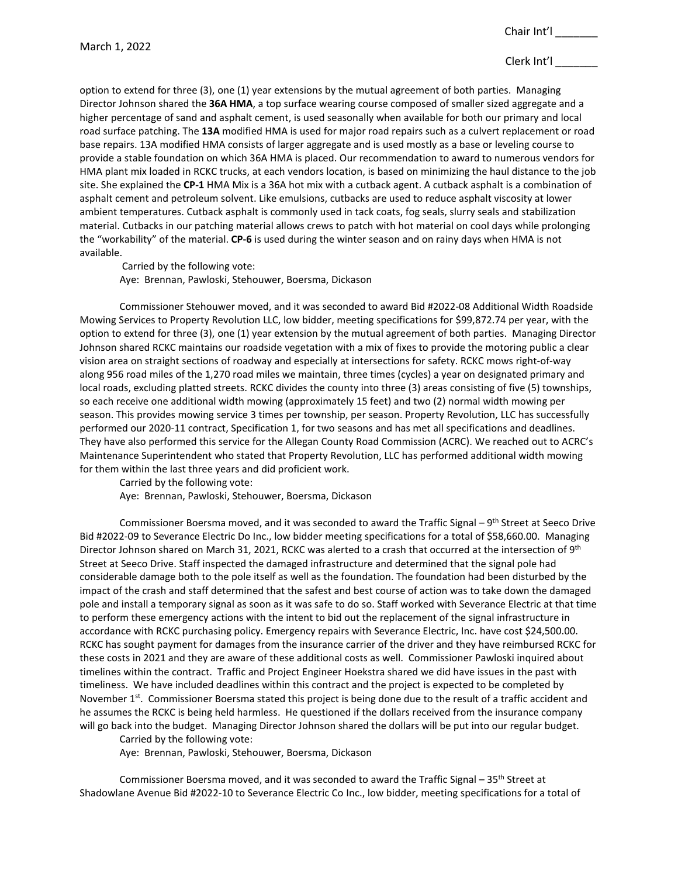option to extend for three (3), one (1) year extensions by the mutual agreement of both parties. Managing Director Johnson shared the **36A HMA**, a top surface wearing course composed of smaller sized aggregate and a higher percentage of sand and asphalt cement, is used seasonally when available for both our primary and local road surface patching. The **13A** modified HMA is used for major road repairs such as a culvert replacement or road base repairs. 13A modified HMA consists of larger aggregate and is used mostly as a base or leveling course to provide a stable foundation on which 36A HMA is placed. Our recommendation to award to numerous vendors for HMA plant mix loaded in RCKC trucks, at each vendors location, is based on minimizing the haul distance to the job site. She explained the **CP-1** HMA Mix is a 36A hot mix with a cutback agent. A cutback asphalt is a combination of asphalt cement and petroleum solvent. Like emulsions, cutbacks are used to reduce asphalt viscosity at lower ambient temperatures. Cutback asphalt is commonly used in tack coats, fog seals, slurry seals and stabilization material. Cutbacks in our patching material allows crews to patch with hot material on cool days while prolonging the "workability" of the material. **CP-6** is used during the winter season and on rainy days when HMA is not available.

Carried by the following vote:
Aye: Brennan, Pawloski, Stehouwer, Boersma, Dickason

Commissioner Stehouwer moved, and it was seconded to award Bid #2022-08 Additional Width Roadside Mowing Services to Property Revolution LLC, low bidder, meeting specifications for $99,872.74 per year, with the option to extend for three (3), one (1) year extension by the mutual agreement of both parties. Managing Director Johnson shared RCKC maintains our roadside vegetation with a mix of fixes to provide the motoring public a clear vision area on straight sections of roadway and especially at intersections for safety. RCKC mows right-of-way along 956 road miles of the 1,270 road miles we maintain, three times (cycles) a year on designated primary and local roads, excluding platted streets. RCKC divides the county into three (3) areas consisting of five (5) townships, so each receive one additional width mowing (approximately 15 feet) and two (2) normal width mowing per season. This provides mowing service 3 times per township, per season. Property Revolution, LLC has successfully performed our 2020-11 contract, Specification 1, for two seasons and has met all specifications and deadlines. They have also performed this service for the Allegan County Road Commission (ACRC). We reached out to ACRC's Maintenance Superintendent who stated that Property Revolution, LLC has performed additional width mowing for them within the last three years and did proficient work.

Carried by the following vote:
Aye: Brennan, Pawloski, Stehouwer, Boersma, Dickason

Commissioner Boersma moved, and it was seconded to award the Traffic Signal – 9th Street at Seeco Drive Bid #2022-09 to Severance Electric Do Inc., low bidder meeting specifications for a total of $58,660.00. Managing Director Johnson shared on March 31, 2021, RCKC was alerted to a crash that occurred at the intersection of 9th Street at Seeco Drive. Staff inspected the damaged infrastructure and determined that the signal pole had considerable damage both to the pole itself as well as the foundation. The foundation had been disturbed by the impact of the crash and staff determined that the safest and best course of action was to take down the damaged pole and install a temporary signal as soon as it was safe to do so. Staff worked with Severance Electric at that time to perform these emergency actions with the intent to bid out the replacement of the signal infrastructure in accordance with RCKC purchasing policy. Emergency repairs with Severance Electric, Inc. have cost $24,500.00. RCKC has sought payment for damages from the insurance carrier of the driver and they have reimbursed RCKC for these costs in 2021 and they are aware of these additional costs as well. Commissioner Pawloski inquired about timelines within the contract. Traffic and Project Engineer Hoekstra shared we did have issues in the past with timeliness. We have included deadlines within this contract and the project is expected to be completed by November 1st. Commissioner Boersma stated this project is being done due to the result of a traffic accident and he assumes the RCKC is being held harmless. He questioned if the dollars received from the insurance company will go back into the budget. Managing Director Johnson shared the dollars will be put into our regular budget.

Carried by the following vote:
Aye: Brennan, Pawloski, Stehouwer, Boersma, Dickason

Commissioner Boersma moved, and it was seconded to award the Traffic Signal – 35th Street at Shadowlane Avenue Bid #2022-10 to Severance Electric Co Inc., low bidder, meeting specifications for a total of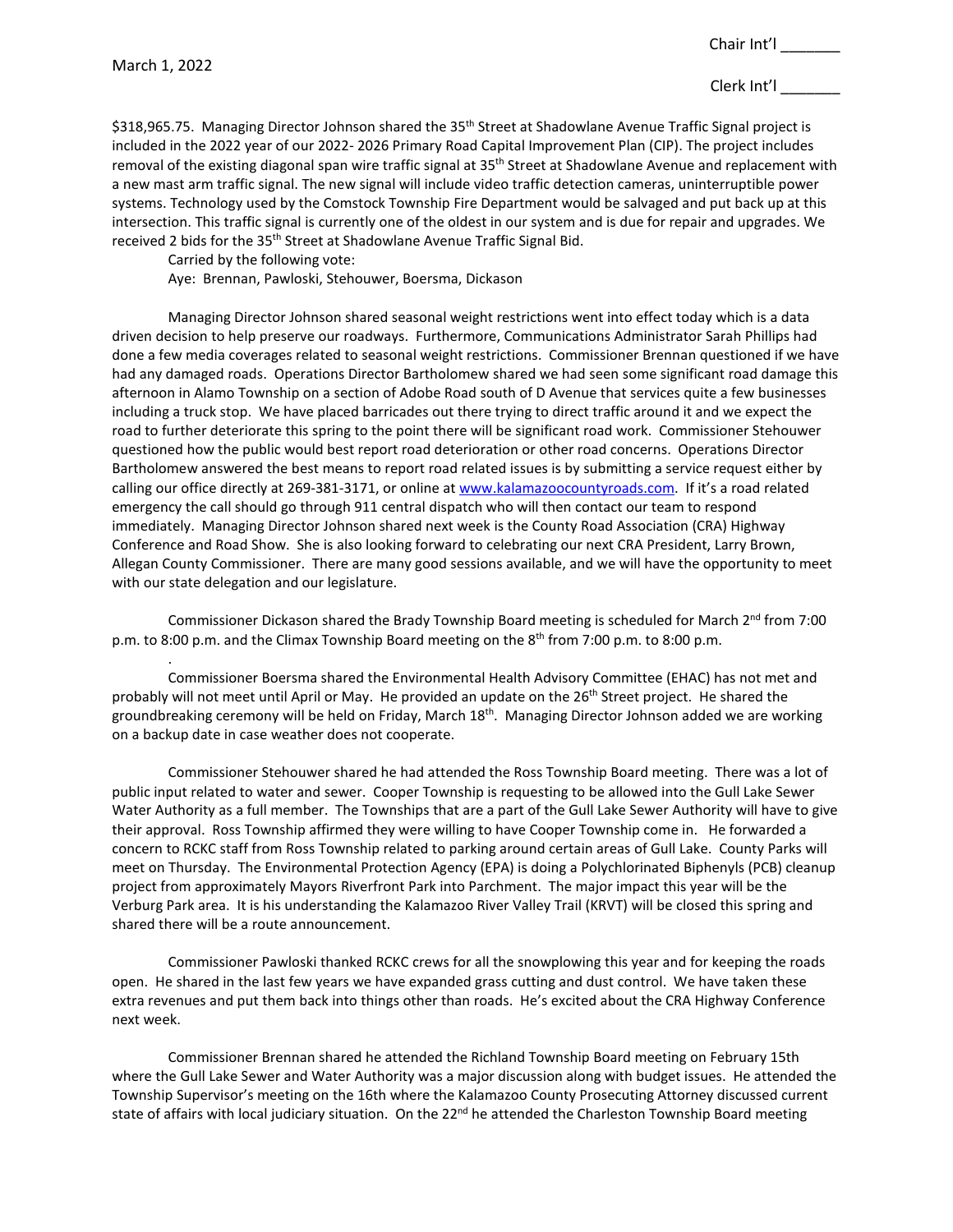$318,965.75. Managing Director Johnson shared the 35th Street at Shadowlane Avenue Traffic Signal project is included in the 2022 year of our 2022- 2026 Primary Road Capital Improvement Plan (CIP). The project includes removal of the existing diagonal span wire traffic signal at 35th Street at Shadowlane Avenue and replacement with a new mast arm traffic signal. The new signal will include video traffic detection cameras, uninterruptible power systems. Technology used by the Comstock Township Fire Department would be salvaged and put back up at this intersection. This traffic signal is currently one of the oldest in our system and is due for repair and upgrades. We received 2 bids for the 35th Street at Shadowlane Avenue Traffic Signal Bid.

Carried by the following vote:

Aye: Brennan, Pawloski, Stehouwer, Boersma, Dickason

Managing Director Johnson shared seasonal weight restrictions went into effect today which is a data driven decision to help preserve our roadways. Furthermore, Communications Administrator Sarah Phillips had done a few media coverages related to seasonal weight restrictions. Commissioner Brennan questioned if we have had any damaged roads. Operations Director Bartholomew shared we had seen some significant road damage this afternoon in Alamo Township on a section of Adobe Road south of D Avenue that services quite a few businesses including a truck stop. We have placed barricades out there trying to direct traffic around it and we expect the road to further deteriorate this spring to the point there will be significant road work. Commissioner Stehouwer questioned how the public would best report road deterioration or other road concerns. Operations Director Bartholomew answered the best means to report road related issues is by submitting a service request either by calling our office directly at 269-381-3171, or online at www.kalamazoocountyroads.com. If it's a road related emergency the call should go through 911 central dispatch who will then contact our team to respond immediately. Managing Director Johnson shared next week is the County Road Association (CRA) Highway Conference and Road Show. She is also looking forward to celebrating our next CRA President, Larry Brown, Allegan County Commissioner. There are many good sessions available, and we will have the opportunity to meet with our state delegation and our legislature.

Commissioner Dickason shared the Brady Township Board meeting is scheduled for March 2nd from 7:00 p.m. to 8:00 p.m. and the Climax Township Board meeting on the 8th from 7:00 p.m. to 8:00 p.m.

.

Commissioner Boersma shared the Environmental Health Advisory Committee (EHAC) has not met and probably will not meet until April or May. He provided an update on the 26th Street project. He shared the groundbreaking ceremony will be held on Friday, March 18th. Managing Director Johnson added we are working on a backup date in case weather does not cooperate.

Commissioner Stehouwer shared he had attended the Ross Township Board meeting. There was a lot of public input related to water and sewer. Cooper Township is requesting to be allowed into the Gull Lake Sewer Water Authority as a full member. The Townships that are a part of the Gull Lake Sewer Authority will have to give their approval. Ross Township affirmed they were willing to have Cooper Township come in. He forwarded a concern to RCKC staff from Ross Township related to parking around certain areas of Gull Lake. County Parks will meet on Thursday. The Environmental Protection Agency (EPA) is doing a Polychlorinated Biphenyls (PCB) cleanup project from approximately Mayors Riverfront Park into Parchment. The major impact this year will be the Verburg Park area. It is his understanding the Kalamazoo River Valley Trail (KRVT) will be closed this spring and shared there will be a route announcement.

Commissioner Pawloski thanked RCKC crews for all the snowplowing this year and for keeping the roads open. He shared in the last few years we have expanded grass cutting and dust control. We have taken these extra revenues and put them back into things other than roads. He's excited about the CRA Highway Conference next week.

Commissioner Brennan shared he attended the Richland Township Board meeting on February 15th where the Gull Lake Sewer and Water Authority was a major discussion along with budget issues. He attended the Township Supervisor's meeting on the 16th where the Kalamazoo County Prosecuting Attorney discussed current state of affairs with local judiciary situation. On the 22nd he attended the Charleston Township Board meeting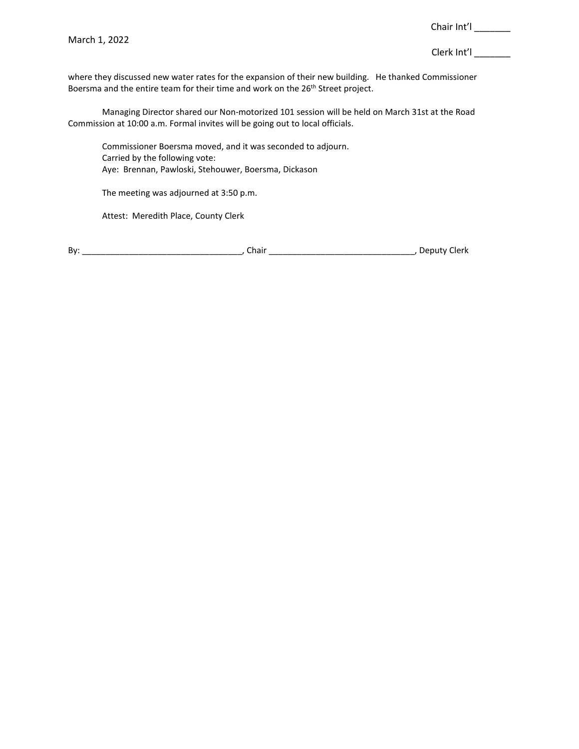where they discussed new water rates for the expansion of their new building. He thanked Commissioner Boersma and the entire team for their time and work on the 26th Street project.

Managing Director shared our Non-motorized 101 session will be held on March 31st at the Road Commission at 10:00 a.m. Formal invites will be going out to local officials.

Commissioner Boersma moved, and it was seconded to adjourn.
Carried by the following vote:
Aye: Brennan, Pawloski, Stehouwer, Boersma, Dickason

The meeting was adjourned at 3:50 p.m.

Attest: Meredith Place, County Clerk

By: _________________________________, Chair _______________________________, Deputy Clerk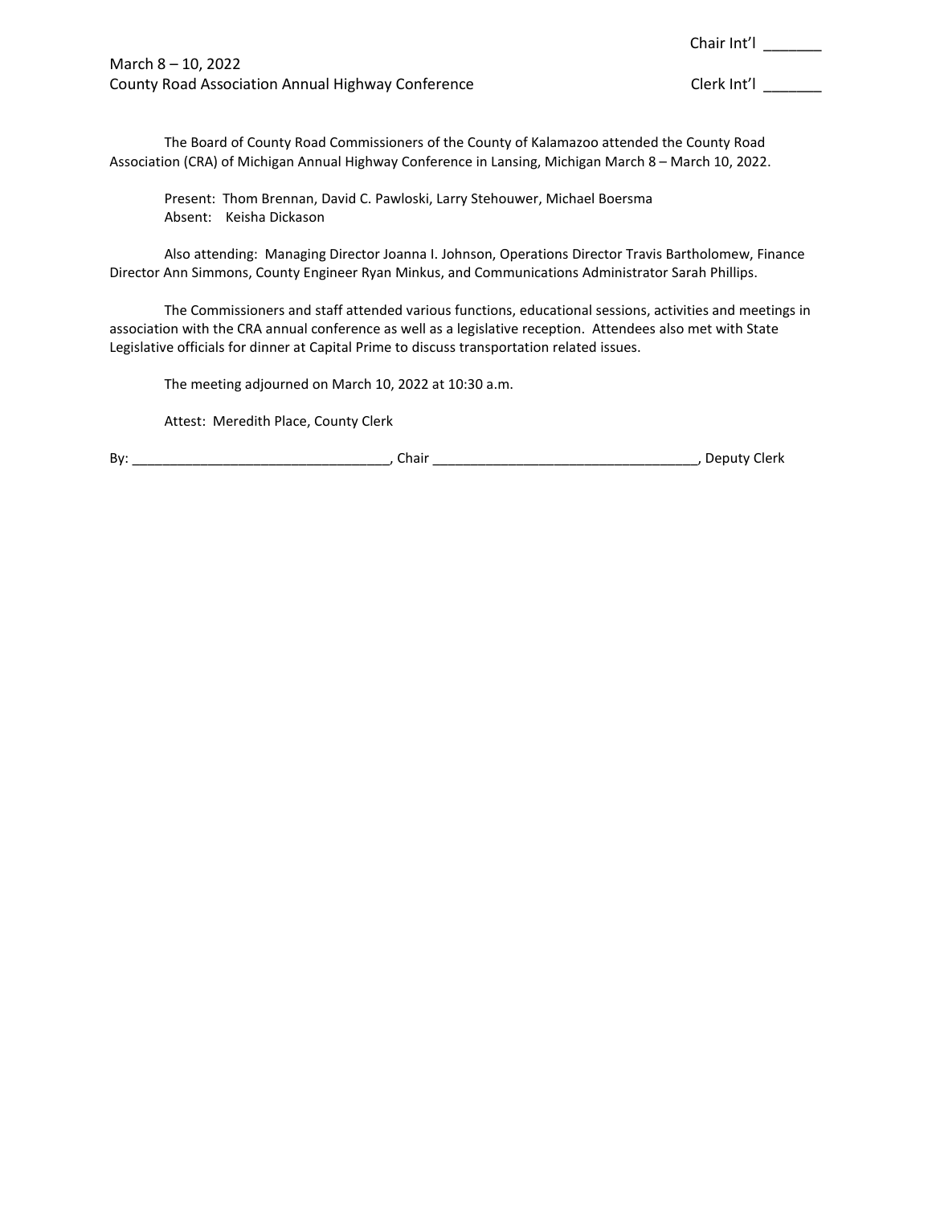Chair Int'l _______

March 8 – 10, 2022
County Road Association Annual Highway Conference

Clerk Int'l _______

The Board of County Road Commissioners of the County of Kalamazoo attended the County Road Association (CRA) of Michigan Annual Highway Conference in Lansing, Michigan March 8 – March 10, 2022.

Present: Thom Brennan, David C. Pawloski, Larry Stehouwer, Michael Boersma
Absent: Keisha Dickason

Also attending: Managing Director Joanna I. Johnson, Operations Director Travis Bartholomew, Finance Director Ann Simmons, County Engineer Ryan Minkus, and Communications Administrator Sarah Phillips.

The Commissioners and staff attended various functions, educational sessions, activities and meetings in association with the CRA annual conference as well as a legislative reception. Attendees also met with State Legislative officials for dinner at Capital Prime to discuss transportation related issues.

The meeting adjourned on March 10, 2022 at 10:30 a.m.

Attest: Meredith Place, County Clerk

By: _________________________________, Chair ___________________________________, Deputy Clerk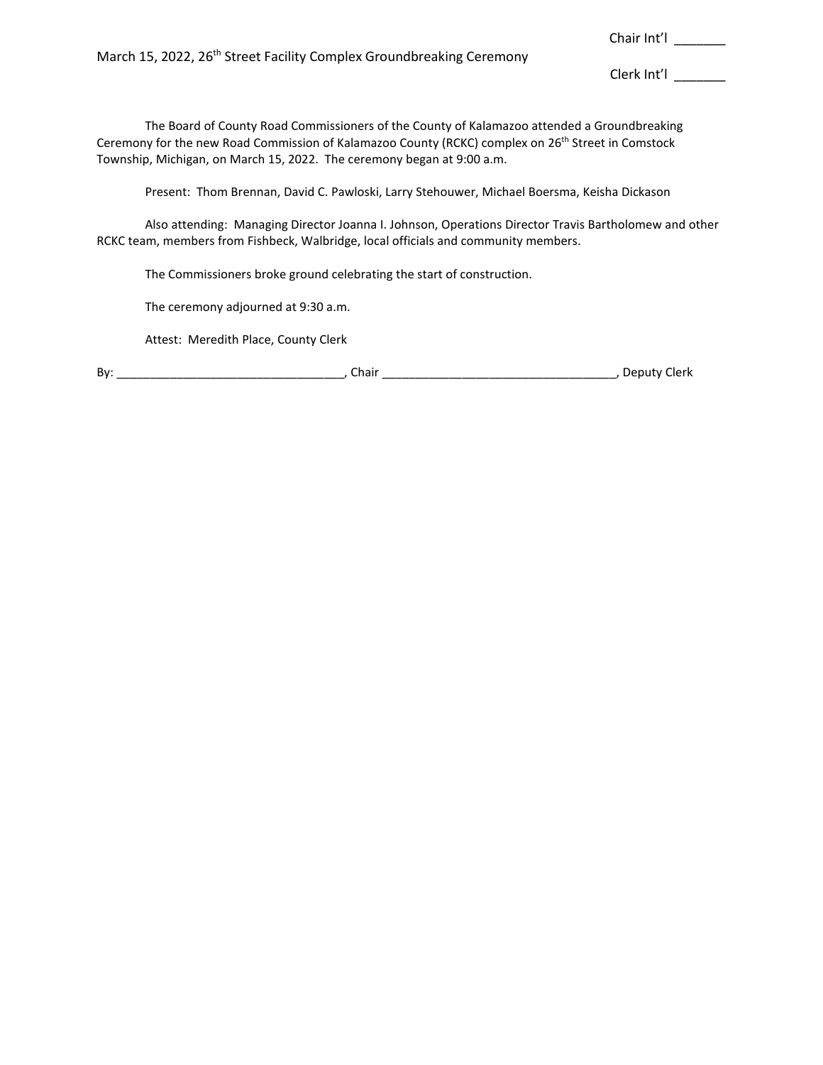Chair Int'l _______

March 15, 2022, 26th Street Facility Complex Groundbreaking Ceremony

Clerk Int'l _______

The Board of County Road Commissioners of the County of Kalamazoo attended a Groundbreaking Ceremony for the new Road Commission of Kalamazoo County (RCKC) complex on 26th Street in Comstock Township, Michigan, on March 15, 2022. The ceremony began at 9:00 a.m.

Present: Thom Brennan, David C. Pawloski, Larry Stehouwer, Michael Boersma, Keisha Dickason

Also attending: Managing Director Joanna I. Johnson, Operations Director Travis Bartholomew and other RCKC team, members from Fishbeck, Walbridge, local officials and community members.

The Commissioners broke ground celebrating the start of construction.

The ceremony adjourned at 9:30 a.m.

Attest: Meredith Place, County Clerk

By: _________________________________, Chair ___________________________________, Deputy Clerk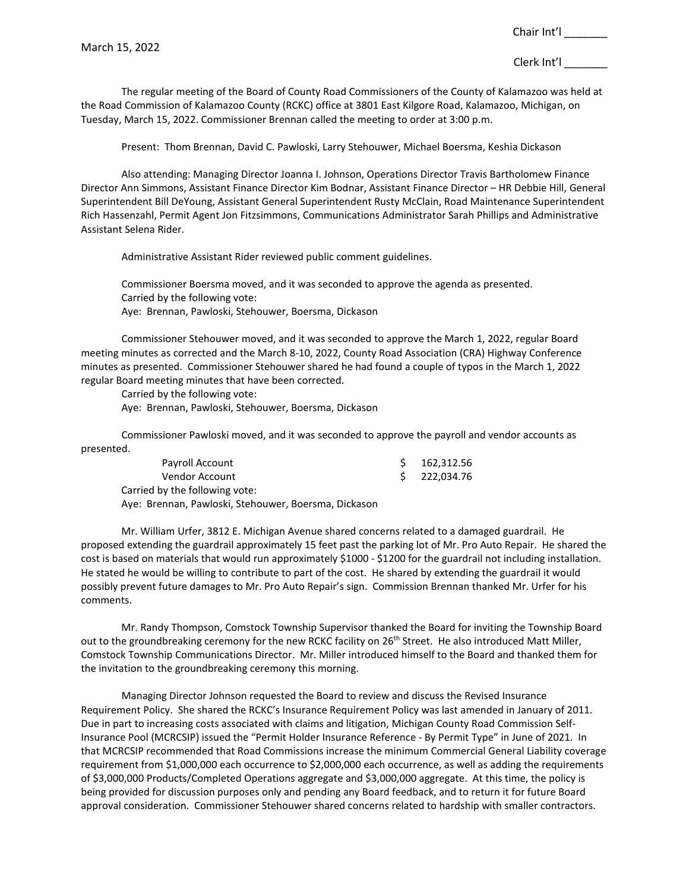Chair Int'l _______

March 15, 2022

Clerk Int'l _______

The regular meeting of the Board of County Road Commissioners of the County of Kalamazoo was held at the Road Commission of Kalamazoo County (RCKC) office at 3801 East Kilgore Road, Kalamazoo, Michigan, on Tuesday, March 15, 2022. Commissioner Brennan called the meeting to order at 3:00 p.m.

Present: Thom Brennan, David C. Pawloski, Larry Stehouwer, Michael Boersma, Keshia Dickason

Also attending: Managing Director Joanna I. Johnson, Operations Director Travis Bartholomew Finance Director Ann Simmons, Assistant Finance Director Kim Bodnar, Assistant Finance Director – HR Debbie Hill, General Superintendent Bill DeYoung, Assistant General Superintendent Rusty McClain, Road Maintenance Superintendent Rich Hassenzahl, Permit Agent Jon Fitzsimmons, Communications Administrator Sarah Phillips and Administrative Assistant Selena Rider.

Administrative Assistant Rider reviewed public comment guidelines.

Commissioner Boersma moved, and it was seconded to approve the agenda as presented.
Carried by the following vote:
Aye: Brennan, Pawloski, Stehouwer, Boersma, Dickason

Commissioner Stehouwer moved, and it was seconded to approve the March 1, 2022, regular Board meeting minutes as corrected and the March 8-10, 2022, County Road Association (CRA) Highway Conference minutes as presented. Commissioner Stehouwer shared he had found a couple of typos in the March 1, 2022 regular Board meeting minutes that have been corrected.
Carried by the following vote:
Aye: Brennan, Pawloski, Stehouwer, Boersma, Dickason

Commissioner Pawloski moved, and it was seconded to approve the payroll and vendor accounts as presented.

| | |
|---|---|
| Payroll Account | $ 162,312.56 |
| Vendor Account | $ 222,034.76 |

Carried by the following vote:
Aye: Brennan, Pawloski, Stehouwer, Boersma, Dickason

Mr. William Urfer, 3812 E. Michigan Avenue shared concerns related to a damaged guardrail. He proposed extending the guardrail approximately 15 feet past the parking lot of Mr. Pro Auto Repair. He shared the cost is based on materials that would run approximately $1000 - $1200 for the guardrail not including installation. He stated he would be willing to contribute to part of the cost. He shared by extending the guardrail it would possibly prevent future damages to Mr. Pro Auto Repair's sign. Commission Brennan thanked Mr. Urfer for his comments.

Mr. Randy Thompson, Comstock Township Supervisor thanked the Board for inviting the Township Board out to the groundbreaking ceremony for the new RCKC facility on 26th Street. He also introduced Matt Miller, Comstock Township Communications Director. Mr. Miller introduced himself to the Board and thanked them for the invitation to the groundbreaking ceremony this morning.

Managing Director Johnson requested the Board to review and discuss the Revised Insurance Requirement Policy. She shared the RCKC's Insurance Requirement Policy was last amended in January of 2011. Due in part to increasing costs associated with claims and litigation, Michigan County Road Commission Self-Insurance Pool (MCRCSIP) issued the "Permit Holder Insurance Reference - By Permit Type" in June of 2021. In that MCRCSIP recommended that Road Commissions increase the minimum Commercial General Liability coverage requirement from $1,000,000 each occurrence to $2,000,000 each occurrence, as well as adding the requirements of $3,000,000 Products/Completed Operations aggregate and $3,000,000 aggregate. At this time, the policy is being provided for discussion purposes only and pending any Board feedback, and to return it for future Board approval consideration. Commissioner Stehouwer shared concerns related to hardship with smaller contractors.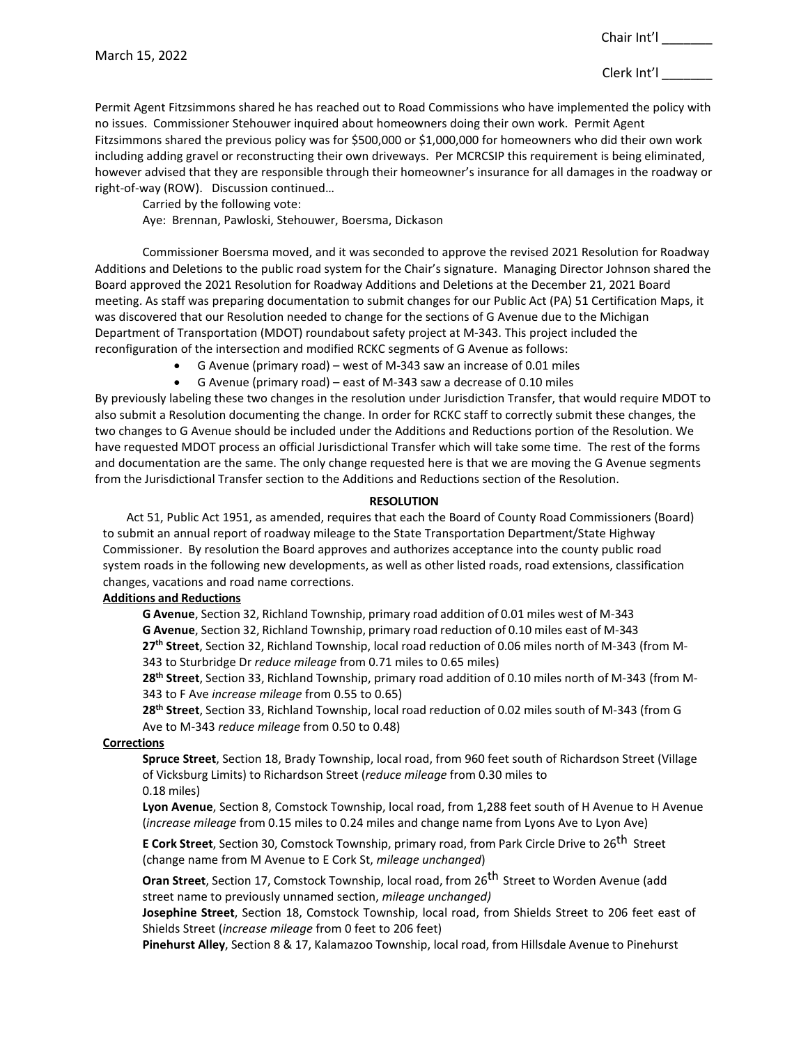March 15, 2022

Chair Int'l _______

Clerk Int'l _______

Permit Agent Fitzsimmons shared he has reached out to Road Commissions who have implemented the policy with no issues. Commissioner Stehouwer inquired about homeowners doing their own work. Permit Agent Fitzsimmons shared the previous policy was for $500,000 or $1,000,000 for homeowners who did their own work including adding gravel or reconstructing their own driveways. Per MCRCSIP this requirement is being eliminated, however advised that they are responsible through their homeowner's insurance for all damages in the roadway or right-of-way (ROW). Discussion continued…

Carried by the following vote:

Aye: Brennan, Pawloski, Stehouwer, Boersma, Dickason

Commissioner Boersma moved, and it was seconded to approve the revised 2021 Resolution for Roadway Additions and Deletions to the public road system for the Chair's signature. Managing Director Johnson shared the Board approved the 2021 Resolution for Roadway Additions and Deletions at the December 21, 2021 Board meeting. As staff was preparing documentation to submit changes for our Public Act (PA) 51 Certification Maps, it was discovered that our Resolution needed to change for the sections of G Avenue due to the Michigan Department of Transportation (MDOT) roundabout safety project at M-343. This project included the reconfiguration of the intersection and modified RCKC segments of G Avenue as follows:

- G Avenue (primary road) – west of M-343 saw an increase of 0.01 miles
- G Avenue (primary road) – east of M-343 saw a decrease of 0.10 miles

By previously labeling these two changes in the resolution under Jurisdiction Transfer, that would require MDOT to also submit a Resolution documenting the change. In order for RCKC staff to correctly submit these changes, the two changes to G Avenue should be included under the Additions and Reductions portion of the Resolution. We have requested MDOT process an official Jurisdictional Transfer which will take some time. The rest of the forms and documentation are the same. The only change requested here is that we are moving the G Avenue segments from the Jurisdictional Transfer section to the Additions and Reductions section of the Resolution.

**RESOLUTION**

Act 51, Public Act 1951, as amended, requires that each the Board of County Road Commissioners (Board) to submit an annual report of roadway mileage to the State Transportation Department/State Highway Commissioner. By resolution the Board approves and authorizes acceptance into the county public road system roads in the following new developments, as well as other listed roads, road extensions, classification changes, vacations and road name corrections.

**Additions and Reductions**

**G Avenue**, Section 32, Richland Township, primary road addition of 0.01 miles west of M-343

**G Avenue**, Section 32, Richland Township, primary road reduction of 0.10 miles east of M-343

**27th Street**, Section 32, Richland Township, local road reduction of 0.06 miles north of M-343 (from M-343 to Sturbridge Dr *reduce mileage* from 0.71 miles to 0.65 miles)

**28th Street**, Section 33, Richland Township, primary road addition of 0.10 miles north of M-343 (from M-343 to F Ave *increase mileage* from 0.55 to 0.65)

**28th Street**, Section 33, Richland Township, local road reduction of 0.02 miles south of M-343 (from G Ave to M-343 *reduce mileage* from 0.50 to 0.48)

**Corrections**

**Spruce Street**, Section 18, Brady Township, local road, from 960 feet south of Richardson Street (Village of Vicksburg Limits) to Richardson Street (*reduce mileage* from 0.30 miles to 0.18 miles)

**Lyon Avenue**, Section 8, Comstock Township, local road, from 1,288 feet south of H Avenue to H Avenue (*increase mileage* from 0.15 miles to 0.24 miles and change name from Lyons Ave to Lyon Ave)

**E Cork Street**, Section 30, Comstock Township, primary road, from Park Circle Drive to 26th Street (change name from M Avenue to E Cork St, *mileage unchanged*)

**Oran Street**, Section 17, Comstock Township, local road, from 26th Street to Worden Avenue (add street name to previously unnamed section, *mileage unchanged)*

**Josephine Street**, Section 18, Comstock Township, local road, from Shields Street to 206 feet east of Shields Street (*increase mileage* from 0 feet to 206 feet)

**Pinehurst Alley**, Section 8 & 17, Kalamazoo Township, local road, from Hillsdale Avenue to Pinehurst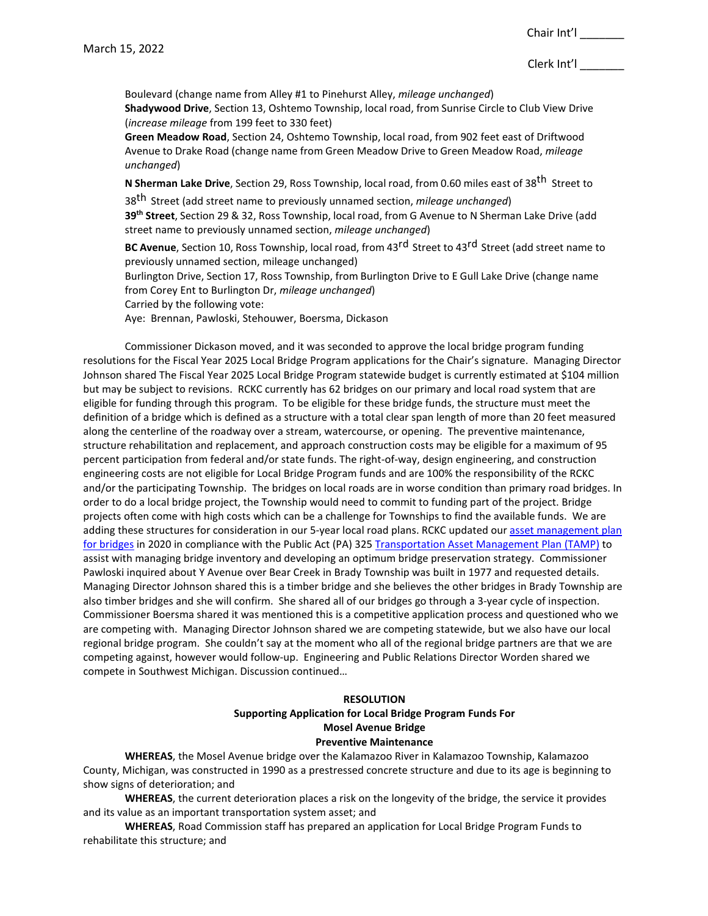Boulevard (change name from Alley #1 to Pinehurst Alley, *mileage unchanged*)
**Shadywood Drive**, Section 13, Oshtemo Township, local road, from Sunrise Circle to Club View Drive (*increase mileage* from 199 feet to 330 feet)
**Green Meadow Road**, Section 24, Oshtemo Township, local road, from 902 feet east of Driftwood Avenue to Drake Road (change name from Green Meadow Drive to Green Meadow Road, *mileage unchanged*)
**N Sherman Lake Drive**, Section 29, Ross Township, local road, from 0.60 miles east of 38th Street to 38th Street (add street name to previously unnamed section, *mileage unchanged*)
**39th Street**, Section 29 & 32, Ross Township, local road, from G Avenue to N Sherman Lake Drive (add street name to previously unnamed section, *mileage unchanged*)
**BC Avenue**, Section 10, Ross Township, local road, from 43rd Street to 43rd Street (add street name to previously unnamed section, mileage unchanged)
Burlington Drive, Section 17, Ross Township, from Burlington Drive to E Gull Lake Drive (change name from Corey Ent to Burlington Dr, *mileage unchanged*)
Carried by the following vote:
Aye: Brennan, Pawloski, Stehouwer, Boersma, Dickason

Commissioner Dickason moved, and it was seconded to approve the local bridge program funding resolutions for the Fiscal Year 2025 Local Bridge Program applications for the Chair's signature. Managing Director Johnson shared The Fiscal Year 2025 Local Bridge Program statewide budget is currently estimated at $104 million but may be subject to revisions. RCKC currently has 62 bridges on our primary and local road system that are eligible for funding through this program. To be eligible for these bridge funds, the structure must meet the definition of a bridge which is defined as a structure with a total clear span length of more than 20 feet measured along the centerline of the roadway over a stream, watercourse, or opening. The preventive maintenance, structure rehabilitation and replacement, and approach construction costs may be eligible for a maximum of 95 percent participation from federal and/or state funds. The right-of-way, design engineering, and construction engineering costs are not eligible for Local Bridge Program funds and are 100% the responsibility of the RCKC and/or the participating Township. The bridges on local roads are in worse condition than primary road bridges. In order to do a local bridge project, the Township would need to commit to funding part of the project. Bridge projects often come with high costs which can be a challenge for Townships to find the available funds. We are adding these structures for consideration in our 5-year local road plans. RCKC updated our asset management plan for bridges in 2020 in compliance with the Public Act (PA) 325 Transportation Asset Management Plan (TAMP) to assist with managing bridge inventory and developing an optimum bridge preservation strategy. Commissioner Pawloski inquired about Y Avenue over Bear Creek in Brady Township was built in 1977 and requested details. Managing Director Johnson shared this is a timber bridge and she believes the other bridges in Brady Township are also timber bridges and she will confirm. She shared all of our bridges go through a 3-year cycle of inspection. Commissioner Boersma shared it was mentioned this is a competitive application process and questioned who we are competing with. Managing Director Johnson shared we are competing statewide, but we also have our local regional bridge program. She couldn't say at the moment who all of the regional bridge partners are that we are competing against, however would follow-up. Engineering and Public Relations Director Worden shared we compete in Southwest Michigan. Discussion continued…

**RESOLUTION**
**Supporting Application for Local Bridge Program Funds For**
**Mosel Avenue Bridge**
**Preventive Maintenance**

**WHEREAS**, the Mosel Avenue bridge over the Kalamazoo River in Kalamazoo Township, Kalamazoo County, Michigan, was constructed in 1990 as a prestressed concrete structure and due to its age is beginning to show signs of deterioration; and

**WHEREAS**, the current deterioration places a risk on the longevity of the bridge, the service it provides and its value as an important transportation system asset; and

**WHEREAS**, Road Commission staff has prepared an application for Local Bridge Program Funds to rehabilitate this structure; and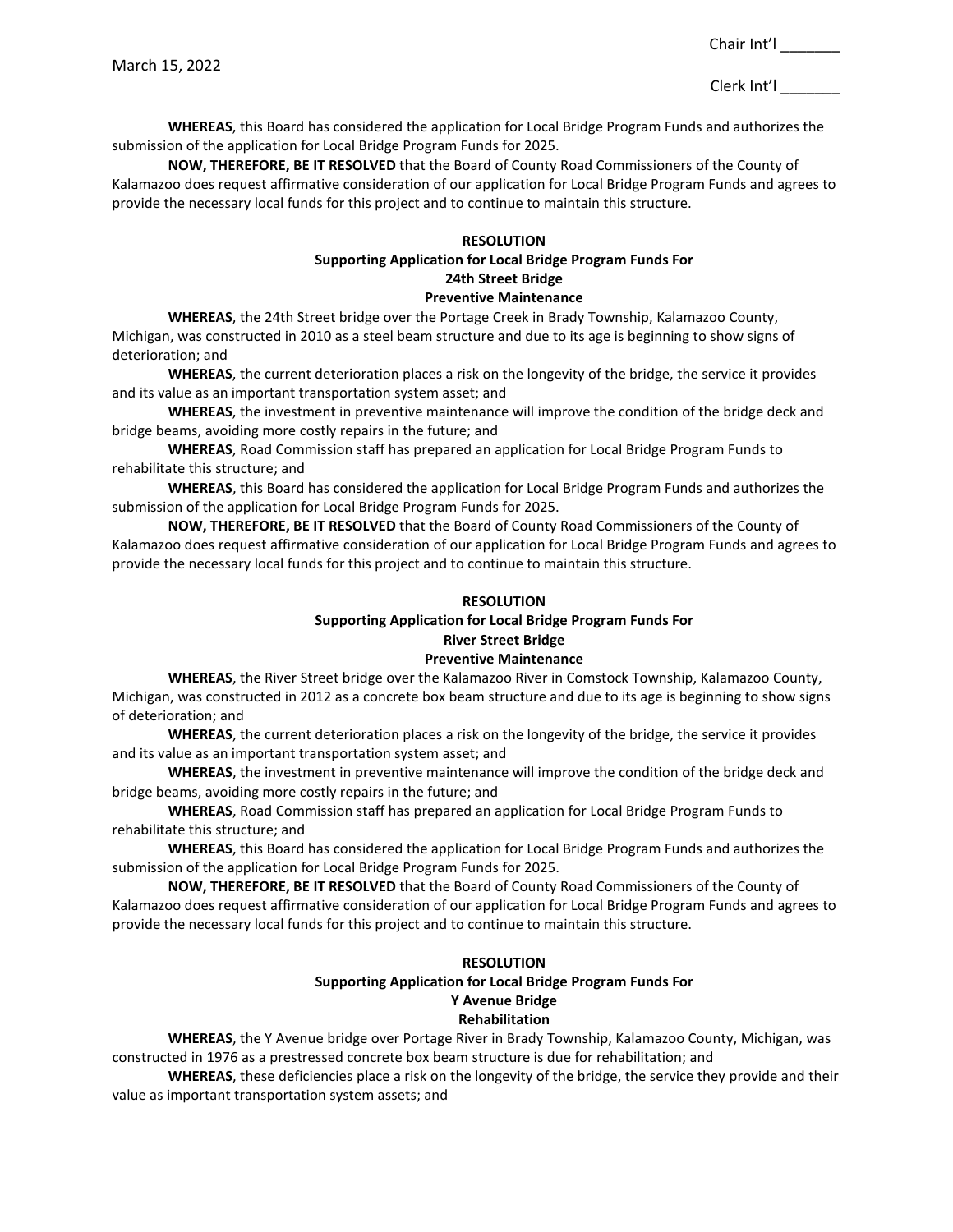**WHEREAS**, this Board has considered the application for Local Bridge Program Funds and authorizes the submission of the application for Local Bridge Program Funds for 2025.

**NOW, THEREFORE, BE IT RESOLVED** that the Board of County Road Commissioners of the County of Kalamazoo does request affirmative consideration of our application for Local Bridge Program Funds and agrees to provide the necessary local funds for this project and to continue to maintain this structure.

**RESOLUTION**
**Supporting Application for Local Bridge Program Funds For**
**24th Street Bridge**
**Preventive Maintenance**

**WHEREAS**, the 24th Street bridge over the Portage Creek in Brady Township, Kalamazoo County, Michigan, was constructed in 2010 as a steel beam structure and due to its age is beginning to show signs of deterioration; and

**WHEREAS**, the current deterioration places a risk on the longevity of the bridge, the service it provides and its value as an important transportation system asset; and

**WHEREAS**, the investment in preventive maintenance will improve the condition of the bridge deck and bridge beams, avoiding more costly repairs in the future; and

**WHEREAS**, Road Commission staff has prepared an application for Local Bridge Program Funds to rehabilitate this structure; and

**WHEREAS**, this Board has considered the application for Local Bridge Program Funds and authorizes the submission of the application for Local Bridge Program Funds for 2025.

**NOW, THEREFORE, BE IT RESOLVED** that the Board of County Road Commissioners of the County of Kalamazoo does request affirmative consideration of our application for Local Bridge Program Funds and agrees to provide the necessary local funds for this project and to continue to maintain this structure.

**RESOLUTION**
**Supporting Application for Local Bridge Program Funds For**
**River Street Bridge**
**Preventive Maintenance**

**WHEREAS**, the River Street bridge over the Kalamazoo River in Comstock Township, Kalamazoo County, Michigan, was constructed in 2012 as a concrete box beam structure and due to its age is beginning to show signs of deterioration; and

**WHEREAS**, the current deterioration places a risk on the longevity of the bridge, the service it provides and its value as an important transportation system asset; and

**WHEREAS**, the investment in preventive maintenance will improve the condition of the bridge deck and bridge beams, avoiding more costly repairs in the future; and

**WHEREAS**, Road Commission staff has prepared an application for Local Bridge Program Funds to rehabilitate this structure; and

**WHEREAS**, this Board has considered the application for Local Bridge Program Funds and authorizes the submission of the application for Local Bridge Program Funds for 2025.

**NOW, THEREFORE, BE IT RESOLVED** that the Board of County Road Commissioners of the County of Kalamazoo does request affirmative consideration of our application for Local Bridge Program Funds and agrees to provide the necessary local funds for this project and to continue to maintain this structure.

**RESOLUTION**
**Supporting Application for Local Bridge Program Funds For**
**Y Avenue Bridge**
**Rehabilitation**

**WHEREAS**, the Y Avenue bridge over Portage River in Brady Township, Kalamazoo County, Michigan, was constructed in 1976 as a prestressed concrete box beam structure is due for rehabilitation; and

**WHEREAS**, these deficiencies place a risk on the longevity of the bridge, the service they provide and their value as important transportation system assets; and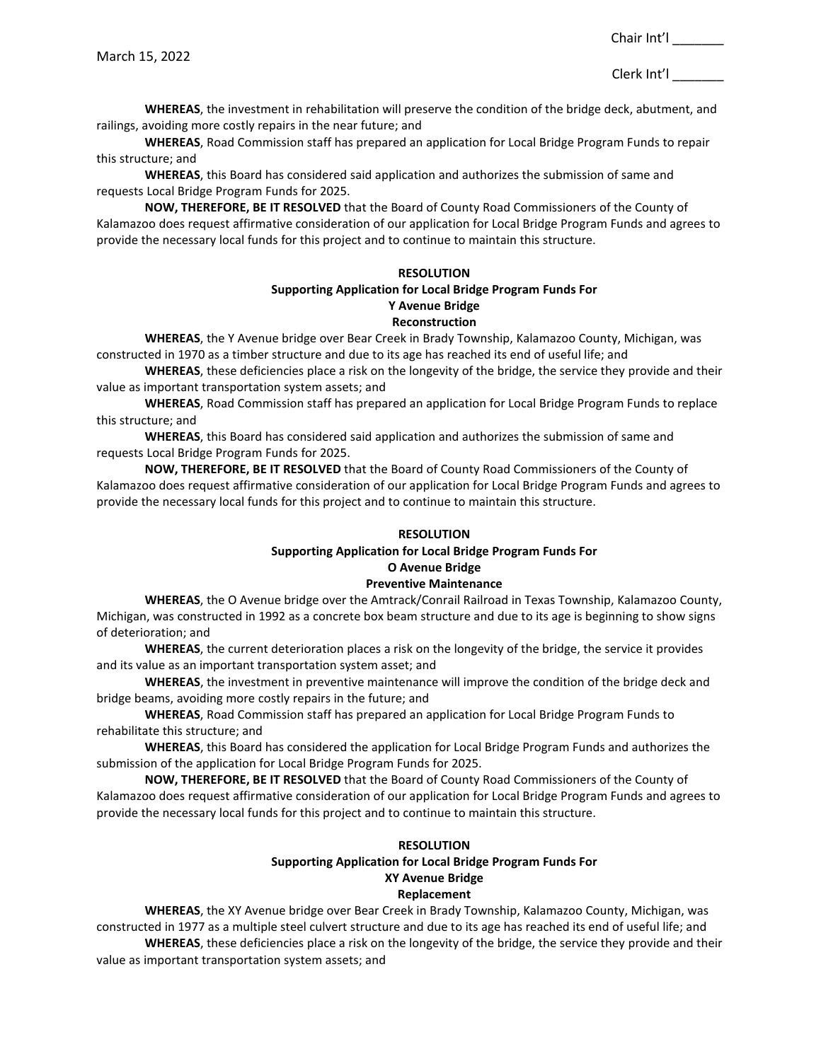March 15, 2022

Chair Int'l _______

Clerk Int'l _______

**WHEREAS**, the investment in rehabilitation will preserve the condition of the bridge deck, abutment, and railings, avoiding more costly repairs in the near future; and

**WHEREAS**, Road Commission staff has prepared an application for Local Bridge Program Funds to repair this structure; and

**WHEREAS**, this Board has considered said application and authorizes the submission of same and requests Local Bridge Program Funds for 2025.

**NOW, THEREFORE, BE IT RESOLVED** that the Board of County Road Commissioners of the County of Kalamazoo does request affirmative consideration of our application for Local Bridge Program Funds and agrees to provide the necessary local funds for this project and to continue to maintain this structure.

**RESOLUTION**
**Supporting Application for Local Bridge Program Funds For**
**Y Avenue Bridge**
**Reconstruction**

**WHEREAS**, the Y Avenue bridge over Bear Creek in Brady Township, Kalamazoo County, Michigan, was constructed in 1970 as a timber structure and due to its age has reached its end of useful life; and

**WHEREAS**, these deficiencies place a risk on the longevity of the bridge, the service they provide and their value as important transportation system assets; and

**WHEREAS**, Road Commission staff has prepared an application for Local Bridge Program Funds to replace this structure; and

**WHEREAS**, this Board has considered said application and authorizes the submission of same and requests Local Bridge Program Funds for 2025.

**NOW, THEREFORE, BE IT RESOLVED** that the Board of County Road Commissioners of the County of Kalamazoo does request affirmative consideration of our application for Local Bridge Program Funds and agrees to provide the necessary local funds for this project and to continue to maintain this structure.

**RESOLUTION**
**Supporting Application for Local Bridge Program Funds For**
**O Avenue Bridge**
**Preventive Maintenance**

**WHEREAS**, the O Avenue bridge over the Amtrack/Conrail Railroad in Texas Township, Kalamazoo County, Michigan, was constructed in 1992 as a concrete box beam structure and due to its age is beginning to show signs of deterioration; and

**WHEREAS**, the current deterioration places a risk on the longevity of the bridge, the service it provides and its value as an important transportation system asset; and

**WHEREAS**, the investment in preventive maintenance will improve the condition of the bridge deck and bridge beams, avoiding more costly repairs in the future; and

**WHEREAS**, Road Commission staff has prepared an application for Local Bridge Program Funds to rehabilitate this structure; and

**WHEREAS**, this Board has considered the application for Local Bridge Program Funds and authorizes the submission of the application for Local Bridge Program Funds for 2025.

**NOW, THEREFORE, BE IT RESOLVED** that the Board of County Road Commissioners of the County of Kalamazoo does request affirmative consideration of our application for Local Bridge Program Funds and agrees to provide the necessary local funds for this project and to continue to maintain this structure.

**RESOLUTION**
**Supporting Application for Local Bridge Program Funds For**
**XY Avenue Bridge**
**Replacement**

**WHEREAS**, the XY Avenue bridge over Bear Creek in Brady Township, Kalamazoo County, Michigan, was constructed in 1977 as a multiple steel culvert structure and due to its age has reached its end of useful life; and

**WHEREAS**, these deficiencies place a risk on the longevity of the bridge, the service they provide and their value as important transportation system assets; and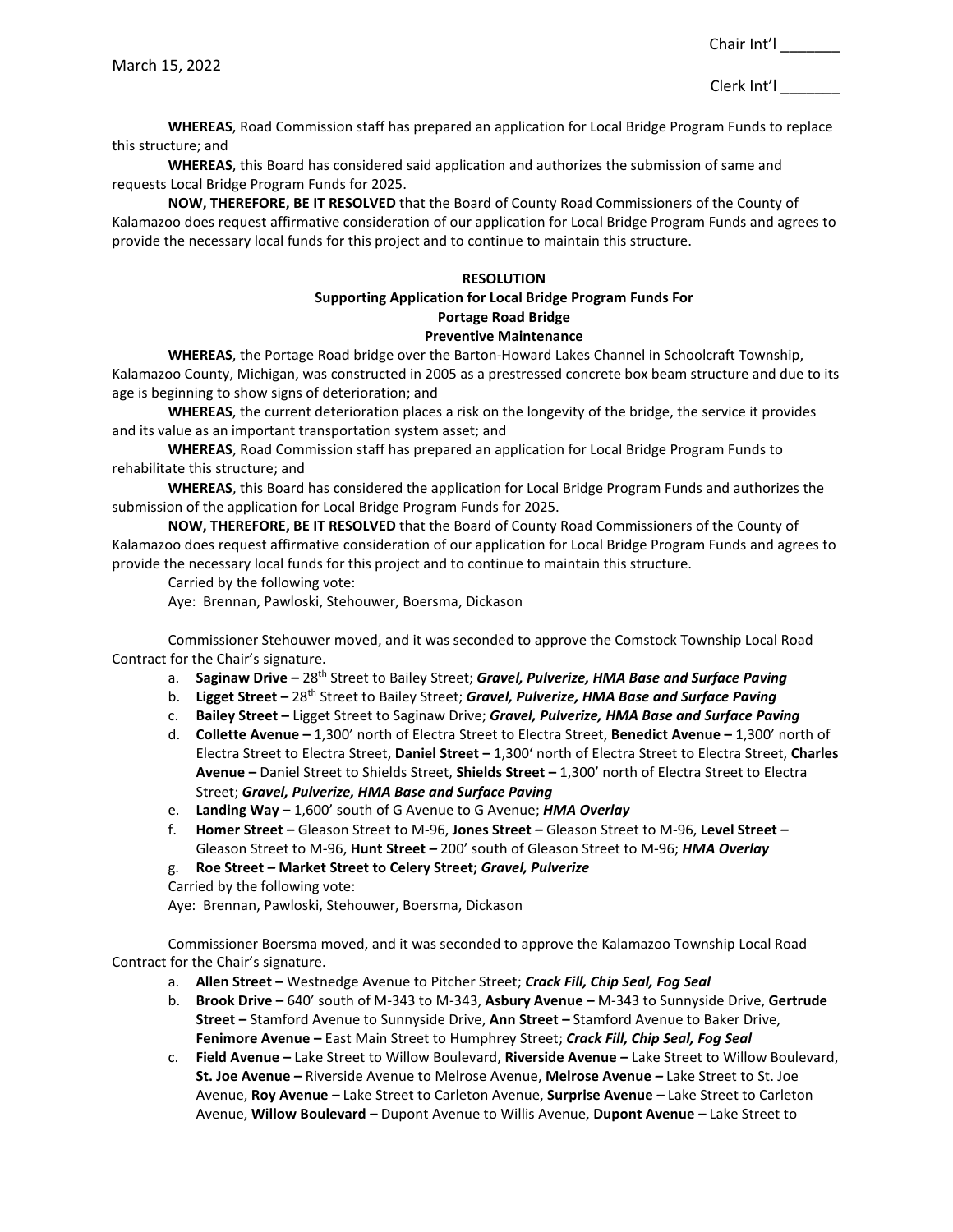**WHEREAS**, Road Commission staff has prepared an application for Local Bridge Program Funds to replace this structure; and

**WHEREAS**, this Board has considered said application and authorizes the submission of same and requests Local Bridge Program Funds for 2025.

**NOW, THEREFORE, BE IT RESOLVED** that the Board of County Road Commissioners of the County of Kalamazoo does request affirmative consideration of our application for Local Bridge Program Funds and agrees to provide the necessary local funds for this project and to continue to maintain this structure.

**RESOLUTION**
**Supporting Application for Local Bridge Program Funds For**
**Portage Road Bridge**
**Preventive Maintenance**

**WHEREAS**, the Portage Road bridge over the Barton-Howard Lakes Channel in Schoolcraft Township, Kalamazoo County, Michigan, was constructed in 2005 as a prestressed concrete box beam structure and due to its age is beginning to show signs of deterioration; and

**WHEREAS**, the current deterioration places a risk on the longevity of the bridge, the service it provides and its value as an important transportation system asset; and

**WHEREAS**, Road Commission staff has prepared an application for Local Bridge Program Funds to rehabilitate this structure; and

**WHEREAS**, this Board has considered the application for Local Bridge Program Funds and authorizes the submission of the application for Local Bridge Program Funds for 2025.

**NOW, THEREFORE, BE IT RESOLVED** that the Board of County Road Commissioners of the County of Kalamazoo does request affirmative consideration of our application for Local Bridge Program Funds and agrees to provide the necessary local funds for this project and to continue to maintain this structure.

Carried by the following vote:
Aye: Brennan, Pawloski, Stehouwer, Boersma, Dickason

Commissioner Stehouwer moved, and it was seconded to approve the Comstock Township Local Road Contract for the Chair's signature.

a. **Saginaw Drive –** 28th Street to Bailey Street; ***Gravel, Pulverize, HMA Base and Surface Paving***
b. **Ligget Street –** 28th Street to Bailey Street; ***Gravel, Pulverize, HMA Base and Surface Paving***
c. **Bailey Street –** Ligget Street to Saginaw Drive; ***Gravel, Pulverize, HMA Base and Surface Paving***
d. **Collette Avenue –** 1,300' north of Electra Street to Electra Street, **Benedict Avenue –** 1,300' north of Electra Street to Electra Street, **Daniel Street –** 1,300' north of Electra Street to Electra Street, **Charles Avenue –** Daniel Street to Shields Street, **Shields Street –** 1,300' north of Electra Street to Electra Street; ***Gravel, Pulverize, HMA Base and Surface Paving***
e. **Landing Way –** 1,600' south of G Avenue to G Avenue; ***HMA Overlay***
f. **Homer Street –** Gleason Street to M-96, **Jones Street –** Gleason Street to M-96, **Level Street –** Gleason Street to M-96, **Hunt Street –** 200' south of Gleason Street to M-96; ***HMA Overlay***
g. **Roe Street – Market Street to Celery Street; *Gravel, Pulverize***

Carried by the following vote:
Aye: Brennan, Pawloski, Stehouwer, Boersma, Dickason

Commissioner Boersma moved, and it was seconded to approve the Kalamazoo Township Local Road Contract for the Chair's signature.

a. **Allen Street –** Westnedge Avenue to Pitcher Street; ***Crack Fill, Chip Seal, Fog Seal***
b. **Brook Drive –** 640' south of M-343 to M-343, **Asbury Avenue –** M-343 to Sunnyside Drive, **Gertrude Street –** Stamford Avenue to Sunnyside Drive, **Ann Street –** Stamford Avenue to Baker Drive, **Fenimore Avenue –** East Main Street to Humphrey Street; ***Crack Fill, Chip Seal, Fog Seal***
c. **Field Avenue –** Lake Street to Willow Boulevard, **Riverside Avenue –** Lake Street to Willow Boulevard, **St. Joe Avenue –** Riverside Avenue to Melrose Avenue, **Melrose Avenue –** Lake Street to St. Joe Avenue, **Roy Avenue –** Lake Street to Carleton Avenue, **Surprise Avenue –** Lake Street to Carleton Avenue, **Willow Boulevard –** Dupont Avenue to Willis Avenue, **Dupont Avenue –** Lake Street to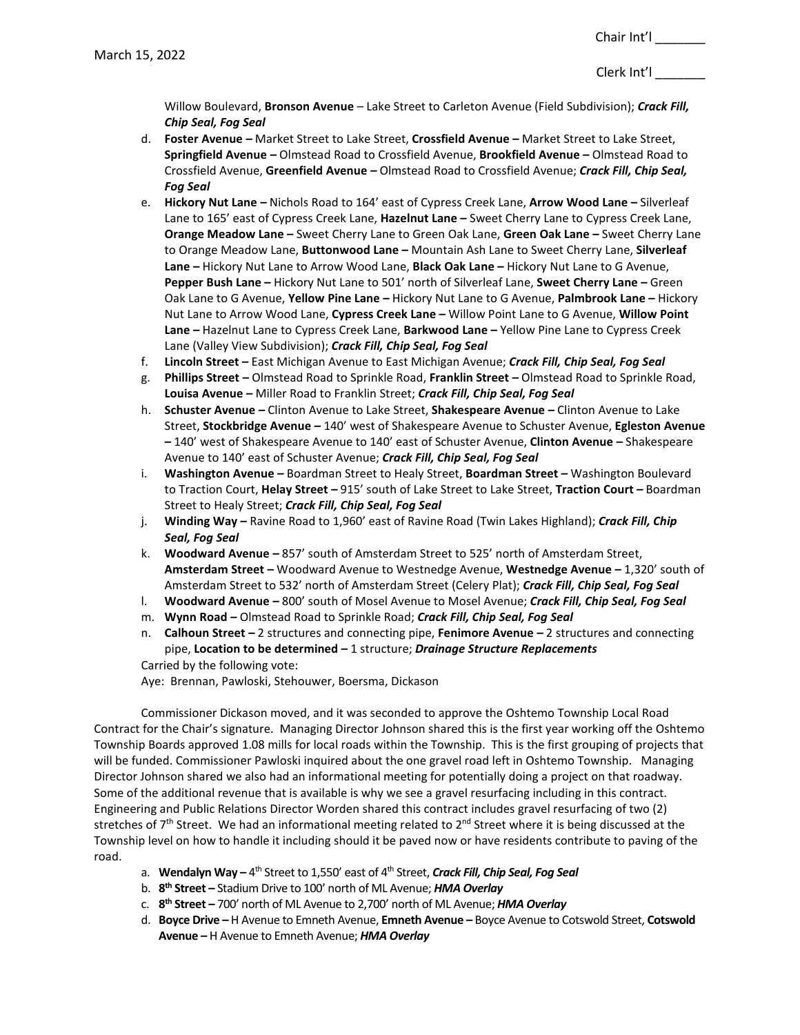Willow Boulevard, **Bronson Avenue** – Lake Street to Carleton Avenue (Field Subdivision); ***Crack Fill, Chip Seal, Fog Seal***

d. **Foster Avenue –** Market Street to Lake Street, **Crossfield Avenue –** Market Street to Lake Street, **Springfield Avenue –** Olmstead Road to Crossfield Avenue, **Brookfield Avenue –** Olmstead Road to Crossfield Avenue, **Greenfield Avenue –** Olmstead Road to Crossfield Avenue; ***Crack Fill, Chip Seal, Fog Seal***

e. **Hickory Nut Lane –** Nichols Road to 164' east of Cypress Creek Lane, **Arrow Wood Lane –** Silverleaf Lane to 165' east of Cypress Creek Lane, **Hazelnut Lane –** Sweet Cherry Lane to Cypress Creek Lane, **Orange Meadow Lane –** Sweet Cherry Lane to Green Oak Lane, **Green Oak Lane –** Sweet Cherry Lane to Orange Meadow Lane, **Buttonwood Lane –** Mountain Ash Lane to Sweet Cherry Lane, **Silverleaf Lane –** Hickory Nut Lane to Arrow Wood Lane, **Black Oak Lane –** Hickory Nut Lane to G Avenue, **Pepper Bush Lane –** Hickory Nut Lane to 501' north of Silverleaf Lane, **Sweet Cherry Lane –** Green Oak Lane to G Avenue, **Yellow Pine Lane –** Hickory Nut Lane to G Avenue, **Palmbrook Lane –** Hickory Nut Lane to Arrow Wood Lane, **Cypress Creek Lane –** Willow Point Lane to G Avenue, **Willow Point Lane –** Hazelnut Lane to Cypress Creek Lane, **Barkwood Lane –** Yellow Pine Lane to Cypress Creek Lane (Valley View Subdivision); ***Crack Fill, Chip Seal, Fog Seal***

f. **Lincoln Street –** East Michigan Avenue to East Michigan Avenue; ***Crack Fill, Chip Seal, Fog Seal***

g. **Phillips Street –** Olmstead Road to Sprinkle Road, **Franklin Street –** Olmstead Road to Sprinkle Road, **Louisa Avenue –** Miller Road to Franklin Street; ***Crack Fill, Chip Seal, Fog Seal***

h. **Schuster Avenue –** Clinton Avenue to Lake Street, **Shakespeare Avenue –** Clinton Avenue to Lake Street, **Stockbridge Avenue –** 140' west of Shakespeare Avenue to Schuster Avenue, **Egleston Avenue –** 140' west of Shakespeare Avenue to 140' east of Schuster Avenue, **Clinton Avenue –** Shakespeare Avenue to 140' east of Schuster Avenue; ***Crack Fill, Chip Seal, Fog Seal***

i. **Washington Avenue –** Boardman Street to Healy Street, **Boardman Street –** Washington Boulevard to Traction Court, **Helay Street –** 915' south of Lake Street to Lake Street, **Traction Court –** Boardman Street to Healy Street; ***Crack Fill, Chip Seal, Fog Seal***

j. **Winding Way –** Ravine Road to 1,960' east of Ravine Road (Twin Lakes Highland); ***Crack Fill, Chip Seal, Fog Seal***

k. **Woodward Avenue –** 857' south of Amsterdam Street to 525' north of Amsterdam Street, **Amsterdam Street –** Woodward Avenue to Westnedge Avenue, **Westnedge Avenue –** 1,320' south of Amsterdam Street to 532' north of Amsterdam Street (Celery Plat); ***Crack Fill, Chip Seal, Fog Seal***

l. **Woodward Avenue –** 800' south of Mosel Avenue to Mosel Avenue; ***Crack Fill, Chip Seal, Fog Seal***

m. **Wynn Road –** Olmstead Road to Sprinkle Road; ***Crack Fill, Chip Seal, Fog Seal***

n. **Calhoun Street –** 2 structures and connecting pipe, **Fenimore Avenue –** 2 structures and connecting pipe, **Location to be determined –** 1 structure; ***Drainage Structure Replacements***

Carried by the following vote:

Aye: Brennan, Pawloski, Stehouwer, Boersma, Dickason

Commissioner Dickason moved, and it was seconded to approve the Oshtemo Township Local Road Contract for the Chair's signature. Managing Director Johnson shared this is the first year working off the Oshtemo Township Boards approved 1.08 mills for local roads within the Township. This is the first grouping of projects that will be funded. Commissioner Pawloski inquired about the one gravel road left in Oshtemo Township. Managing Director Johnson shared we also had an informational meeting for potentially doing a project on that roadway. Some of the additional revenue that is available is why we see a gravel resurfacing including in this contract. Engineering and Public Relations Director Worden shared this contract includes gravel resurfacing of two (2) stretches of 7th Street. We had an informational meeting related to 2nd Street where it is being discussed at the Township level on how to handle it including should it be paved now or have residents contribute to paving of the road.

a. **Wendalyn Way –** 4th Street to 1,550' east of 4th Street, ***Crack Fill, Chip Seal, Fog Seal***

b. **8th Street –** Stadium Drive to 100' north of ML Avenue; ***HMA Overlay***

c. **8th Street –** 700' north of ML Avenue to 2,700' north of ML Avenue; ***HMA Overlay***

d. **Boyce Drive –** H Avenue to Emneth Avenue, **Emneth Avenue –** Boyce Avenue to Cotswold Street, **Cotswold Avenue –** H Avenue to Emneth Avenue; ***HMA Overlay***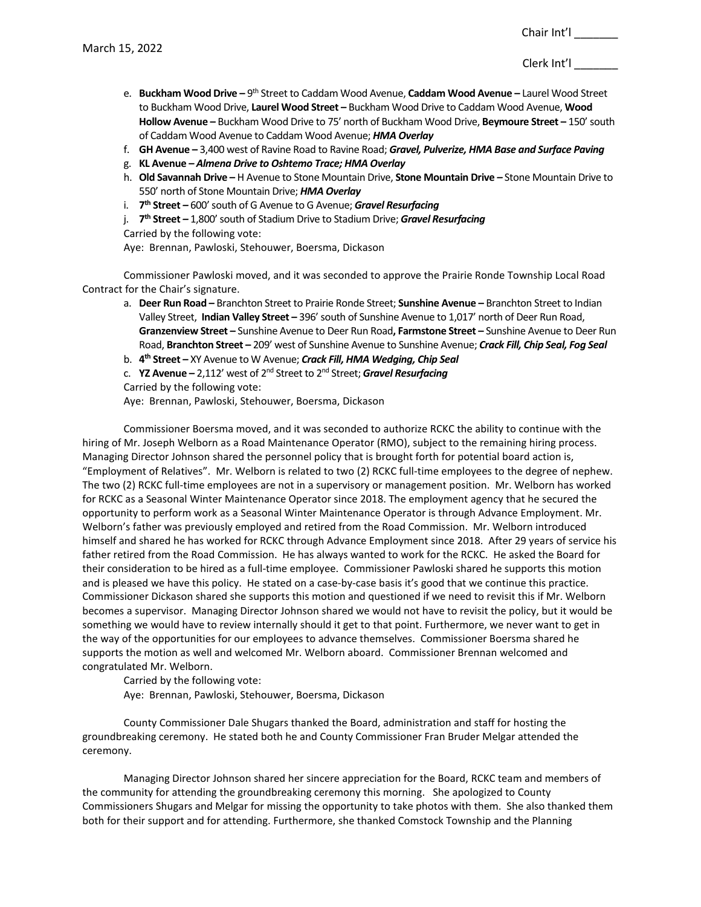e. **Buckham Wood Drive –** 9th Street to Caddam Wood Avenue, **Caddam Wood Avenue –** Laurel Wood Street to Buckham Wood Drive, **Laurel Wood Street –** Buckham Wood Drive to Caddam Wood Avenue, **Wood Hollow Avenue –** Buckham Wood Drive to 75' north of Buckham Wood Drive, **Beymoure Street –** 150' south of Caddam Wood Avenue to Caddam Wood Avenue; ***HMA Overlay***
f. **GH Avenue –** 3,400 west of Ravine Road to Ravine Road; ***Gravel, Pulverize, HMA Base and Surface Paving***
g. **KL Avenue –** ***Almena Drive to Oshtemo Trace; HMA Overlay***
h. **Old Savannah Drive –** H Avenue to Stone Mountain Drive, **Stone Mountain Drive –** Stone Mountain Drive to 550' north of Stone Mountain Drive; ***HMA Overlay***
i. **7th Street –** 600' south of G Avenue to G Avenue; ***Gravel Resurfacing***
j. **7th Street –** 1,800' south of Stadium Drive to Stadium Drive; ***Gravel Resurfacing***

Carried by the following vote:
Aye: Brennan, Pawloski, Stehouwer, Boersma, Dickason

Commissioner Pawloski moved, and it was seconded to approve the Prairie Ronde Township Local Road Contract for the Chair's signature.

a. **Deer Run Road –** Branchton Street to Prairie Ronde Street; **Sunshine Avenue –** Branchton Street to Indian Valley Street, **Indian Valley Street –** 396' south of Sunshine Avenue to 1,017' north of Deer Run Road, **Granzenview Street –** Sunshine Avenue to Deer Run Road**, Farmstone Street –** Sunshine Avenue to Deer Run Road, **Branchton Street –** 209' west of Sunshine Avenue to Sunshine Avenue; ***Crack Fill, Chip Seal, Fog Seal***
b. **4th Street –** XY Avenue to W Avenue; ***Crack Fill, HMA Wedging, Chip Seal***
c. **YZ Avenue –** 2,112' west of 2nd Street to 2nd Street; ***Gravel Resurfacing***

Carried by the following vote:
Aye: Brennan, Pawloski, Stehouwer, Boersma, Dickason

Commissioner Boersma moved, and it was seconded to authorize RCKC the ability to continue with the hiring of Mr. Joseph Welborn as a Road Maintenance Operator (RMO), subject to the remaining hiring process. Managing Director Johnson shared the personnel policy that is brought forth for potential board action is, "Employment of Relatives". Mr. Welborn is related to two (2) RCKC full-time employees to the degree of nephew. The two (2) RCKC full-time employees are not in a supervisory or management position. Mr. Welborn has worked for RCKC as a Seasonal Winter Maintenance Operator since 2018. The employment agency that he secured the opportunity to perform work as a Seasonal Winter Maintenance Operator is through Advance Employment. Mr. Welborn's father was previously employed and retired from the Road Commission. Mr. Welborn introduced himself and shared he has worked for RCKC through Advance Employment since 2018. After 29 years of service his father retired from the Road Commission. He has always wanted to work for the RCKC. He asked the Board for their consideration to be hired as a full-time employee. Commissioner Pawloski shared he supports this motion and is pleased we have this policy. He stated on a case-by-case basis it's good that we continue this practice. Commissioner Dickason shared she supports this motion and questioned if we need to revisit this if Mr. Welborn becomes a supervisor. Managing Director Johnson shared we would not have to revisit the policy, but it would be something we would have to review internally should it get to that point. Furthermore, we never want to get in the way of the opportunities for our employees to advance themselves. Commissioner Boersma shared he supports the motion as well and welcomed Mr. Welborn aboard. Commissioner Brennan welcomed and congratulated Mr. Welborn.

Carried by the following vote:
Aye: Brennan, Pawloski, Stehouwer, Boersma, Dickason

County Commissioner Dale Shugars thanked the Board, administration and staff for hosting the groundbreaking ceremony. He stated both he and County Commissioner Fran Bruder Melgar attended the ceremony.

Managing Director Johnson shared her sincere appreciation for the Board, RCKC team and members of the community for attending the groundbreaking ceremony this morning. She apologized to County Commissioners Shugars and Melgar for missing the opportunity to take photos with them. She also thanked them both for their support and for attending. Furthermore, she thanked Comstock Township and the Planning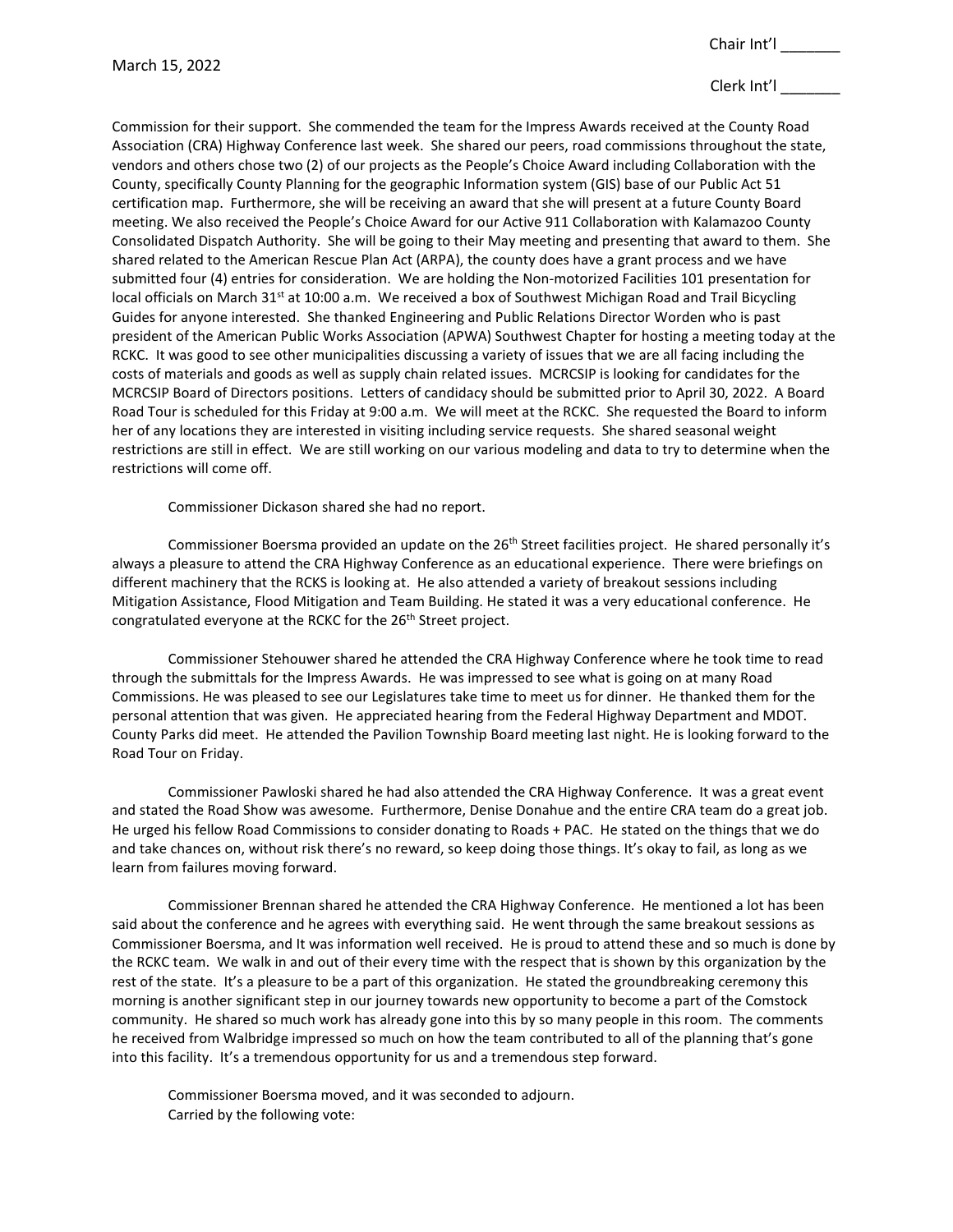Commission for their support. She commended the team for the Impress Awards received at the County Road Association (CRA) Highway Conference last week. She shared our peers, road commissions throughout the state, vendors and others chose two (2) of our projects as the People's Choice Award including Collaboration with the County, specifically County Planning for the geographic Information system (GIS) base of our Public Act 51 certification map. Furthermore, she will be receiving an award that she will present at a future County Board meeting. We also received the People's Choice Award for our Active 911 Collaboration with Kalamazoo County Consolidated Dispatch Authority. She will be going to their May meeting and presenting that award to them. She shared related to the American Rescue Plan Act (ARPA), the county does have a grant process and we have submitted four (4) entries for consideration. We are holding the Non-motorized Facilities 101 presentation for local officials on March 31st at 10:00 a.m. We received a box of Southwest Michigan Road and Trail Bicycling Guides for anyone interested. She thanked Engineering and Public Relations Director Worden who is past president of the American Public Works Association (APWA) Southwest Chapter for hosting a meeting today at the RCKC. It was good to see other municipalities discussing a variety of issues that we are all facing including the costs of materials and goods as well as supply chain related issues. MCRCSIP is looking for candidates for the MCRCSIP Board of Directors positions. Letters of candidacy should be submitted prior to April 30, 2022. A Board Road Tour is scheduled for this Friday at 9:00 a.m. We will meet at the RCKC. She requested the Board to inform her of any locations they are interested in visiting including service requests. She shared seasonal weight restrictions are still in effect. We are still working on our various modeling and data to try to determine when the restrictions will come off.

Commissioner Dickason shared she had no report.

Commissioner Boersma provided an update on the 26th Street facilities project. He shared personally it's always a pleasure to attend the CRA Highway Conference as an educational experience. There were briefings on different machinery that the RCKS is looking at. He also attended a variety of breakout sessions including Mitigation Assistance, Flood Mitigation and Team Building. He stated it was a very educational conference. He congratulated everyone at the RCKC for the 26th Street project.

Commissioner Stehouwer shared he attended the CRA Highway Conference where he took time to read through the submittals for the Impress Awards. He was impressed to see what is going on at many Road Commissions. He was pleased to see our Legislatures take time to meet us for dinner. He thanked them for the personal attention that was given. He appreciated hearing from the Federal Highway Department and MDOT. County Parks did meet. He attended the Pavilion Township Board meeting last night. He is looking forward to the Road Tour on Friday.

Commissioner Pawloski shared he had also attended the CRA Highway Conference. It was a great event and stated the Road Show was awesome. Furthermore, Denise Donahue and the entire CRA team do a great job. He urged his fellow Road Commissions to consider donating to Roads + PAC. He stated on the things that we do and take chances on, without risk there's no reward, so keep doing those things. It's okay to fail, as long as we learn from failures moving forward.

Commissioner Brennan shared he attended the CRA Highway Conference. He mentioned a lot has been said about the conference and he agrees with everything said. He went through the same breakout sessions as Commissioner Boersma, and It was information well received. He is proud to attend these and so much is done by the RCKC team. We walk in and out of their every time with the respect that is shown by this organization by the rest of the state. It's a pleasure to be a part of this organization. He stated the groundbreaking ceremony this morning is another significant step in our journey towards new opportunity to become a part of the Comstock community. He shared so much work has already gone into this by so many people in this room. The comments he received from Walbridge impressed so much on how the team contributed to all of the planning that's gone into this facility. It's a tremendous opportunity for us and a tremendous step forward.

Commissioner Boersma moved, and it was seconded to adjourn.
Carried by the following vote: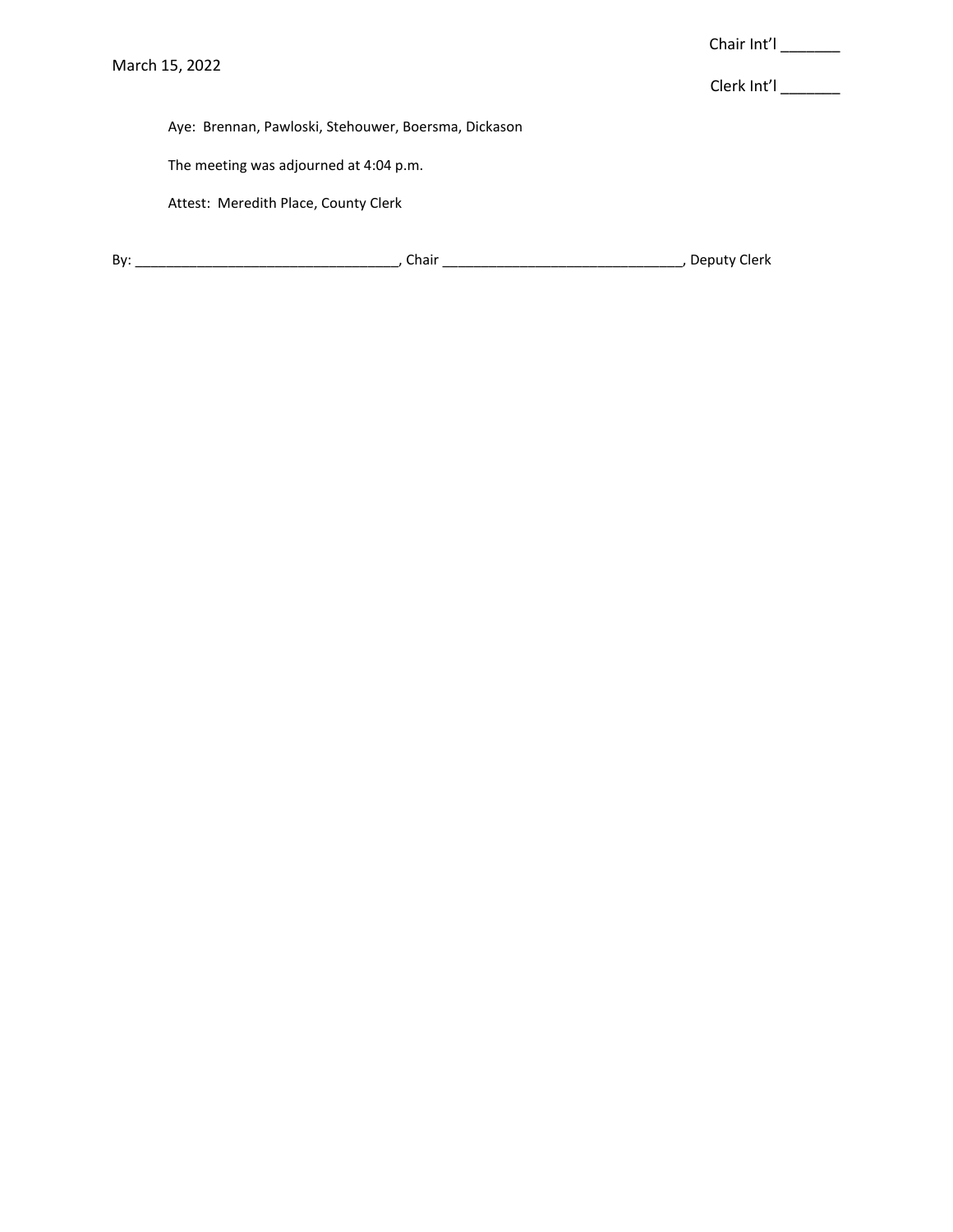March 15, 2022

Chair Int'l _______

Clerk Int'l _______

Aye: Brennan, Pawloski, Stehouwer, Boersma, Dickason

The meeting was adjourned at 4:04 p.m.

Attest: Meredith Place, County Clerk

By: __________________________________, Chair _______________________________, Deputy Clerk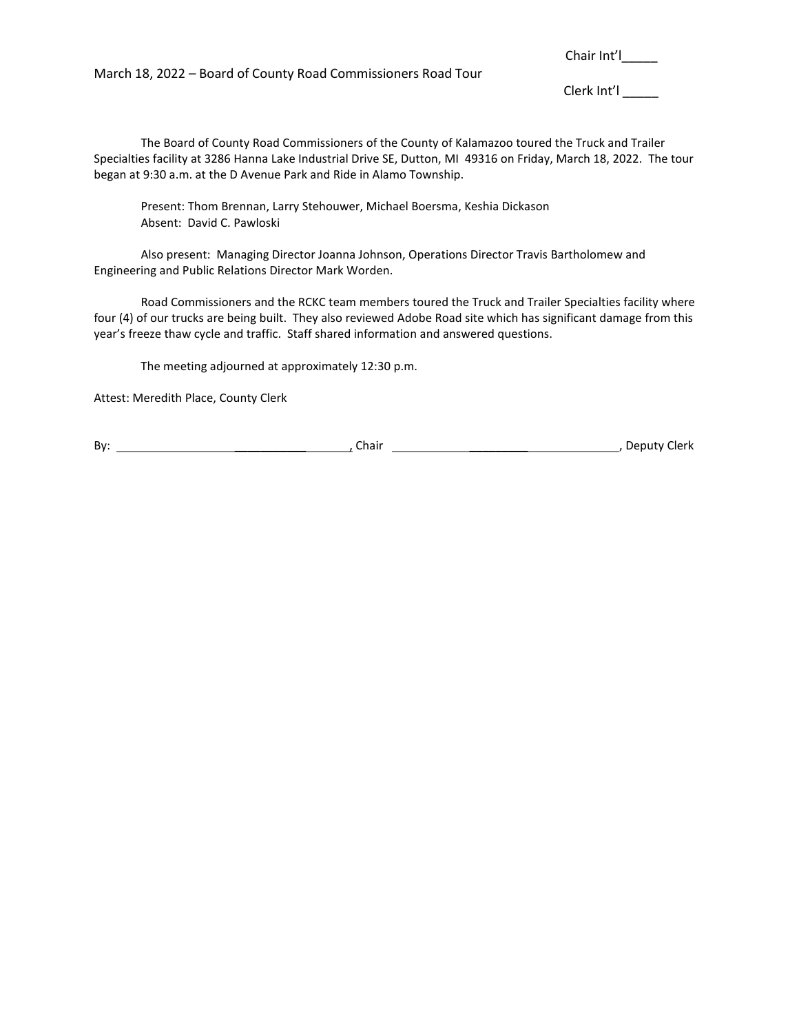Chair Int'l_____

March 18, 2022 – Board of County Road Commissioners Road Tour

Clerk Int'l _____

The Board of County Road Commissioners of the County of Kalamazoo toured the Truck and Trailer Specialties facility at 3286 Hanna Lake Industrial Drive SE, Dutton, MI 49316 on Friday, March 18, 2022. The tour began at 9:30 a.m. at the D Avenue Park and Ride in Alamo Township.

Present: Thom Brennan, Larry Stehouwer, Michael Boersma, Keshia Dickason
Absent: David C. Pawloski

Also present: Managing Director Joanna Johnson, Operations Director Travis Bartholomew and Engineering and Public Relations Director Mark Worden.

Road Commissioners and the RCKC team members toured the Truck and Trailer Specialties facility where four (4) of our trucks are being built. They also reviewed Adobe Road site which has significant damage from this year's freeze thaw cycle and traffic. Staff shared information and answered questions.

The meeting adjourned at approximately 12:30 p.m.

Attest: Meredith Place, County Clerk

By: ______________________________, Chair ______________________________, Deputy Clerk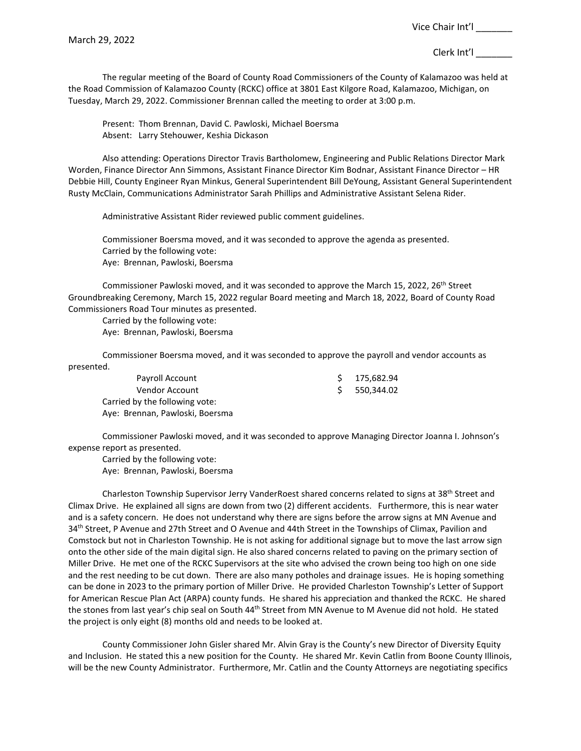Vice Chair Int'l _______

March 29, 2022

Clerk Int'l _______

The regular meeting of the Board of County Road Commissioners of the County of Kalamazoo was held at the Road Commission of Kalamazoo County (RCKC) office at 3801 East Kilgore Road, Kalamazoo, Michigan, on Tuesday, March 29, 2022. Commissioner Brennan called the meeting to order at 3:00 p.m.

Present: Thom Brennan, David C. Pawloski, Michael Boersma
Absent: Larry Stehouwer, Keshia Dickason

Also attending: Operations Director Travis Bartholomew, Engineering and Public Relations Director Mark Worden, Finance Director Ann Simmons, Assistant Finance Director Kim Bodnar, Assistant Finance Director – HR Debbie Hill, County Engineer Ryan Minkus, General Superintendent Bill DeYoung, Assistant General Superintendent Rusty McClain, Communications Administrator Sarah Phillips and Administrative Assistant Selena Rider.

Administrative Assistant Rider reviewed public comment guidelines.

Commissioner Boersma moved, and it was seconded to approve the agenda as presented.
Carried by the following vote:
Aye: Brennan, Pawloski, Boersma

Commissioner Pawloski moved, and it was seconded to approve the March 15, 2022, 26th Street Groundbreaking Ceremony, March 15, 2022 regular Board meeting and March 18, 2022, Board of County Road Commissioners Road Tour minutes as presented.
Carried by the following vote:
Aye: Brennan, Pawloski, Boersma

Commissioner Boersma moved, and it was seconded to approve the payroll and vendor accounts as presented.

| | |
|---|---|
| Payroll Account | $ 175,682.94 |
| Vendor Account | $ 550,344.02 |

Carried by the following vote:
Aye: Brennan, Pawloski, Boersma

Commissioner Pawloski moved, and it was seconded to approve Managing Director Joanna I. Johnson's expense report as presented.
Carried by the following vote:
Aye: Brennan, Pawloski, Boersma

Charleston Township Supervisor Jerry VanderRoest shared concerns related to signs at 38th Street and Climax Drive. He explained all signs are down from two (2) different accidents. Furthermore, this is near water and is a safety concern. He does not understand why there are signs before the arrow signs at MN Avenue and 34th Street, P Avenue and 27th Street and O Avenue and 44th Street in the Townships of Climax, Pavilion and Comstock but not in Charleston Township. He is not asking for additional signage but to move the last arrow sign onto the other side of the main digital sign. He also shared concerns related to paving on the primary section of Miller Drive. He met one of the RCKC Supervisors at the site who advised the crown being too high on one side and the rest needing to be cut down. There are also many potholes and drainage issues. He is hoping something can be done in 2023 to the primary portion of Miller Drive. He provided Charleston Township's Letter of Support for American Rescue Plan Act (ARPA) county funds. He shared his appreciation and thanked the RCKC. He shared the stones from last year's chip seal on South 44th Street from MN Avenue to M Avenue did not hold. He stated the project is only eight (8) months old and needs to be looked at.

County Commissioner John Gisler shared Mr. Alvin Gray is the County's new Director of Diversity Equity and Inclusion. He stated this a new position for the County. He shared Mr. Kevin Catlin from Boone County Illinois, will be the new County Administrator. Furthermore, Mr. Catlin and the County Attorneys are negotiating specifics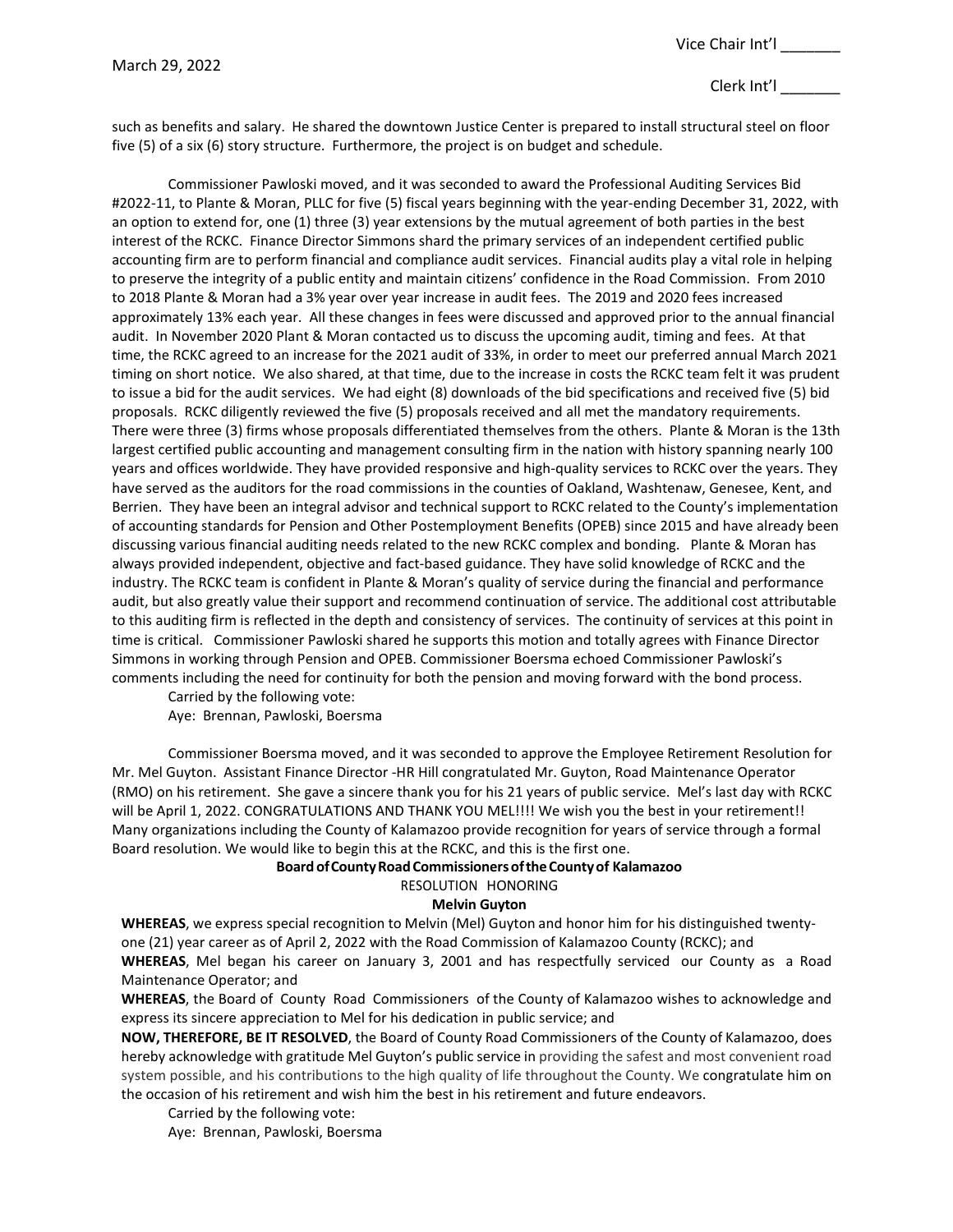such as benefits and salary. He shared the downtown Justice Center is prepared to install structural steel on floor five (5) of a six (6) story structure. Furthermore, the project is on budget and schedule.

Commissioner Pawloski moved, and it was seconded to award the Professional Auditing Services Bid #2022-11, to Plante & Moran, PLLC for five (5) fiscal years beginning with the year-ending December 31, 2022, with an option to extend for, one (1) three (3) year extensions by the mutual agreement of both parties in the best interest of the RCKC. Finance Director Simmons shard the primary services of an independent certified public accounting firm are to perform financial and compliance audit services. Financial audits play a vital role in helping to preserve the integrity of a public entity and maintain citizens' confidence in the Road Commission. From 2010 to 2018 Plante & Moran had a 3% year over year increase in audit fees. The 2019 and 2020 fees increased approximately 13% each year. All these changes in fees were discussed and approved prior to the annual financial audit. In November 2020 Plant & Moran contacted us to discuss the upcoming audit, timing and fees. At that time, the RCKC agreed to an increase for the 2021 audit of 33%, in order to meet our preferred annual March 2021 timing on short notice. We also shared, at that time, due to the increase in costs the RCKC team felt it was prudent to issue a bid for the audit services. We had eight (8) downloads of the bid specifications and received five (5) bid proposals. RCKC diligently reviewed the five (5) proposals received and all met the mandatory requirements. There were three (3) firms whose proposals differentiated themselves from the others. Plante & Moran is the 13th largest certified public accounting and management consulting firm in the nation with history spanning nearly 100 years and offices worldwide. They have provided responsive and high-quality services to RCKC over the years. They have served as the auditors for the road commissions in the counties of Oakland, Washtenaw, Genesee, Kent, and Berrien. They have been an integral advisor and technical support to RCKC related to the County's implementation of accounting standards for Pension and Other Postemployment Benefits (OPEB) since 2015 and have already been discussing various financial auditing needs related to the new RCKC complex and bonding. Plante & Moran has always provided independent, objective and fact-based guidance. They have solid knowledge of RCKC and the industry. The RCKC team is confident in Plante & Moran's quality of service during the financial and performance audit, but also greatly value their support and recommend continuation of service. The additional cost attributable to this auditing firm is reflected in the depth and consistency of services. The continuity of services at this point in time is critical. Commissioner Pawloski shared he supports this motion and totally agrees with Finance Director Simmons in working through Pension and OPEB. Commissioner Boersma echoed Commissioner Pawloski's comments including the need for continuity for both the pension and moving forward with the bond process.

Carried by the following vote:
Aye: Brennan, Pawloski, Boersma

Commissioner Boersma moved, and it was seconded to approve the Employee Retirement Resolution for Mr. Mel Guyton. Assistant Finance Director -HR Hill congratulated Mr. Guyton, Road Maintenance Operator (RMO) on his retirement. She gave a sincere thank you for his 21 years of public service. Mel's last day with RCKC will be April 1, 2022. CONGRATULATIONS AND THANK YOU MEL!!!! We wish you the best in your retirement!! Many organizations including the County of Kalamazoo provide recognition for years of service through a formal Board resolution. We would like to begin this at the RCKC, and this is the first one.

**Board of County Road Commissioners of the County of Kalamazoo**

RESOLUTION HONORING

**Melvin Guyton**

**WHEREAS**, we express special recognition to Melvin (Mel) Guyton and honor him for his distinguished twenty-one (21) year career as of April 2, 2022 with the Road Commission of Kalamazoo County (RCKC); and

**WHEREAS**, Mel began his career on January 3, 2001 and has respectfully serviced our County as a Road Maintenance Operator; and

**WHEREAS**, the Board of County Road Commissioners of the County of Kalamazoo wishes to acknowledge and express its sincere appreciation to Mel for his dedication in public service; and

**NOW, THEREFORE, BE IT RESOLVED**, the Board of County Road Commissioners of the County of Kalamazoo, does hereby acknowledge with gratitude Mel Guyton's public service in providing the safest and most convenient road system possible, and his contributions to the high quality of life throughout the County. We congratulate him on the occasion of his retirement and wish him the best in his retirement and future endeavors.

Carried by the following vote:
Aye: Brennan, Pawloski, Boersma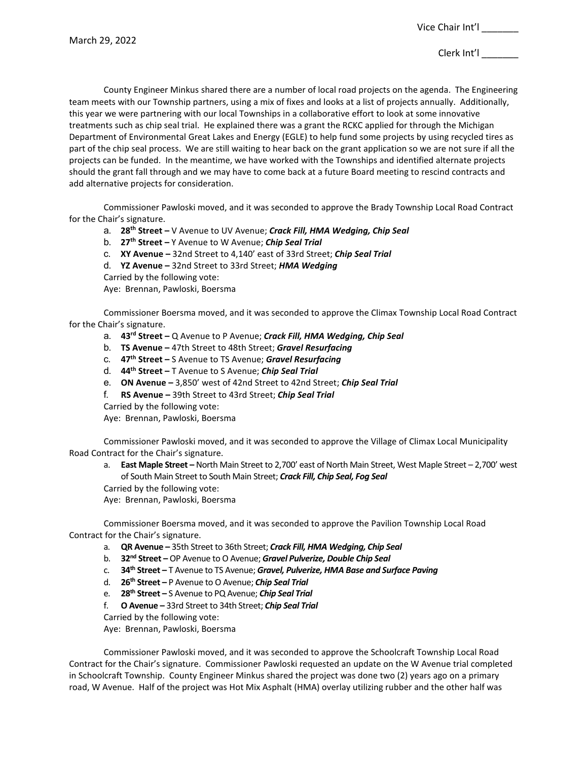March 29, 2022

Vice Chair Int'l _______

Clerk Int'l _______

County Engineer Minkus shared there are a number of local road projects on the agenda. The Engineering team meets with our Township partners, using a mix of fixes and looks at a list of projects annually. Additionally, this year we were partnering with our local Townships in a collaborative effort to look at some innovative treatments such as chip seal trial. He explained there was a grant the RCKC applied for through the Michigan Department of Environmental Great Lakes and Energy (EGLE) to help fund some projects by using recycled tires as part of the chip seal process. We are still waiting to hear back on the grant application so we are not sure if all the projects can be funded. In the meantime, we have worked with the Townships and identified alternate projects should the grant fall through and we may have to come back at a future Board meeting to rescind contracts and add alternative projects for consideration.

Commissioner Pawloski moved, and it was seconded to approve the Brady Township Local Road Contract for the Chair's signature.

a. **28th Street –** V Avenue to UV Avenue; ***Crack Fill, HMA Wedging, Chip Seal***
b. **27th Street –** Y Avenue to W Avenue; ***Chip Seal Trial***
c. **XY Avenue –** 32nd Street to 4,140' east of 33rd Street; ***Chip Seal Trial***
d. **YZ Avenue –** 32nd Street to 33rd Street; ***HMA Wedging***

Carried by the following vote:
Aye: Brennan, Pawloski, Boersma

Commissioner Boersma moved, and it was seconded to approve the Climax Township Local Road Contract for the Chair's signature.

a. **43rd Street –** Q Avenue to P Avenue; ***Crack Fill, HMA Wedging, Chip Seal***
b. **TS Avenue –** 47th Street to 48th Street; ***Gravel Resurfacing***
c. **47th Street –** S Avenue to TS Avenue; ***Gravel Resurfacing***
d. **44th Street –** T Avenue to S Avenue; ***Chip Seal Trial***
e. **ON Avenue –** 3,850' west of 42nd Street to 42nd Street; ***Chip Seal Trial***
f. **RS Avenue –** 39th Street to 43rd Street; ***Chip Seal Trial***

Carried by the following vote:
Aye: Brennan, Pawloski, Boersma

Commissioner Pawloski moved, and it was seconded to approve the Village of Climax Local Municipality Road Contract for the Chair's signature.

a. **East Maple Street –** North Main Street to 2,700' east of North Main Street, West Maple Street – 2,700' west of South Main Street to South Main Street; ***Crack Fill, Chip Seal, Fog Seal***

Carried by the following vote:
Aye: Brennan, Pawloski, Boersma

Commissioner Boersma moved, and it was seconded to approve the Pavilion Township Local Road Contract for the Chair's signature.

a. **QR Avenue –** 35th Street to 36th Street; ***Crack Fill, HMA Wedging, Chip Seal***
b. **32nd Street –** OP Avenue to O Avenue; ***Gravel Pulverize, Double Chip Seal***
c. **34th Street –** T Avenue to TS Avenue; ***Gravel, Pulverize, HMA Base and Surface Paving***
d. **26th Street –** P Avenue to O Avenue; ***Chip Seal Trial***
e. **28th Street –** S Avenue to PQ Avenue; ***Chip Seal Trial***
f. **O Avenue –** 33rd Street to 34th Street; ***Chip Seal Trial***

Carried by the following vote:
Aye: Brennan, Pawloski, Boersma

Commissioner Pawloski moved, and it was seconded to approve the Schoolcraft Township Local Road Contract for the Chair's signature. Commissioner Pawloski requested an update on the W Avenue trial completed in Schoolcraft Township. County Engineer Minkus shared the project was done two (2) years ago on a primary road, W Avenue. Half of the project was Hot Mix Asphalt (HMA) overlay utilizing rubber and the other half was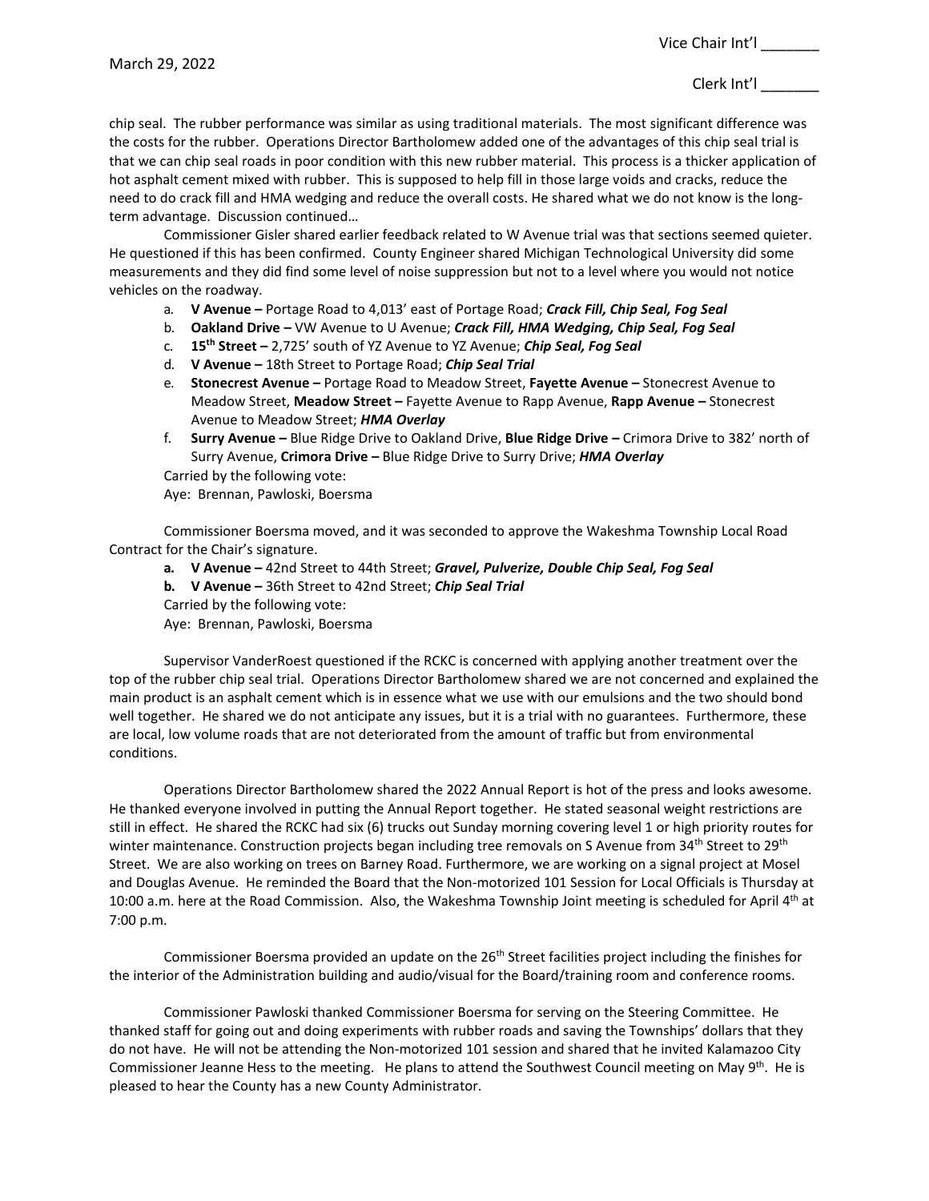chip seal. The rubber performance was similar as using traditional materials. The most significant difference was the costs for the rubber. Operations Director Bartholomew added one of the advantages of this chip seal trial is that we can chip seal roads in poor condition with this new rubber material. This process is a thicker application of hot asphalt cement mixed with rubber. This is supposed to help fill in those large voids and cracks, reduce the need to do crack fill and HMA wedging and reduce the overall costs. He shared what we do not know is the long-term advantage. Discussion continued…

Commissioner Gisler shared earlier feedback related to W Avenue trial was that sections seemed quieter. He questioned if this has been confirmed. County Engineer shared Michigan Technological University did some measurements and they did find some level of noise suppression but not to a level where you would not notice vehicles on the roadway.

a. **V Avenue –** Portage Road to 4,013' east of Portage Road; ***Crack Fill, Chip Seal, Fog Seal***
b. **Oakland Drive –** VW Avenue to U Avenue; ***Crack Fill, HMA Wedging, Chip Seal, Fog Seal***
c. **15th Street –** 2,725' south of YZ Avenue to YZ Avenue; ***Chip Seal, Fog Seal***
d. **V Avenue –** 18th Street to Portage Road; ***Chip Seal Trial***
e. **Stonecrest Avenue –** Portage Road to Meadow Street, **Fayette Avenue –** Stonecrest Avenue to Meadow Street, **Meadow Street –** Fayette Avenue to Rapp Avenue, **Rapp Avenue –** Stonecrest Avenue to Meadow Street; ***HMA Overlay***
f. **Surry Avenue –** Blue Ridge Drive to Oakland Drive, **Blue Ridge Drive –** Crimora Drive to 382' north of Surry Avenue, **Crimora Drive –** Blue Ridge Drive to Surry Drive; ***HMA Overlay***

Carried by the following vote:
Aye: Brennan, Pawloski, Boersma

Commissioner Boersma moved, and it was seconded to approve the Wakeshma Township Local Road Contract for the Chair's signature.

**a. V Avenue –** 42nd Street to 44th Street; ***Gravel, Pulverize, Double Chip Seal, Fog Seal***
**b. V Avenue –** 36th Street to 42nd Street; ***Chip Seal Trial***

Carried by the following vote:
Aye: Brennan, Pawloski, Boersma

Supervisor VanderRoest questioned if the RCKC is concerned with applying another treatment over the top of the rubber chip seal trial. Operations Director Bartholomew shared we are not concerned and explained the main product is an asphalt cement which is in essence what we use with our emulsions and the two should bond well together. He shared we do not anticipate any issues, but it is a trial with no guarantees. Furthermore, these are local, low volume roads that are not deteriorated from the amount of traffic but from environmental conditions.

Operations Director Bartholomew shared the 2022 Annual Report is hot of the press and looks awesome. He thanked everyone involved in putting the Annual Report together. He stated seasonal weight restrictions are still in effect. He shared the RCKC had six (6) trucks out Sunday morning covering level 1 or high priority routes for winter maintenance. Construction projects began including tree removals on S Avenue from 34th Street to 29th Street. We are also working on trees on Barney Road. Furthermore, we are working on a signal project at Mosel and Douglas Avenue. He reminded the Board that the Non-motorized 101 Session for Local Officials is Thursday at 10:00 a.m. here at the Road Commission. Also, the Wakeshma Township Joint meeting is scheduled for April 4th at 7:00 p.m.

Commissioner Boersma provided an update on the 26th Street facilities project including the finishes for the interior of the Administration building and audio/visual for the Board/training room and conference rooms.

Commissioner Pawloski thanked Commissioner Boersma for serving on the Steering Committee. He thanked staff for going out and doing experiments with rubber roads and saving the Townships' dollars that they do not have. He will not be attending the Non-motorized 101 session and shared that he invited Kalamazoo City Commissioner Jeanne Hess to the meeting. He plans to attend the Southwest Council meeting on May 9th. He is pleased to hear the County has a new County Administrator.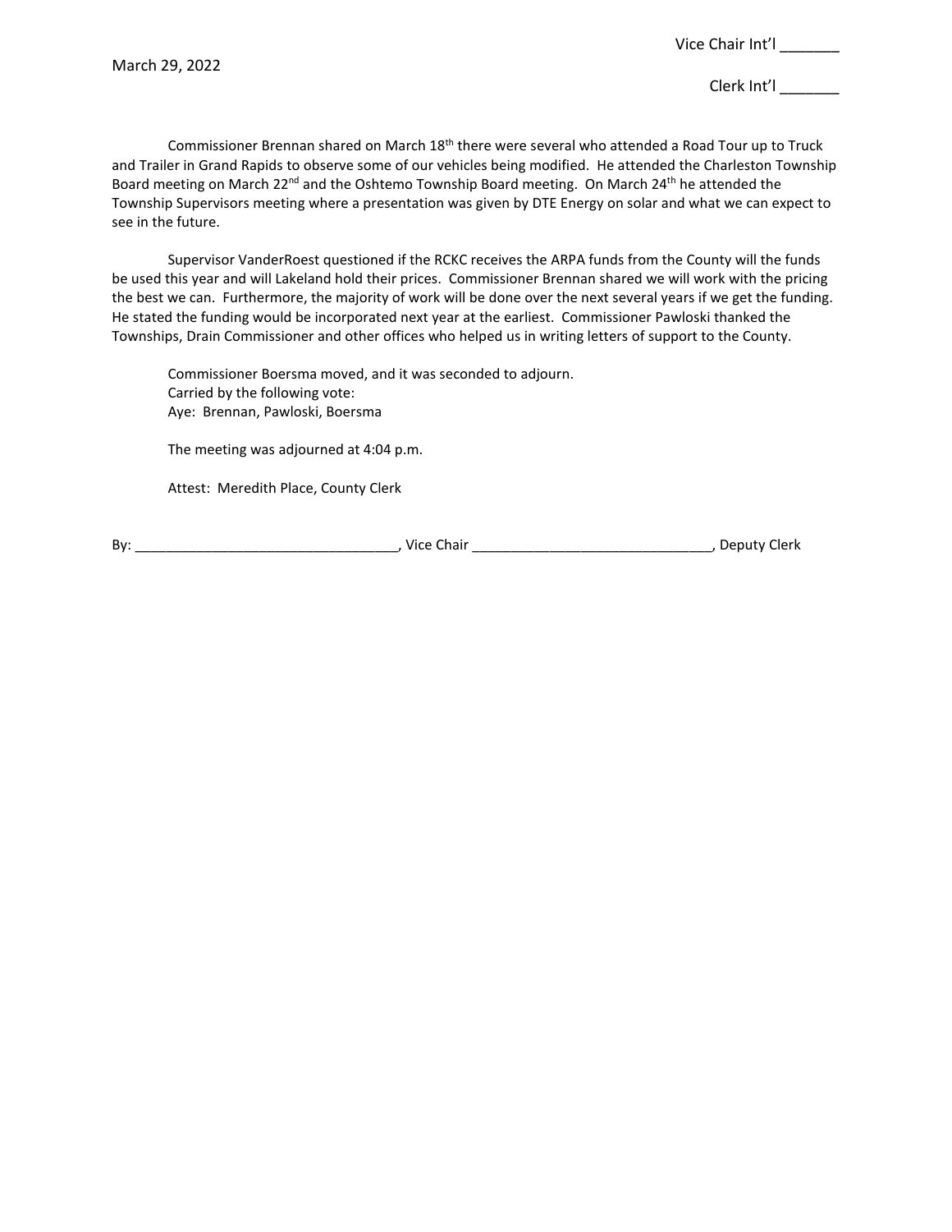March 29, 2022

Vice Chair Int'l _______

Clerk Int'l _______

Commissioner Brennan shared on March 18th there were several who attended a Road Tour up to Truck and Trailer in Grand Rapids to observe some of our vehicles being modified. He attended the Charleston Township Board meeting on March 22nd and the Oshtemo Township Board meeting. On March 24th he attended the Township Supervisors meeting where a presentation was given by DTE Energy on solar and what we can expect to see in the future.

Supervisor VanderRoest questioned if the RCKC receives the ARPA funds from the County will the funds be used this year and will Lakeland hold their prices. Commissioner Brennan shared we will work with the pricing the best we can. Furthermore, the majority of work will be done over the next several years if we get the funding. He stated the funding would be incorporated next year at the earliest. Commissioner Pawloski thanked the Townships, Drain Commissioner and other offices who helped us in writing letters of support to the County.

Commissioner Boersma moved, and it was seconded to adjourn.
Carried by the following vote:
Aye: Brennan, Pawloski, Boersma

The meeting was adjourned at 4:04 p.m.

Attest: Meredith Place, County Clerk

By: _________________________________, Vice Chair ______________________________, Deputy Clerk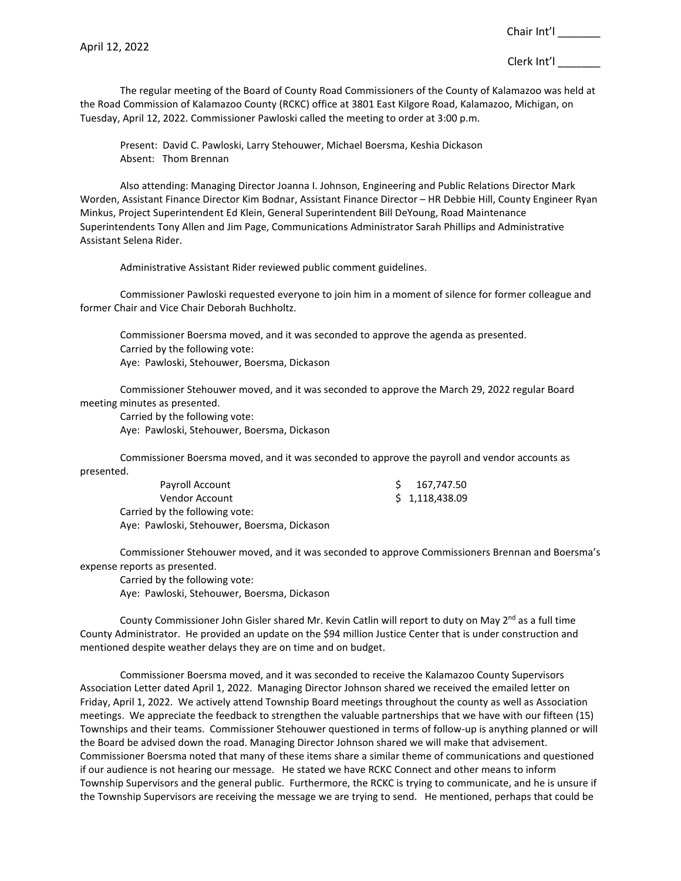April 12, 2022

Chair Int'l _______

Clerk Int'l _______

The regular meeting of the Board of County Road Commissioners of the County of Kalamazoo was held at the Road Commission of Kalamazoo County (RCKC) office at 3801 East Kilgore Road, Kalamazoo, Michigan, on Tuesday, April 12, 2022. Commissioner Pawloski called the meeting to order at 3:00 p.m.

Present: David C. Pawloski, Larry Stehouwer, Michael Boersma, Keshia Dickason
Absent: Thom Brennan

Also attending: Managing Director Joanna I. Johnson, Engineering and Public Relations Director Mark Worden, Assistant Finance Director Kim Bodnar, Assistant Finance Director – HR Debbie Hill, County Engineer Ryan Minkus, Project Superintendent Ed Klein, General Superintendent Bill DeYoung, Road Maintenance Superintendents Tony Allen and Jim Page, Communications Administrator Sarah Phillips and Administrative Assistant Selena Rider.

Administrative Assistant Rider reviewed public comment guidelines.

Commissioner Pawloski requested everyone to join him in a moment of silence for former colleague and former Chair and Vice Chair Deborah Buchholtz.

Commissioner Boersma moved, and it was seconded to approve the agenda as presented.
Carried by the following vote:
Aye: Pawloski, Stehouwer, Boersma, Dickason

Commissioner Stehouwer moved, and it was seconded to approve the March 29, 2022 regular Board meeting minutes as presented.
Carried by the following vote:
Aye: Pawloski, Stehouwer, Boersma, Dickason

Commissioner Boersma moved, and it was seconded to approve the payroll and vendor accounts as presented.

| | |
|---|---|
| Payroll Account | $ 167,747.50 |
| Vendor Account | $ 1,118,438.09 |

Carried by the following vote:
Aye: Pawloski, Stehouwer, Boersma, Dickason

Commissioner Stehouwer moved, and it was seconded to approve Commissioners Brennan and Boersma's expense reports as presented.
Carried by the following vote:
Aye: Pawloski, Stehouwer, Boersma, Dickason

County Commissioner John Gisler shared Mr. Kevin Catlin will report to duty on May 2nd as a full time County Administrator. He provided an update on the $94 million Justice Center that is under construction and mentioned despite weather delays they are on time and on budget.

Commissioner Boersma moved, and it was seconded to receive the Kalamazoo County Supervisors Association Letter dated April 1, 2022. Managing Director Johnson shared we received the emailed letter on Friday, April 1, 2022. We actively attend Township Board meetings throughout the county as well as Association meetings. We appreciate the feedback to strengthen the valuable partnerships that we have with our fifteen (15) Townships and their teams. Commissioner Stehouwer questioned in terms of follow-up is anything planned or will the Board be advised down the road. Managing Director Johnson shared we will make that advisement. Commissioner Boersma noted that many of these items share a similar theme of communications and questioned if our audience is not hearing our message. He stated we have RCKC Connect and other means to inform Township Supervisors and the general public. Furthermore, the RCKC is trying to communicate, and he is unsure if the Township Supervisors are receiving the message we are trying to send. He mentioned, perhaps that could be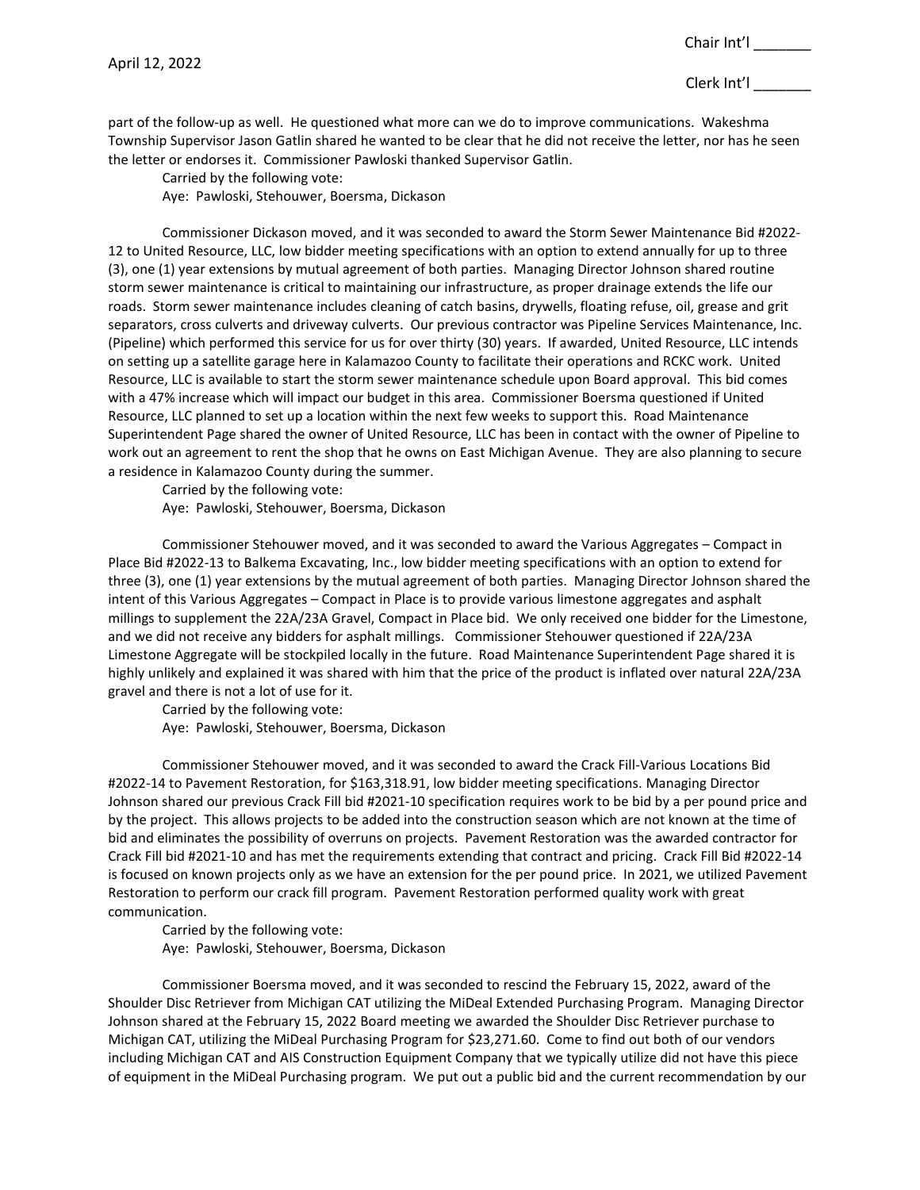part of the follow-up as well. He questioned what more can we do to improve communications. Wakeshma Township Supervisor Jason Gatlin shared he wanted to be clear that he did not receive the letter, nor has he seen the letter or endorses it. Commissioner Pawloski thanked Supervisor Gatlin.

Carried by the following vote:
Aye: Pawloski, Stehouwer, Boersma, Dickason

Commissioner Dickason moved, and it was seconded to award the Storm Sewer Maintenance Bid #2022-12 to United Resource, LLC, low bidder meeting specifications with an option to extend annually for up to three (3), one (1) year extensions by mutual agreement of both parties. Managing Director Johnson shared routine storm sewer maintenance is critical to maintaining our infrastructure, as proper drainage extends the life our roads. Storm sewer maintenance includes cleaning of catch basins, drywells, floating refuse, oil, grease and grit separators, cross culverts and driveway culverts. Our previous contractor was Pipeline Services Maintenance, Inc. (Pipeline) which performed this service for us for over thirty (30) years. If awarded, United Resource, LLC intends on setting up a satellite garage here in Kalamazoo County to facilitate their operations and RCKC work. United Resource, LLC is available to start the storm sewer maintenance schedule upon Board approval. This bid comes with a 47% increase which will impact our budget in this area. Commissioner Boersma questioned if United Resource, LLC planned to set up a location within the next few weeks to support this. Road Maintenance Superintendent Page shared the owner of United Resource, LLC has been in contact with the owner of Pipeline to work out an agreement to rent the shop that he owns on East Michigan Avenue. They are also planning to secure a residence in Kalamazoo County during the summer.

Carried by the following vote:
Aye: Pawloski, Stehouwer, Boersma, Dickason

Commissioner Stehouwer moved, and it was seconded to award the Various Aggregates – Compact in Place Bid #2022-13 to Balkema Excavating, Inc., low bidder meeting specifications with an option to extend for three (3), one (1) year extensions by the mutual agreement of both parties. Managing Director Johnson shared the intent of this Various Aggregates – Compact in Place is to provide various limestone aggregates and asphalt millings to supplement the 22A/23A Gravel, Compact in Place bid. We only received one bidder for the Limestone, and we did not receive any bidders for asphalt millings. Commissioner Stehouwer questioned if 22A/23A Limestone Aggregate will be stockpiled locally in the future. Road Maintenance Superintendent Page shared it is highly unlikely and explained it was shared with him that the price of the product is inflated over natural 22A/23A gravel and there is not a lot of use for it.

Carried by the following vote:
Aye: Pawloski, Stehouwer, Boersma, Dickason

Commissioner Stehouwer moved, and it was seconded to award the Crack Fill-Various Locations Bid #2022-14 to Pavement Restoration, for $163,318.91, low bidder meeting specifications. Managing Director Johnson shared our previous Crack Fill bid #2021-10 specification requires work to be bid by a per pound price and by the project. This allows projects to be added into the construction season which are not known at the time of bid and eliminates the possibility of overruns on projects. Pavement Restoration was the awarded contractor for Crack Fill bid #2021-10 and has met the requirements extending that contract and pricing. Crack Fill Bid #2022-14 is focused on known projects only as we have an extension for the per pound price. In 2021, we utilized Pavement Restoration to perform our crack fill program. Pavement Restoration performed quality work with great communication.

Carried by the following vote:
Aye: Pawloski, Stehouwer, Boersma, Dickason

Commissioner Boersma moved, and it was seconded to rescind the February 15, 2022, award of the Shoulder Disc Retriever from Michigan CAT utilizing the MiDeal Extended Purchasing Program. Managing Director Johnson shared at the February 15, 2022 Board meeting we awarded the Shoulder Disc Retriever purchase to Michigan CAT, utilizing the MiDeal Purchasing Program for $23,271.60. Come to find out both of our vendors including Michigan CAT and AIS Construction Equipment Company that we typically utilize did not have this piece of equipment in the MiDeal Purchasing program. We put out a public bid and the current recommendation by our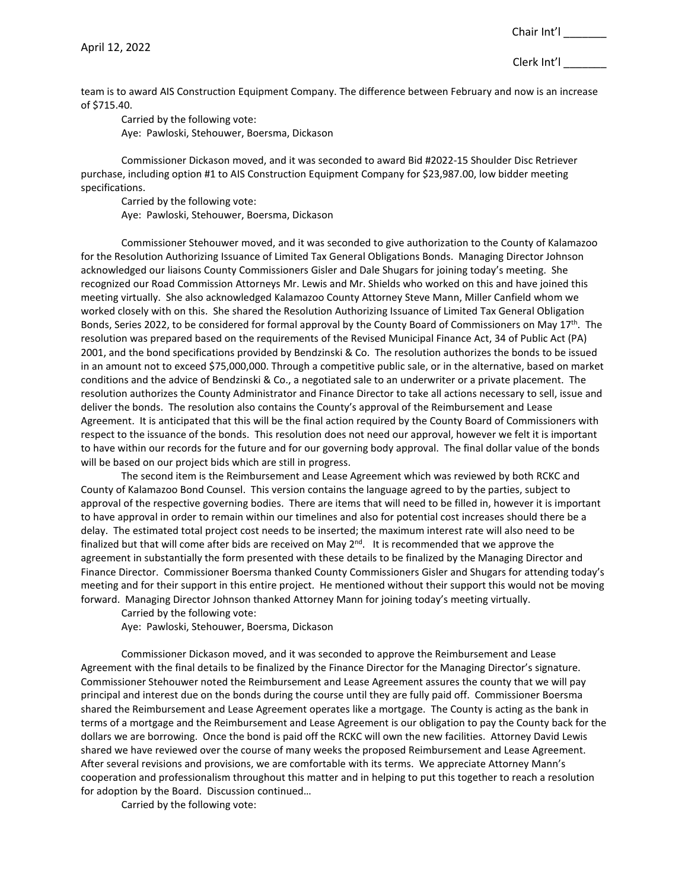team is to award AIS Construction Equipment Company. The difference between February and now is an increase of $715.40.

Carried by the following vote:
Aye: Pawloski, Stehouwer, Boersma, Dickason

Commissioner Dickason moved, and it was seconded to award Bid #2022-15 Shoulder Disc Retriever purchase, including option #1 to AIS Construction Equipment Company for $23,987.00, low bidder meeting specifications.

Carried by the following vote:
Aye: Pawloski, Stehouwer, Boersma, Dickason

Commissioner Stehouwer moved, and it was seconded to give authorization to the County of Kalamazoo for the Resolution Authorizing Issuance of Limited Tax General Obligations Bonds. Managing Director Johnson acknowledged our liaisons County Commissioners Gisler and Dale Shugars for joining today's meeting. She recognized our Road Commission Attorneys Mr. Lewis and Mr. Shields who worked on this and have joined this meeting virtually. She also acknowledged Kalamazoo County Attorney Steve Mann, Miller Canfield whom we worked closely with on this. She shared the Resolution Authorizing Issuance of Limited Tax General Obligation Bonds, Series 2022, to be considered for formal approval by the County Board of Commissioners on May 17th. The resolution was prepared based on the requirements of the Revised Municipal Finance Act, 34 of Public Act (PA) 2001, and the bond specifications provided by Bendzinski & Co. The resolution authorizes the bonds to be issued in an amount not to exceed $75,000,000. Through a competitive public sale, or in the alternative, based on market conditions and the advice of Bendzinski & Co., a negotiated sale to an underwriter or a private placement. The resolution authorizes the County Administrator and Finance Director to take all actions necessary to sell, issue and deliver the bonds. The resolution also contains the County's approval of the Reimbursement and Lease Agreement. It is anticipated that this will be the final action required by the County Board of Commissioners with respect to the issuance of the bonds. This resolution does not need our approval, however we felt it is important to have within our records for the future and for our governing body approval. The final dollar value of the bonds will be based on our project bids which are still in progress.

The second item is the Reimbursement and Lease Agreement which was reviewed by both RCKC and County of Kalamazoo Bond Counsel. This version contains the language agreed to by the parties, subject to approval of the respective governing bodies. There are items that will need to be filled in, however it is important to have approval in order to remain within our timelines and also for potential cost increases should there be a delay. The estimated total project cost needs to be inserted; the maximum interest rate will also need to be finalized but that will come after bids are received on May 2nd. It is recommended that we approve the agreement in substantially the form presented with these details to be finalized by the Managing Director and Finance Director. Commissioner Boersma thanked County Commissioners Gisler and Shugars for attending today's meeting and for their support in this entire project. He mentioned without their support this would not be moving forward. Managing Director Johnson thanked Attorney Mann for joining today's meeting virtually.

Carried by the following vote:
Aye: Pawloski, Stehouwer, Boersma, Dickason

Commissioner Dickason moved, and it was seconded to approve the Reimbursement and Lease Agreement with the final details to be finalized by the Finance Director for the Managing Director's signature. Commissioner Stehouwer noted the Reimbursement and Lease Agreement assures the county that we will pay principal and interest due on the bonds during the course until they are fully paid off. Commissioner Boersma shared the Reimbursement and Lease Agreement operates like a mortgage. The County is acting as the bank in terms of a mortgage and the Reimbursement and Lease Agreement is our obligation to pay the County back for the dollars we are borrowing. Once the bond is paid off the RCKC will own the new facilities. Attorney David Lewis shared we have reviewed over the course of many weeks the proposed Reimbursement and Lease Agreement. After several revisions and provisions, we are comfortable with its terms. We appreciate Attorney Mann's cooperation and professionalism throughout this matter and in helping to put this together to reach a resolution for adoption by the Board. Discussion continued…

Carried by the following vote: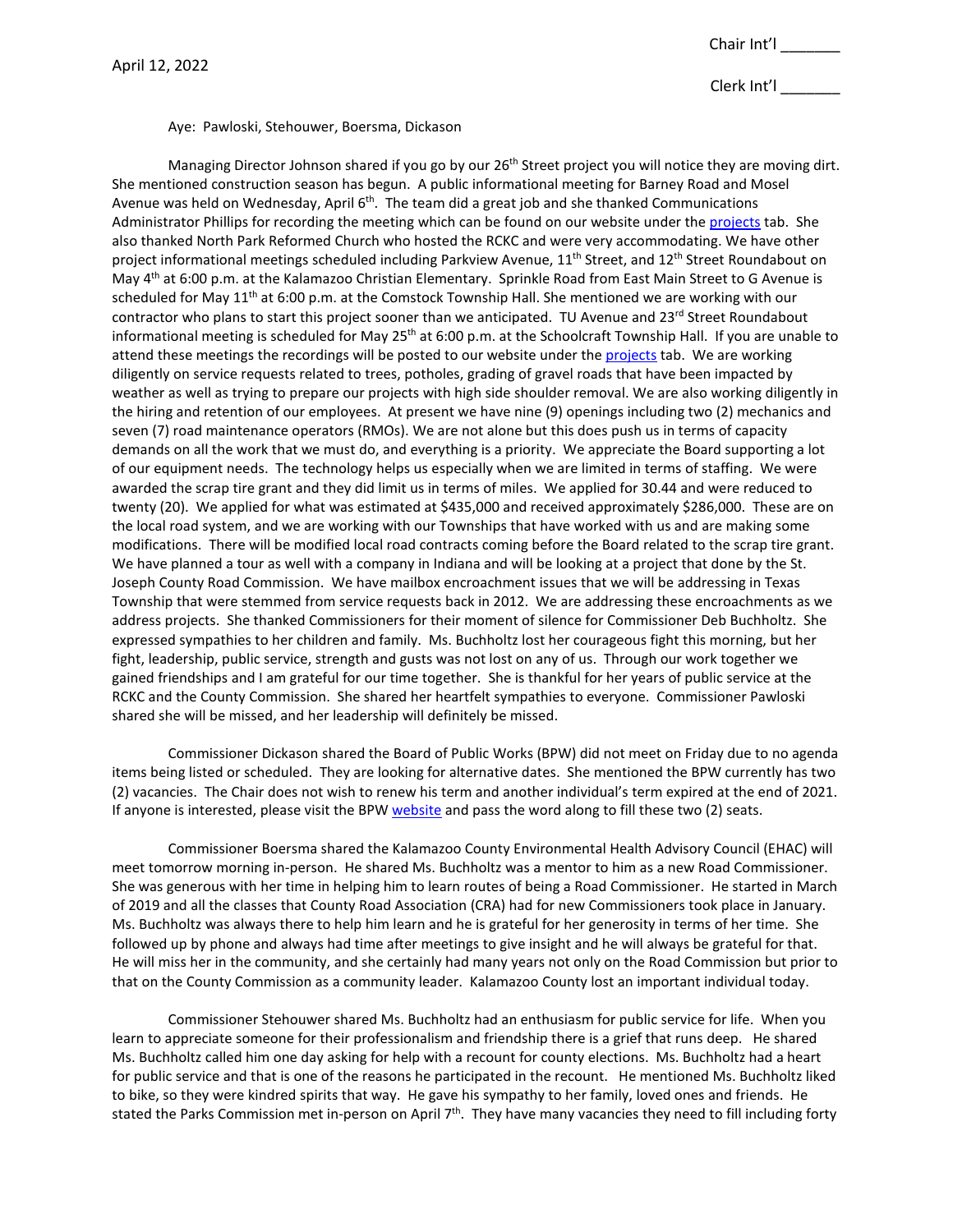April 12, 2022

Chair Int'l _______

Clerk Int'l _______

Aye: Pawloski, Stehouwer, Boersma, Dickason

Managing Director Johnson shared if you go by our 26th Street project you will notice they are moving dirt. She mentioned construction season has begun. A public informational meeting for Barney Road and Mosel Avenue was held on Wednesday, April 6th. The team did a great job and she thanked Communications Administrator Phillips for recording the meeting which can be found on our website under the projects tab. She also thanked North Park Reformed Church who hosted the RCKC and were very accommodating. We have other project informational meetings scheduled including Parkview Avenue, 11th Street, and 12th Street Roundabout on May 4th at 6:00 p.m. at the Kalamazoo Christian Elementary. Sprinkle Road from East Main Street to G Avenue is scheduled for May 11th at 6:00 p.m. at the Comstock Township Hall. She mentioned we are working with our contractor who plans to start this project sooner than we anticipated. TU Avenue and 23rd Street Roundabout informational meeting is scheduled for May 25th at 6:00 p.m. at the Schoolcraft Township Hall. If you are unable to attend these meetings the recordings will be posted to our website under the projects tab. We are working diligently on service requests related to trees, potholes, grading of gravel roads that have been impacted by weather as well as trying to prepare our projects with high side shoulder removal. We are also working diligently in the hiring and retention of our employees. At present we have nine (9) openings including two (2) mechanics and seven (7) road maintenance operators (RMOs). We are not alone but this does push us in terms of capacity demands on all the work that we must do, and everything is a priority. We appreciate the Board supporting a lot of our equipment needs. The technology helps us especially when we are limited in terms of staffing. We were awarded the scrap tire grant and they did limit us in terms of miles. We applied for 30.44 and were reduced to twenty (20). We applied for what was estimated at $435,000 and received approximately $286,000. These are on the local road system, and we are working with our Townships that have worked with us and are making some modifications. There will be modified local road contracts coming before the Board related to the scrap tire grant. We have planned a tour as well with a company in Indiana and will be looking at a project that done by the St. Joseph County Road Commission. We have mailbox encroachment issues that we will be addressing in Texas Township that were stemmed from service requests back in 2012. We are addressing these encroachments as we address projects. She thanked Commissioners for their moment of silence for Commissioner Deb Buchholtz. She expressed sympathies to her children and family. Ms. Buchholtz lost her courageous fight this morning, but her fight, leadership, public service, strength and gusts was not lost on any of us. Through our work together we gained friendships and I am grateful for our time together. She is thankful for her years of public service at the RCKC and the County Commission. She shared her heartfelt sympathies to everyone. Commissioner Pawloski shared she will be missed, and her leadership will definitely be missed.

Commissioner Dickason shared the Board of Public Works (BPW) did not meet on Friday due to no agenda items being listed or scheduled. They are looking for alternative dates. She mentioned the BPW currently has two (2) vacancies. The Chair does not wish to renew his term and another individual's term expired at the end of 2021. If anyone is interested, please visit the BPW website and pass the word along to fill these two (2) seats.

Commissioner Boersma shared the Kalamazoo County Environmental Health Advisory Council (EHAC) will meet tomorrow morning in-person. He shared Ms. Buchholtz was a mentor to him as a new Road Commissioner. She was generous with her time in helping him to learn routes of being a Road Commissioner. He started in March of 2019 and all the classes that County Road Association (CRA) had for new Commissioners took place in January. Ms. Buchholtz was always there to help him learn and he is grateful for her generosity in terms of her time. She followed up by phone and always had time after meetings to give insight and he will always be grateful for that. He will miss her in the community, and she certainly had many years not only on the Road Commission but prior to that on the County Commission as a community leader. Kalamazoo County lost an important individual today.

Commissioner Stehouwer shared Ms. Buchholtz had an enthusiasm for public service for life. When you learn to appreciate someone for their professionalism and friendship there is a grief that runs deep. He shared Ms. Buchholtz called him one day asking for help with a recount for county elections. Ms. Buchholtz had a heart for public service and that is one of the reasons he participated in the recount. He mentioned Ms. Buchholtz liked to bike, so they were kindred spirits that way. He gave his sympathy to her family, loved ones and friends. He stated the Parks Commission met in-person on April 7th. They have many vacancies they need to fill including forty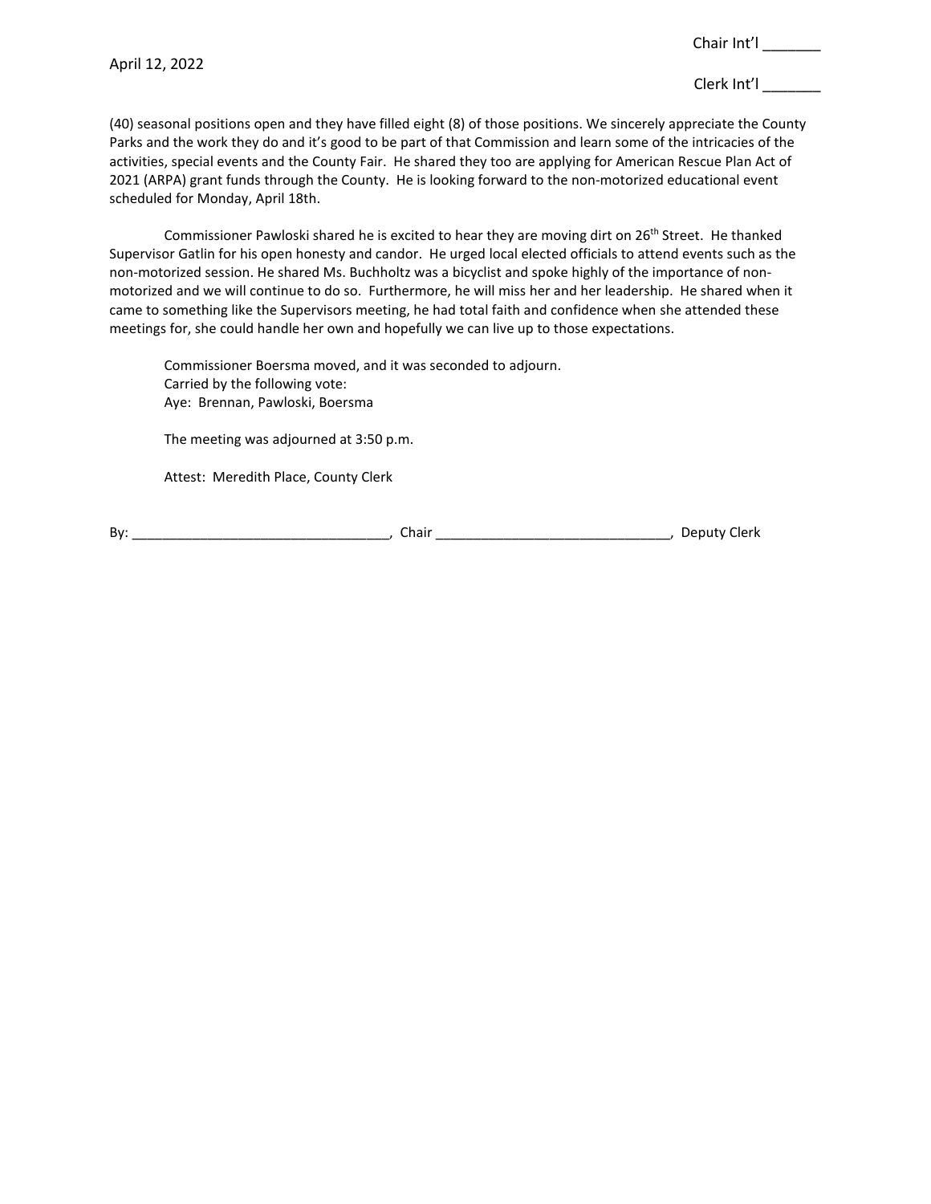(40) seasonal positions open and they have filled eight (8) of those positions. We sincerely appreciate the County Parks and the work they do and it's good to be part of that Commission and learn some of the intricacies of the activities, special events and the County Fair. He shared they too are applying for American Rescue Plan Act of 2021 (ARPA) grant funds through the County. He is looking forward to the non-motorized educational event scheduled for Monday, April 18th.

Commissioner Pawloski shared he is excited to hear they are moving dirt on 26th Street. He thanked Supervisor Gatlin for his open honesty and candor. He urged local elected officials to attend events such as the non-motorized session. He shared Ms. Buchholtz was a bicyclist and spoke highly of the importance of non-motorized and we will continue to do so. Furthermore, he will miss her and her leadership. He shared when it came to something like the Supervisors meeting, he had total faith and confidence when she attended these meetings for, she could handle her own and hopefully we can live up to those expectations.

Commissioner Boersma moved, and it was seconded to adjourn.
Carried by the following vote:
Aye: Brennan, Pawloski, Boersma

The meeting was adjourned at 3:50 p.m.

Attest: Meredith Place, County Clerk

By: __________________________________, Chair _______________________________, Deputy Clerk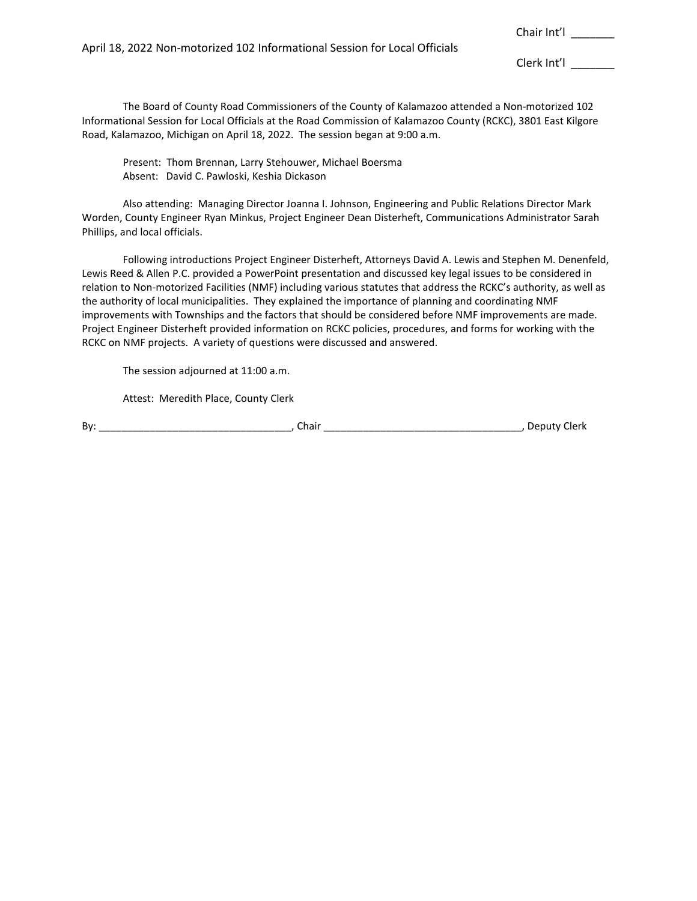Chair Int'l _______

April 18, 2022 Non-motorized 102 Informational Session for Local Officials

Clerk Int'l _______

The Board of County Road Commissioners of the County of Kalamazoo attended a Non-motorized 102 Informational Session for Local Officials at the Road Commission of Kalamazoo County (RCKC), 3801 East Kilgore Road, Kalamazoo, Michigan on April 18, 2022. The session began at 9:00 a.m.

Present: Thom Brennan, Larry Stehouwer, Michael Boersma
Absent: David C. Pawloski, Keshia Dickason

Also attending: Managing Director Joanna I. Johnson, Engineering and Public Relations Director Mark Worden, County Engineer Ryan Minkus, Project Engineer Dean Disterheft, Communications Administrator Sarah Phillips, and local officials.

Following introductions Project Engineer Disterheft, Attorneys David A. Lewis and Stephen M. Denenfeld, Lewis Reed & Allen P.C. provided a PowerPoint presentation and discussed key legal issues to be considered in relation to Non-motorized Facilities (NMF) including various statutes that address the RCKC's authority, as well as the authority of local municipalities. They explained the importance of planning and coordinating NMF improvements with Townships and the factors that should be considered before NMF improvements are made. Project Engineer Disterheft provided information on RCKC policies, procedures, and forms for working with the RCKC on NMF projects. A variety of questions were discussed and answered.

The session adjourned at 11:00 a.m.

Attest: Meredith Place, County Clerk

By: _________________________________, Chair ___________________________________, Deputy Clerk